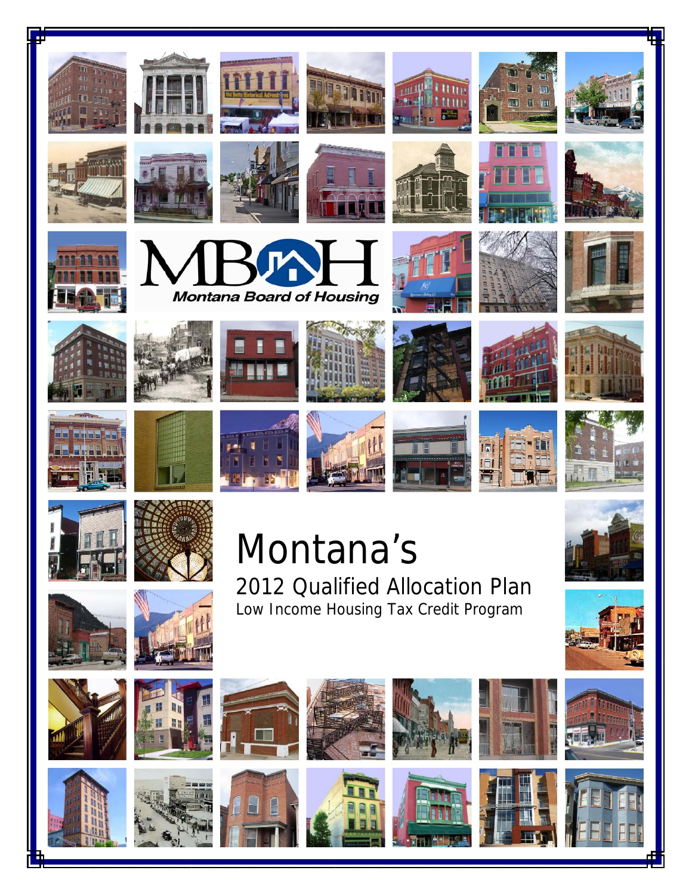MBOH

*Montana Board of Housing*

# Montana's

## 2012 Qualified Allocation Plan

Low Income Housing Tax Credit Program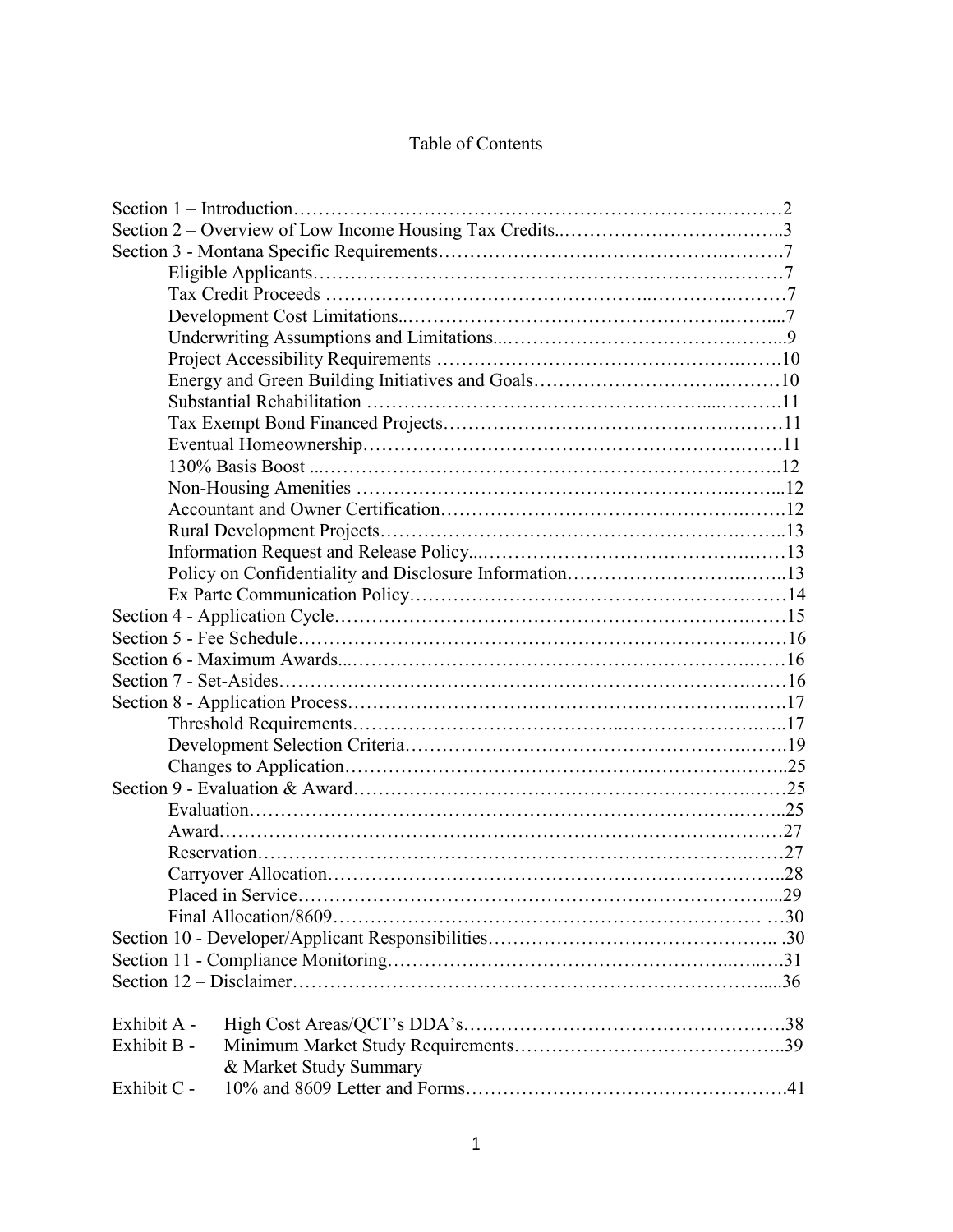# Table of Contents

Section 1 – Introduction……………………………………………………………………2
Section 2 – Overview of Low Income Housing Tax Credits………………………………3
Section 3 - Montana Specific Requirements…………………………………………………7
- Eligible Applicants……………………………………………………………………7
- Tax Credit Proceeds …………………………………………………………………7
- Development Cost Limitations……………………………………………………….7
- Underwriting Assumptions and Limitations……………………………………………9
- Project Accessibility Requirements ………………………………………………….10
- Energy and Green Building Initiatives and Goals…………………………………….10
- Substantial Rehabilitation ……………………………………………………………11
- Tax Exempt Bond Financed Projects………………………………………………….11
- Eventual Homeownership…………………………………………………………….11
- 130% Basis Boost ……………………………………………………………………..12
- Non-Housing Amenities ………………………………………………………………12
- Accountant and Owner Certification………………………………………………….12
- Rural Development Projects…………………………………………………………..13
- Information Request and Release Policy………………………………………………13
- Policy on Confidentiality and Disclosure Information………………………………..13
- Ex Parte Communication Policy……………………………………………………….14

Section 4 - Application Cycle…………………………………………………………………15
Section 5 - Fee Schedule………………………………………………………………………16
Section 6 - Maximum Awards…………………………………………………………………16
Section 7 - Set-Asides…………………………………………………………………………16
Section 8 - Application Process………………………………………………………………17
- Threshold Requirements……………………………………………………………….17
- Development Selection Criteria……………………………………………………….19
- Changes to Application………………………………………………………………..25

Section 9 - Evaluation & Award………………………………………………………………25
- Evaluation……………………………………………………………………………..25
- Award…………………………………………………………………………………27
- Reservation……………………………………………………………………………27
- Carryover Allocation…………………………………………………………………..28
- Placed in Service……………………………………………………………………....29
- Final Allocation/8609……………………………………………………………… …30

Section 10 - Developer/Applicant Responsibilities………………………………………... .30
Section 11 - Compliance Monitoring…………………………………………………………31
Section 12 – Disclaimer……………………………………………………………………....36

Exhibit A - High Cost Areas/QCT's DDA's…………………………………………….38
Exhibit B - Minimum Market Study Requirements & Market Study Summary……………………………………..39
Exhibit C - 10% and 8609 Letter and Forms…………………………………………….41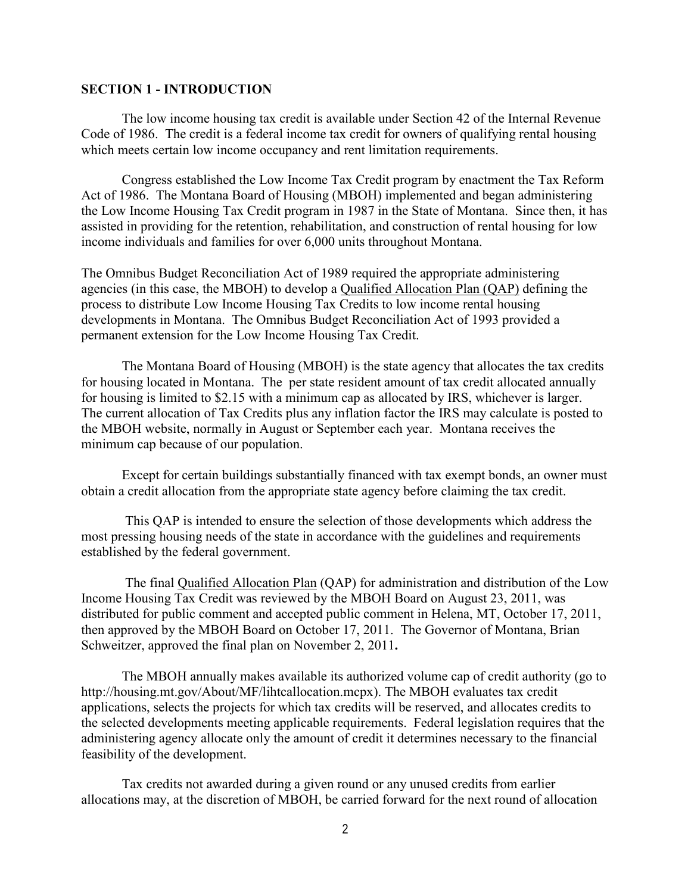**SECTION 1 - INTRODUCTION**

The low income housing tax credit is available under Section 42 of the Internal Revenue Code of 1986. The credit is a federal income tax credit for owners of qualifying rental housing which meets certain low income occupancy and rent limitation requirements.

Congress established the Low Income Tax Credit program by enactment the Tax Reform Act of 1986. The Montana Board of Housing (MBOH) implemented and began administering the Low Income Housing Tax Credit program in 1987 in the State of Montana. Since then, it has assisted in providing for the retention, rehabilitation, and construction of rental housing for low income individuals and families for over 6,000 units throughout Montana.

The Omnibus Budget Reconciliation Act of 1989 required the appropriate administering agencies (in this case, the MBOH) to develop a Qualified Allocation Plan (QAP) defining the process to distribute Low Income Housing Tax Credits to low income rental housing developments in Montana. The Omnibus Budget Reconciliation Act of 1993 provided a permanent extension for the Low Income Housing Tax Credit.

The Montana Board of Housing (MBOH) is the state agency that allocates the tax credits for housing located in Montana. The per state resident amount of tax credit allocated annually for housing is limited to $2.15 with a minimum cap as allocated by IRS, whichever is larger. The current allocation of Tax Credits plus any inflation factor the IRS may calculate is posted to the MBOH website, normally in August or September each year. Montana receives the minimum cap because of our population.

Except for certain buildings substantially financed with tax exempt bonds, an owner must obtain a credit allocation from the appropriate state agency before claiming the tax credit.

This QAP is intended to ensure the selection of those developments which address the most pressing housing needs of the state in accordance with the guidelines and requirements established by the federal government.

The final Qualified Allocation Plan (QAP) for administration and distribution of the Low Income Housing Tax Credit was reviewed by the MBOH Board on August 23, 2011, was distributed for public comment and accepted public comment in Helena, MT, October 17, 2011, then approved by the MBOH Board on October 17, 2011. The Governor of Montana, Brian Schweitzer, approved the final plan on November 2, 2011**.**

The MBOH annually makes available its authorized volume cap of credit authority (go to http://housing.mt.gov/About/MF/lihtcallocation.mcpx). The MBOH evaluates tax credit applications, selects the projects for which tax credits will be reserved, and allocates credits to the selected developments meeting applicable requirements. Federal legislation requires that the administering agency allocate only the amount of credit it determines necessary to the financial feasibility of the development.

Tax credits not awarded during a given round or any unused credits from earlier allocations may, at the discretion of MBOH, be carried forward for the next round of allocation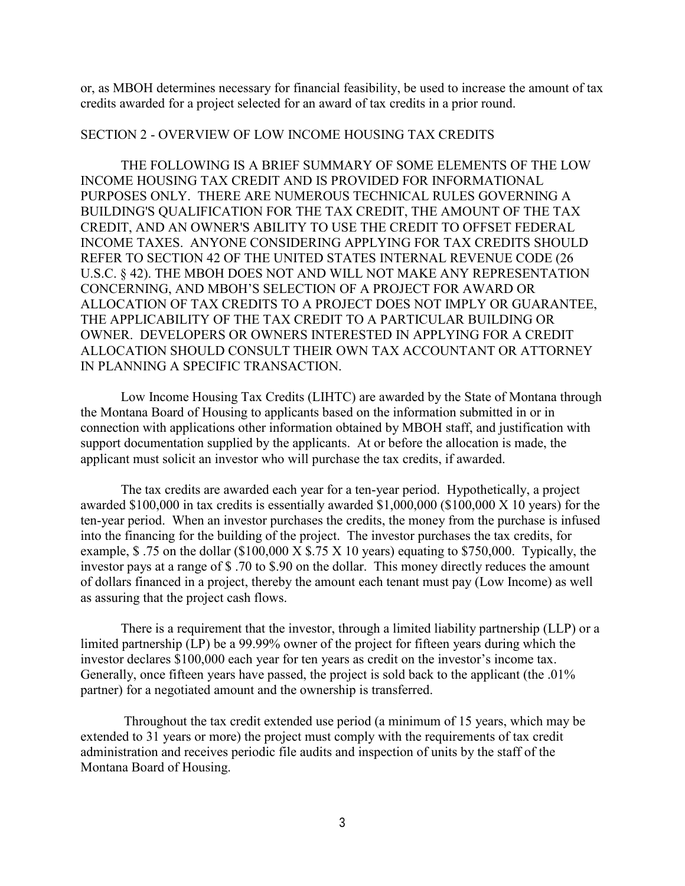or, as MBOH determines necessary for financial feasibility, be used to increase the amount of tax credits awarded for a project selected for an award of tax credits in a prior round.

## SECTION 2 - OVERVIEW OF LOW INCOME HOUSING TAX CREDITS

THE FOLLOWING IS A BRIEF SUMMARY OF SOME ELEMENTS OF THE LOW INCOME HOUSING TAX CREDIT AND IS PROVIDED FOR INFORMATIONAL PURPOSES ONLY. THERE ARE NUMEROUS TECHNICAL RULES GOVERNING A BUILDING'S QUALIFICATION FOR THE TAX CREDIT, THE AMOUNT OF THE TAX CREDIT, AND AN OWNER'S ABILITY TO USE THE CREDIT TO OFFSET FEDERAL INCOME TAXES. ANYONE CONSIDERING APPLYING FOR TAX CREDITS SHOULD REFER TO SECTION 42 OF THE UNITED STATES INTERNAL REVENUE CODE (26 U.S.C. § 42). THE MBOH DOES NOT AND WILL NOT MAKE ANY REPRESENTATION CONCERNING, AND MBOH'S SELECTION OF A PROJECT FOR AWARD OR ALLOCATION OF TAX CREDITS TO A PROJECT DOES NOT IMPLY OR GUARANTEE, THE APPLICABILITY OF THE TAX CREDIT TO A PARTICULAR BUILDING OR OWNER. DEVELOPERS OR OWNERS INTERESTED IN APPLYING FOR A CREDIT ALLOCATION SHOULD CONSULT THEIR OWN TAX ACCOUNTANT OR ATTORNEY IN PLANNING A SPECIFIC TRANSACTION.

Low Income Housing Tax Credits (LIHTC) are awarded by the State of Montana through the Montana Board of Housing to applicants based on the information submitted in or in connection with applications other information obtained by MBOH staff, and justification with support documentation supplied by the applicants. At or before the allocation is made, the applicant must solicit an investor who will purchase the tax credits, if awarded.

The tax credits are awarded each year for a ten-year period. Hypothetically, a project awarded $100,000 in tax credits is essentially awarded $1,000,000 ($100,000 X 10 years) for the ten-year period. When an investor purchases the credits, the money from the purchase is infused into the financing for the building of the project. The investor purchases the tax credits, for example, $ .75 on the dollar ($100,000 X $.75 X 10 years) equating to $750,000. Typically, the investor pays at a range of $ .70 to $.90 on the dollar. This money directly reduces the amount of dollars financed in a project, thereby the amount each tenant must pay (Low Income) as well as assuring that the project cash flows.

There is a requirement that the investor, through a limited liability partnership (LLP) or a limited partnership (LP) be a 99.99% owner of the project for fifteen years during which the investor declares $100,000 each year for ten years as credit on the investor's income tax. Generally, once fifteen years have passed, the project is sold back to the applicant (the .01% partner) for a negotiated amount and the ownership is transferred.

Throughout the tax credit extended use period (a minimum of 15 years, which may be extended to 31 years or more) the project must comply with the requirements of tax credit administration and receives periodic file audits and inspection of units by the staff of the Montana Board of Housing.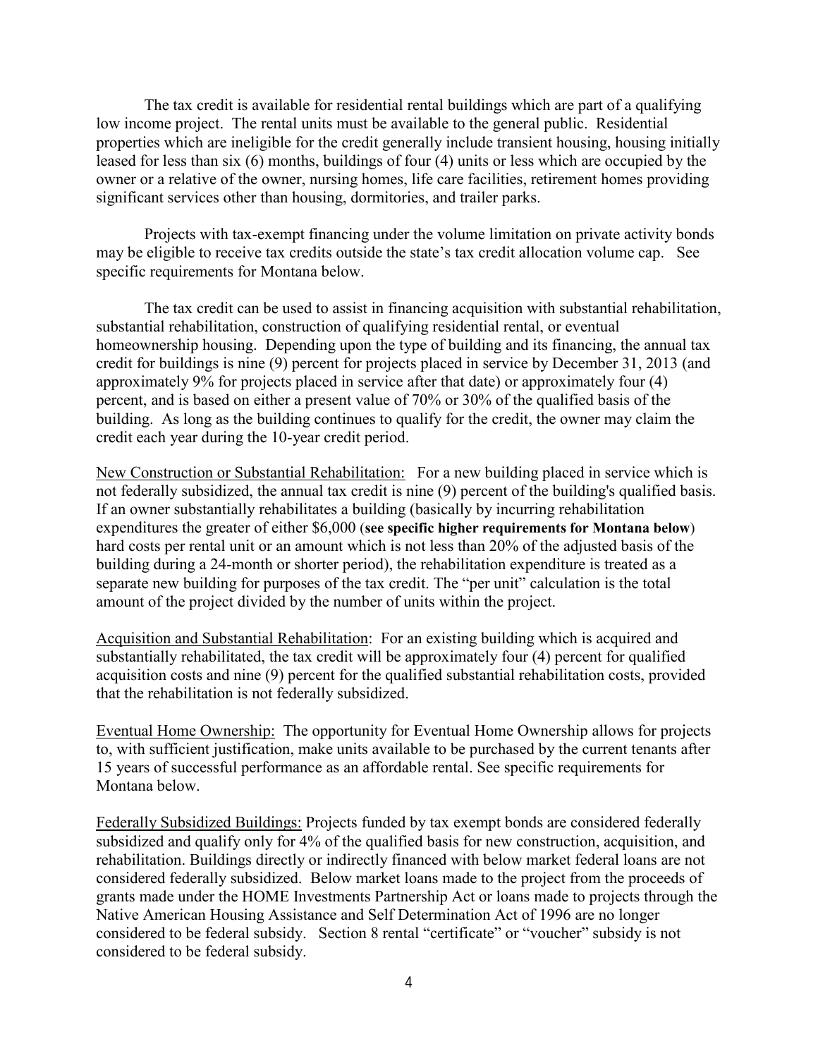The tax credit is available for residential rental buildings which are part of a qualifying low income project. The rental units must be available to the general public. Residential properties which are ineligible for the credit generally include transient housing, housing initially leased for less than six (6) months, buildings of four (4) units or less which are occupied by the owner or a relative of the owner, nursing homes, life care facilities, retirement homes providing significant services other than housing, dormitories, and trailer parks.

Projects with tax-exempt financing under the volume limitation on private activity bonds may be eligible to receive tax credits outside the state's tax credit allocation volume cap. See specific requirements for Montana below.

The tax credit can be used to assist in financing acquisition with substantial rehabilitation, substantial rehabilitation, construction of qualifying residential rental, or eventual homeownership housing. Depending upon the type of building and its financing, the annual tax credit for buildings is nine (9) percent for projects placed in service by December 31, 2013 (and approximately 9% for projects placed in service after that date) or approximately four (4) percent, and is based on either a present value of 70% or 30% of the qualified basis of the building. As long as the building continues to qualify for the credit, the owner may claim the credit each year during the 10-year credit period.

New Construction or Substantial Rehabilitation: For a new building placed in service which is not federally subsidized, the annual tax credit is nine (9) percent of the building's qualified basis. If an owner substantially rehabilitates a building (basically by incurring rehabilitation expenditures the greater of either $6,000 (**see specific higher requirements for Montana below**) hard costs per rental unit or an amount which is not less than 20% of the adjusted basis of the building during a 24-month or shorter period), the rehabilitation expenditure is treated as a separate new building for purposes of the tax credit. The "per unit" calculation is the total amount of the project divided by the number of units within the project.

Acquisition and Substantial Rehabilitation: For an existing building which is acquired and substantially rehabilitated, the tax credit will be approximately four (4) percent for qualified acquisition costs and nine (9) percent for the qualified substantial rehabilitation costs, provided that the rehabilitation is not federally subsidized.

Eventual Home Ownership: The opportunity for Eventual Home Ownership allows for projects to, with sufficient justification, make units available to be purchased by the current tenants after 15 years of successful performance as an affordable rental. See specific requirements for Montana below.

Federally Subsidized Buildings: Projects funded by tax exempt bonds are considered federally subsidized and qualify only for 4% of the qualified basis for new construction, acquisition, and rehabilitation. Buildings directly or indirectly financed with below market federal loans are not considered federally subsidized. Below market loans made to the project from the proceeds of grants made under the HOME Investments Partnership Act or loans made to projects through the Native American Housing Assistance and Self Determination Act of 1996 are no longer considered to be federal subsidy. Section 8 rental "certificate" or "voucher" subsidy is not considered to be federal subsidy.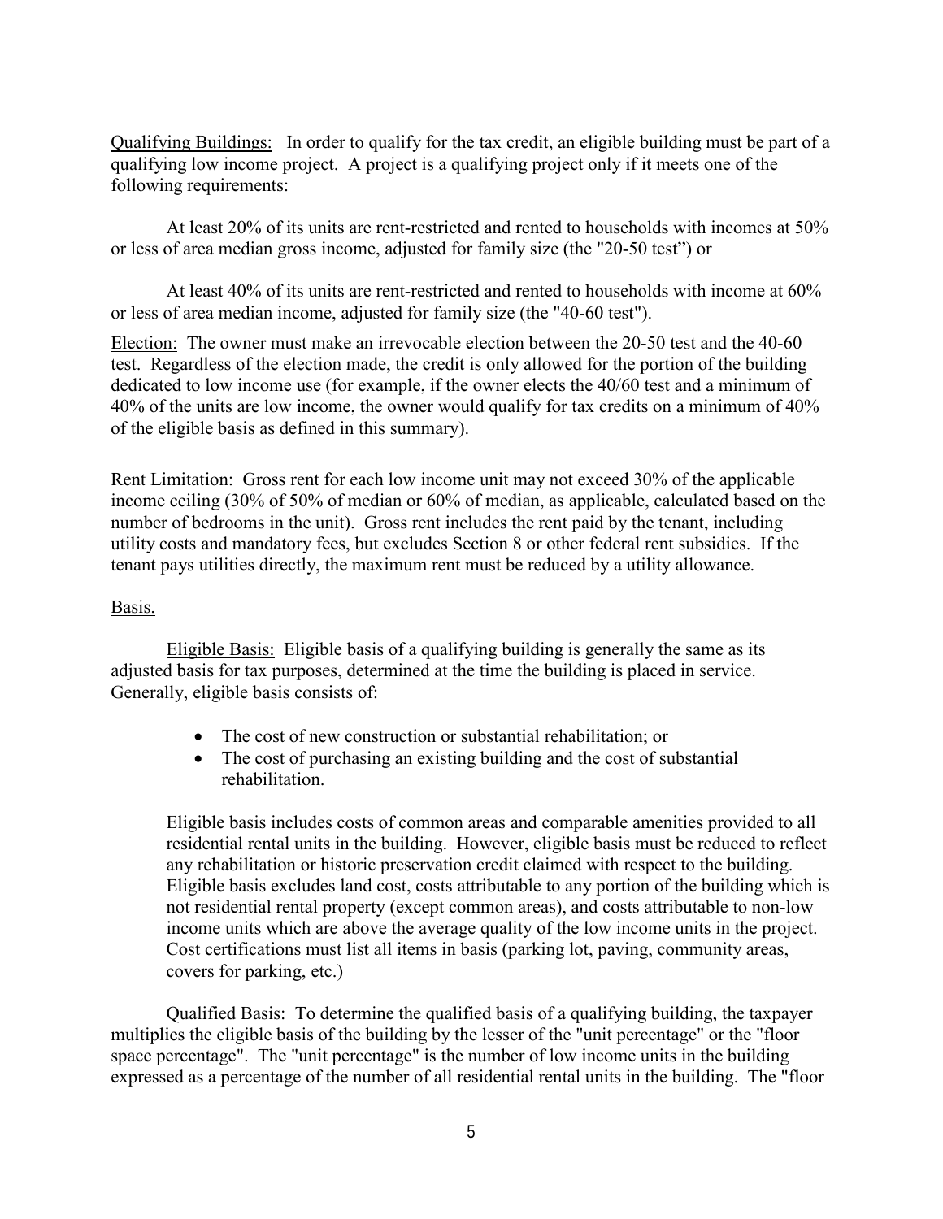Qualifying Buildings: In order to qualify for the tax credit, an eligible building must be part of a qualifying low income project. A project is a qualifying project only if it meets one of the following requirements:

At least 20% of its units are rent-restricted and rented to households with incomes at 50% or less of area median gross income, adjusted for family size (the "20-50 test") or

At least 40% of its units are rent-restricted and rented to households with income at 60% or less of area median income, adjusted for family size (the "40-60 test").

Election: The owner must make an irrevocable election between the 20-50 test and the 40-60 test. Regardless of the election made, the credit is only allowed for the portion of the building dedicated to low income use (for example, if the owner elects the 40/60 test and a minimum of 40% of the units are low income, the owner would qualify for tax credits on a minimum of 40% of the eligible basis as defined in this summary).

Rent Limitation: Gross rent for each low income unit may not exceed 30% of the applicable income ceiling (30% of 50% of median or 60% of median, as applicable, calculated based on the number of bedrooms in the unit). Gross rent includes the rent paid by the tenant, including utility costs and mandatory fees, but excludes Section 8 or other federal rent subsidies. If the tenant pays utilities directly, the maximum rent must be reduced by a utility allowance.

Basis.

Eligible Basis: Eligible basis of a qualifying building is generally the same as its adjusted basis for tax purposes, determined at the time the building is placed in service. Generally, eligible basis consists of:

- The cost of new construction or substantial rehabilitation; or
- The cost of purchasing an existing building and the cost of substantial rehabilitation.

Eligible basis includes costs of common areas and comparable amenities provided to all residential rental units in the building. However, eligible basis must be reduced to reflect any rehabilitation or historic preservation credit claimed with respect to the building. Eligible basis excludes land cost, costs attributable to any portion of the building which is not residential rental property (except common areas), and costs attributable to non-low income units which are above the average quality of the low income units in the project. Cost certifications must list all items in basis (parking lot, paving, community areas, covers for parking, etc.)

Qualified Basis: To determine the qualified basis of a qualifying building, the taxpayer multiplies the eligible basis of the building by the lesser of the "unit percentage" or the "floor space percentage". The "unit percentage" is the number of low income units in the building expressed as a percentage of the number of all residential rental units in the building. The "floor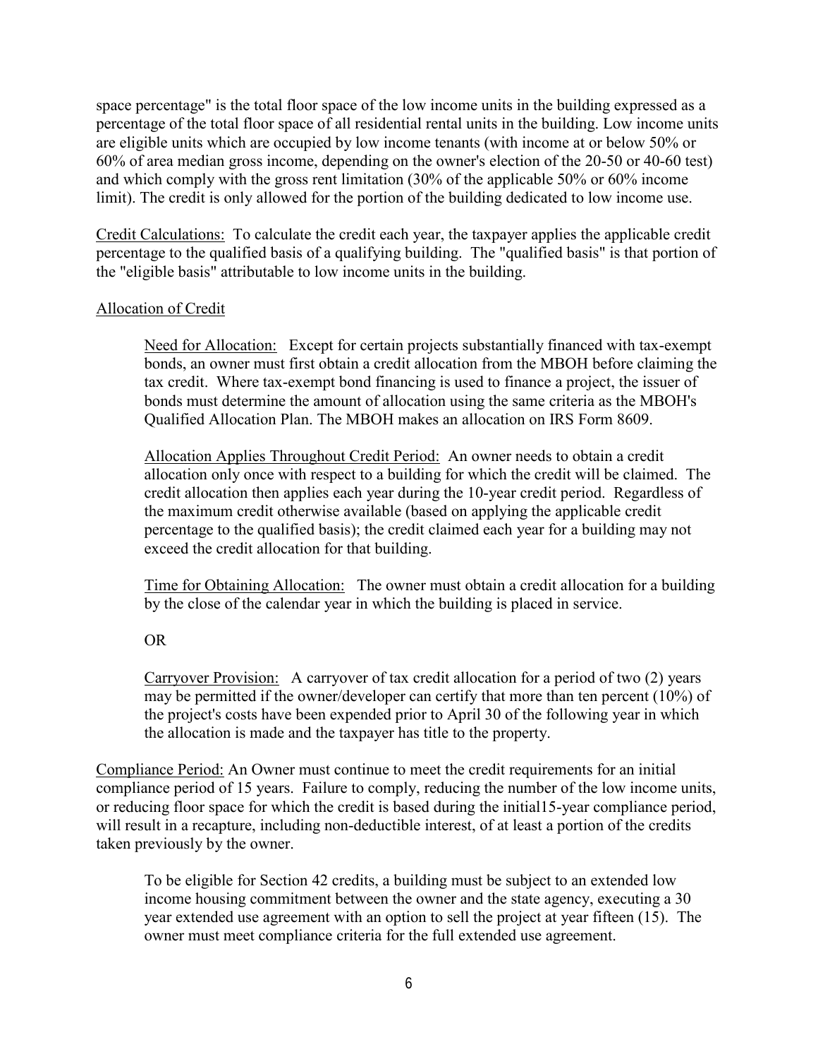space percentage" is the total floor space of the low income units in the building expressed as a percentage of the total floor space of all residential rental units in the building. Low income units are eligible units which are occupied by low income tenants (with income at or below 50% or 60% of area median gross income, depending on the owner's election of the 20-50 or 40-60 test) and which comply with the gross rent limitation (30% of the applicable 50% or 60% income limit). The credit is only allowed for the portion of the building dedicated to low income use.

Credit Calculations: To calculate the credit each year, the taxpayer applies the applicable credit percentage to the qualified basis of a qualifying building. The "qualified basis" is that portion of the "eligible basis" attributable to low income units in the building.

Allocation of Credit

> Need for Allocation: Except for certain projects substantially financed with tax-exempt bonds, an owner must first obtain a credit allocation from the MBOH before claiming the tax credit. Where tax-exempt bond financing is used to finance a project, the issuer of bonds must determine the amount of allocation using the same criteria as the MBOH's Qualified Allocation Plan. The MBOH makes an allocation on IRS Form 8609.
>
> Allocation Applies Throughout Credit Period: An owner needs to obtain a credit allocation only once with respect to a building for which the credit will be claimed. The credit allocation then applies each year during the 10-year credit period. Regardless of the maximum credit otherwise available (based on applying the applicable credit percentage to the qualified basis); the credit claimed each year for a building may not exceed the credit allocation for that building.
>
> Time for Obtaining Allocation: The owner must obtain a credit allocation for a building by the close of the calendar year in which the building is placed in service.
>
> OR
>
> Carryover Provision: A carryover of tax credit allocation for a period of two (2) years may be permitted if the owner/developer can certify that more than ten percent (10%) of the project's costs have been expended prior to April 30 of the following year in which the allocation is made and the taxpayer has title to the property.

Compliance Period: An Owner must continue to meet the credit requirements for an initial compliance period of 15 years. Failure to comply, reducing the number of the low income units, or reducing floor space for which the credit is based during the initial15-year compliance period, will result in a recapture, including non-deductible interest, of at least a portion of the credits taken previously by the owner.

> To be eligible for Section 42 credits, a building must be subject to an extended low income housing commitment between the owner and the state agency, executing a 30 year extended use agreement with an option to sell the project at year fifteen (15). The owner must meet compliance criteria for the full extended use agreement.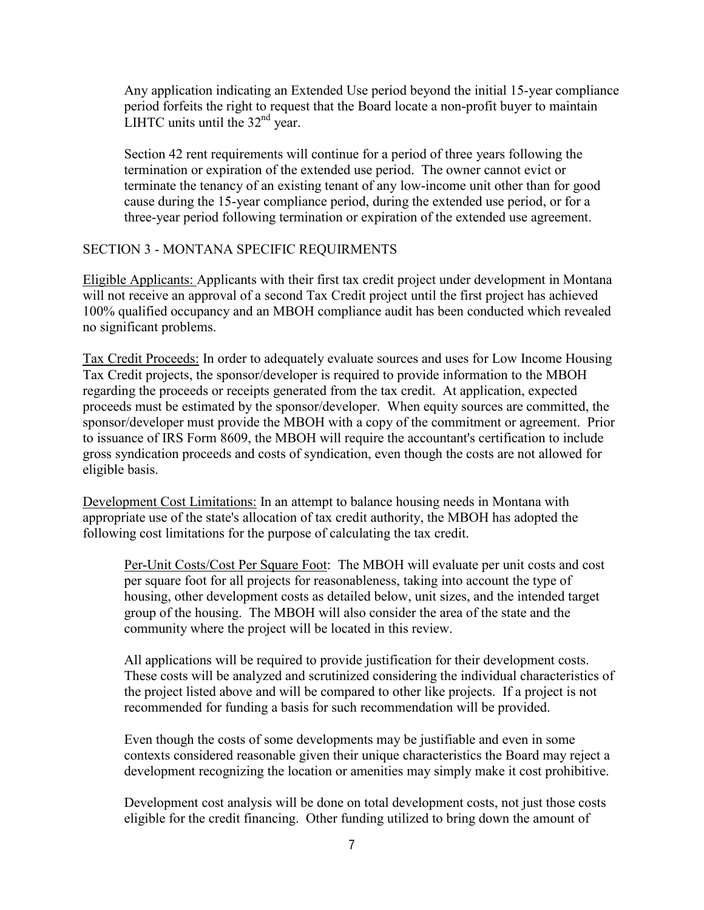Any application indicating an Extended Use period beyond the initial 15-year compliance period forfeits the right to request that the Board locate a non-profit buyer to maintain LIHTC units until the 32nd year.

Section 42 rent requirements will continue for a period of three years following the termination or expiration of the extended use period. The owner cannot evict or terminate the tenancy of an existing tenant of any low-income unit other than for good cause during the 15-year compliance period, during the extended use period, or for a three-year period following termination or expiration of the extended use agreement.

## SECTION 3 - MONTANA SPECIFIC REQUIRMENTS

Eligible Applicants: Applicants with their first tax credit project under development in Montana will not receive an approval of a second Tax Credit project until the first project has achieved 100% qualified occupancy and an MBOH compliance audit has been conducted which revealed no significant problems.

Tax Credit Proceeds: In order to adequately evaluate sources and uses for Low Income Housing Tax Credit projects, the sponsor/developer is required to provide information to the MBOH regarding the proceeds or receipts generated from the tax credit. At application, expected proceeds must be estimated by the sponsor/developer. When equity sources are committed, the sponsor/developer must provide the MBOH with a copy of the commitment or agreement. Prior to issuance of IRS Form 8609, the MBOH will require the accountant's certification to include gross syndication proceeds and costs of syndication, even though the costs are not allowed for eligible basis.

Development Cost Limitations: In an attempt to balance housing needs in Montana with appropriate use of the state's allocation of tax credit authority, the MBOH has adopted the following cost limitations for the purpose of calculating the tax credit.

Per-Unit Costs/Cost Per Square Foot: The MBOH will evaluate per unit costs and cost per square foot for all projects for reasonableness, taking into account the type of housing, other development costs as detailed below, unit sizes, and the intended target group of the housing. The MBOH will also consider the area of the state and the community where the project will be located in this review.

All applications will be required to provide justification for their development costs. These costs will be analyzed and scrutinized considering the individual characteristics of the project listed above and will be compared to other like projects. If a project is not recommended for funding a basis for such recommendation will be provided.

Even though the costs of some developments may be justifiable and even in some contexts considered reasonable given their unique characteristics the Board may reject a development recognizing the location or amenities may simply make it cost prohibitive.

Development cost analysis will be done on total development costs, not just those costs eligible for the credit financing. Other funding utilized to bring down the amount of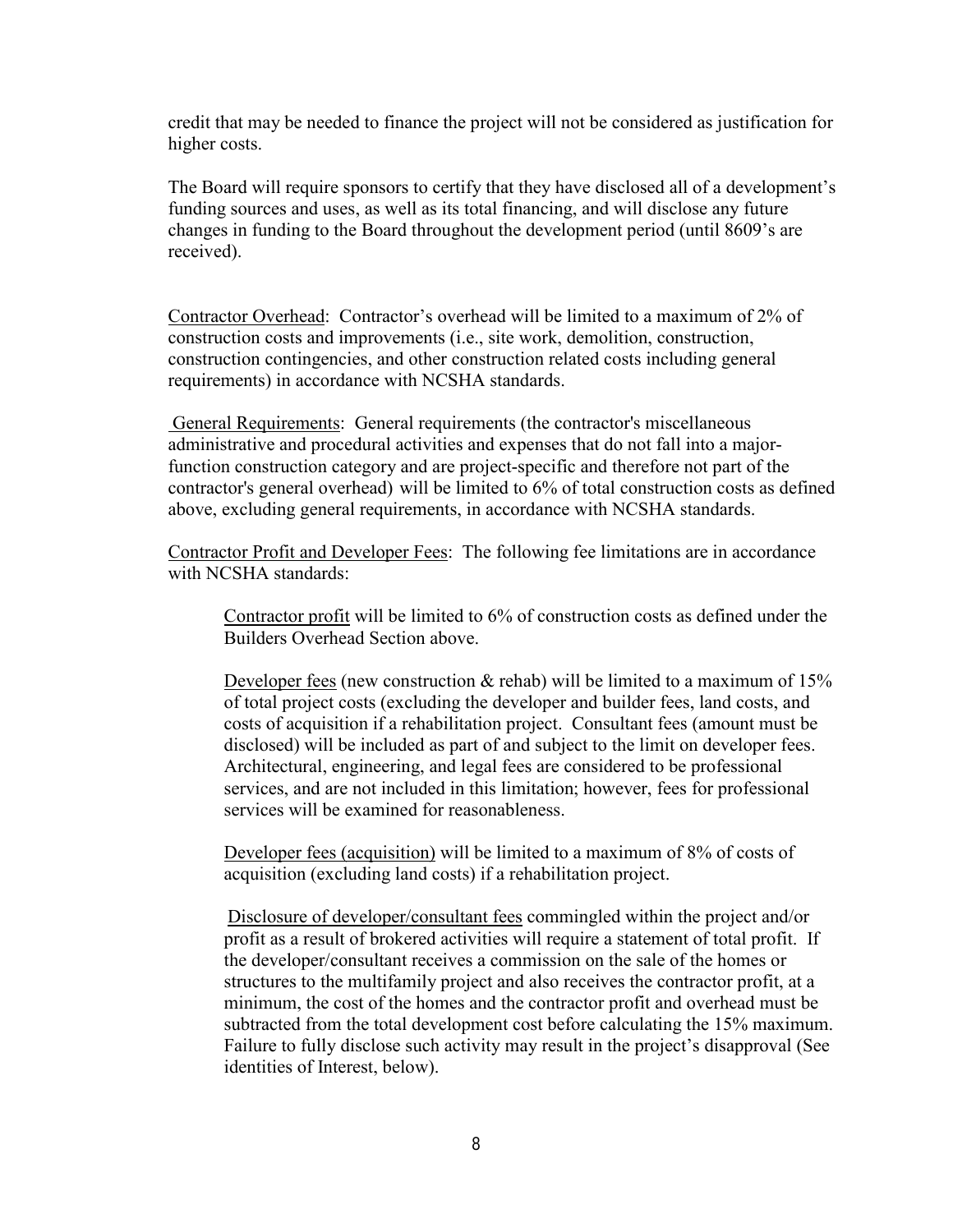credit that may be needed to finance the project will not be considered as justification for higher costs.

The Board will require sponsors to certify that they have disclosed all of a development's funding sources and uses, as well as its total financing, and will disclose any future changes in funding to the Board throughout the development period (until 8609's are received).

Contractor Overhead: Contractor's overhead will be limited to a maximum of 2% of construction costs and improvements (i.e., site work, demolition, construction, construction contingencies, and other construction related costs including general requirements) in accordance with NCSHA standards.

General Requirements: General requirements (the contractor's miscellaneous administrative and procedural activities and expenses that do not fall into a major-function construction category and are project-specific and therefore not part of the contractor's general overhead) will be limited to 6% of total construction costs as defined above, excluding general requirements, in accordance with NCSHA standards.

Contractor Profit and Developer Fees: The following fee limitations are in accordance with NCSHA standards:

> Contractor profit will be limited to 6% of construction costs as defined under the Builders Overhead Section above.
>
> Developer fees (new construction & rehab) will be limited to a maximum of 15% of total project costs (excluding the developer and builder fees, land costs, and costs of acquisition if a rehabilitation project. Consultant fees (amount must be disclosed) will be included as part of and subject to the limit on developer fees. Architectural, engineering, and legal fees are considered to be professional services, and are not included in this limitation; however, fees for professional services will be examined for reasonableness.
>
> Developer fees (acquisition) will be limited to a maximum of 8% of costs of acquisition (excluding land costs) if a rehabilitation project.
>
> Disclosure of developer/consultant fees commingled within the project and/or profit as a result of brokered activities will require a statement of total profit. If the developer/consultant receives a commission on the sale of the homes or structures to the multifamily project and also receives the contractor profit, at a minimum, the cost of the homes and the contractor profit and overhead must be subtracted from the total development cost before calculating the 15% maximum. Failure to fully disclose such activity may result in the project's disapproval (See identities of Interest, below).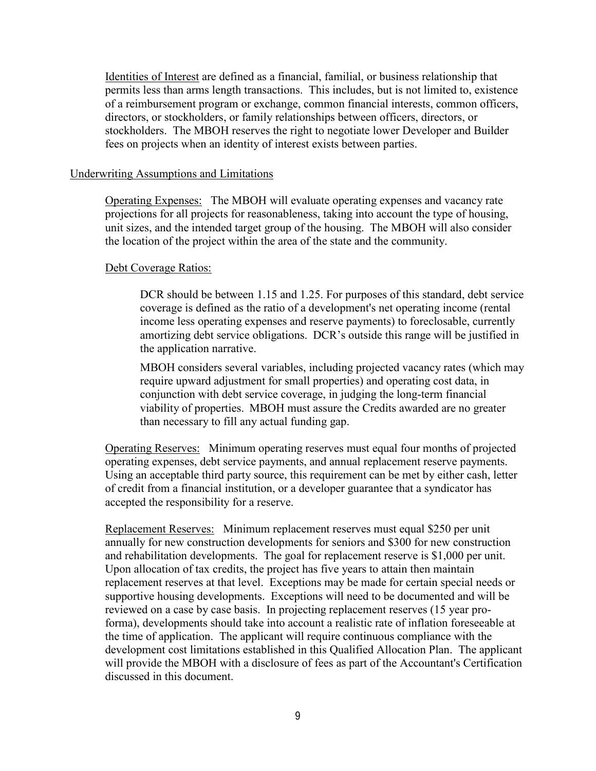Identities of Interest are defined as a financial, familial, or business relationship that permits less than arms length transactions. This includes, but is not limited to, existence of a reimbursement program or exchange, common financial interests, common officers, directors, or stockholders, or family relationships between officers, directors, or stockholders. The MBOH reserves the right to negotiate lower Developer and Builder fees on projects when an identity of interest exists between parties.

## Underwriting Assumptions and Limitations

Operating Expenses: The MBOH will evaluate operating expenses and vacancy rate projections for all projects for reasonableness, taking into account the type of housing, unit sizes, and the intended target group of the housing. The MBOH will also consider the location of the project within the area of the state and the community.

Debt Coverage Ratios:

DCR should be between 1.15 and 1.25. For purposes of this standard, debt service coverage is defined as the ratio of a development's net operating income (rental income less operating expenses and reserve payments) to foreclosable, currently amortizing debt service obligations. DCR's outside this range will be justified in the application narrative.

MBOH considers several variables, including projected vacancy rates (which may require upward adjustment for small properties) and operating cost data, in conjunction with debt service coverage, in judging the long-term financial viability of properties. MBOH must assure the Credits awarded are no greater than necessary to fill any actual funding gap.

Operating Reserves: Minimum operating reserves must equal four months of projected operating expenses, debt service payments, and annual replacement reserve payments. Using an acceptable third party source, this requirement can be met by either cash, letter of credit from a financial institution, or a developer guarantee that a syndicator has accepted the responsibility for a reserve.

Replacement Reserves: Minimum replacement reserves must equal $250 per unit annually for new construction developments for seniors and $300 for new construction and rehabilitation developments. The goal for replacement reserve is $1,000 per unit. Upon allocation of tax credits, the project has five years to attain then maintain replacement reserves at that level. Exceptions may be made for certain special needs or supportive housing developments. Exceptions will need to be documented and will be reviewed on a case by case basis. In projecting replacement reserves (15 year pro-forma), developments should take into account a realistic rate of inflation foreseeable at the time of application. The applicant will require continuous compliance with the development cost limitations established in this Qualified Allocation Plan. The applicant will provide the MBOH with a disclosure of fees as part of the Accountant's Certification discussed in this document.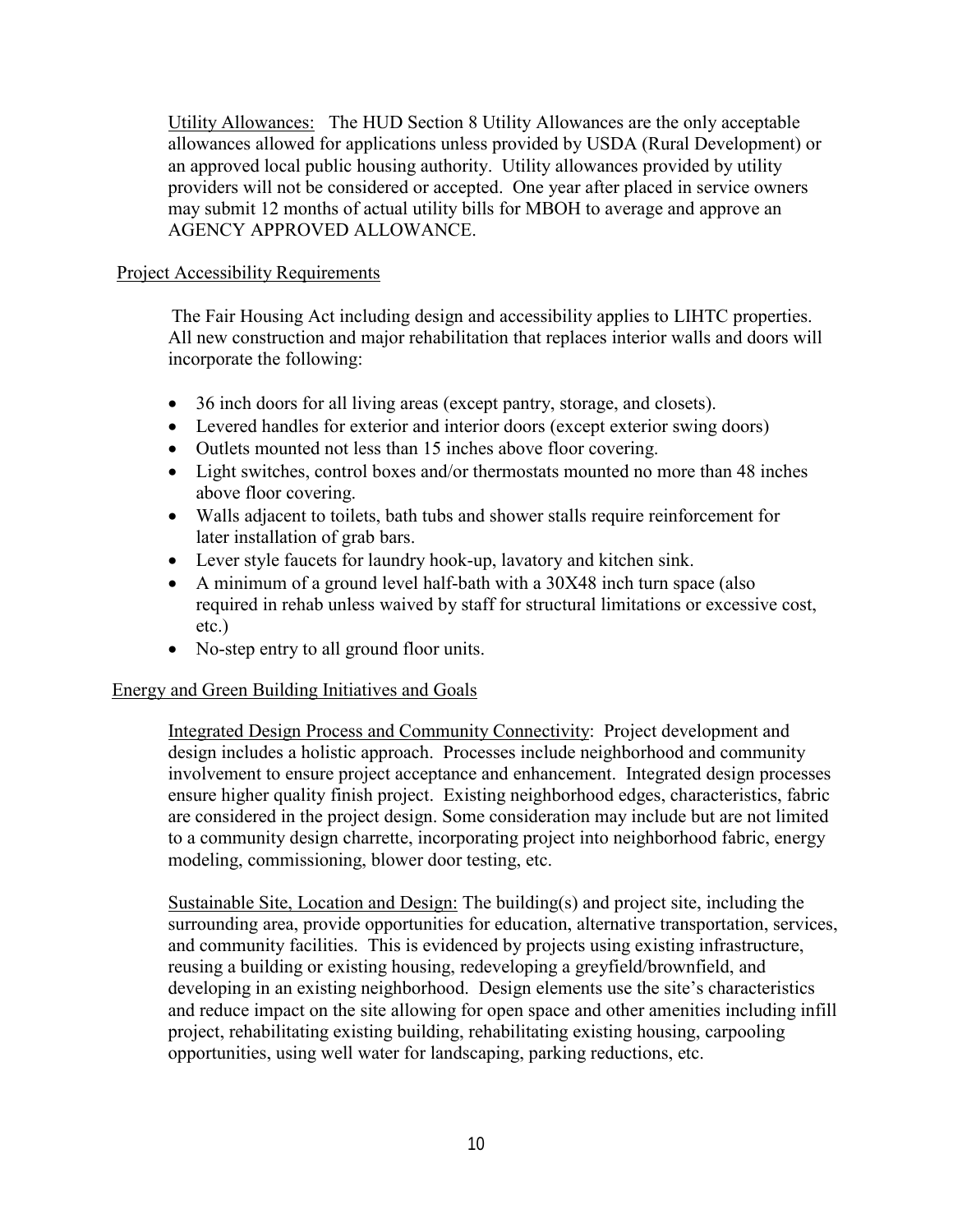Utility Allowances: The HUD Section 8 Utility Allowances are the only acceptable allowances allowed for applications unless provided by USDA (Rural Development) or an approved local public housing authority. Utility allowances provided by utility providers will not be considered or accepted. One year after placed in service owners may submit 12 months of actual utility bills for MBOH to average and approve an AGENCY APPROVED ALLOWANCE.

## Project Accessibility Requirements

The Fair Housing Act including design and accessibility applies to LIHTC properties. All new construction and major rehabilitation that replaces interior walls and doors will incorporate the following:

- 36 inch doors for all living areas (except pantry, storage, and closets).
- Levered handles for exterior and interior doors (except exterior swing doors)
- Outlets mounted not less than 15 inches above floor covering.
- Light switches, control boxes and/or thermostats mounted no more than 48 inches above floor covering.
- Walls adjacent to toilets, bath tubs and shower stalls require reinforcement for later installation of grab bars.
- Lever style faucets for laundry hook-up, lavatory and kitchen sink.
- A minimum of a ground level half-bath with a 30X48 inch turn space (also required in rehab unless waived by staff for structural limitations or excessive cost, etc.)
- No-step entry to all ground floor units.

## Energy and Green Building Initiatives and Goals

Integrated Design Process and Community Connectivity: Project development and design includes a holistic approach. Processes include neighborhood and community involvement to ensure project acceptance and enhancement. Integrated design processes ensure higher quality finish project. Existing neighborhood edges, characteristics, fabric are considered in the project design. Some consideration may include but are not limited to a community design charrette, incorporating project into neighborhood fabric, energy modeling, commissioning, blower door testing, etc.

Sustainable Site, Location and Design: The building(s) and project site, including the surrounding area, provide opportunities for education, alternative transportation, services, and community facilities. This is evidenced by projects using existing infrastructure, reusing a building or existing housing, redeveloping a greyfield/brownfield, and developing in an existing neighborhood. Design elements use the site's characteristics and reduce impact on the site allowing for open space and other amenities including infill project, rehabilitating existing building, rehabilitating existing housing, carpooling opportunities, using well water for landscaping, parking reductions, etc.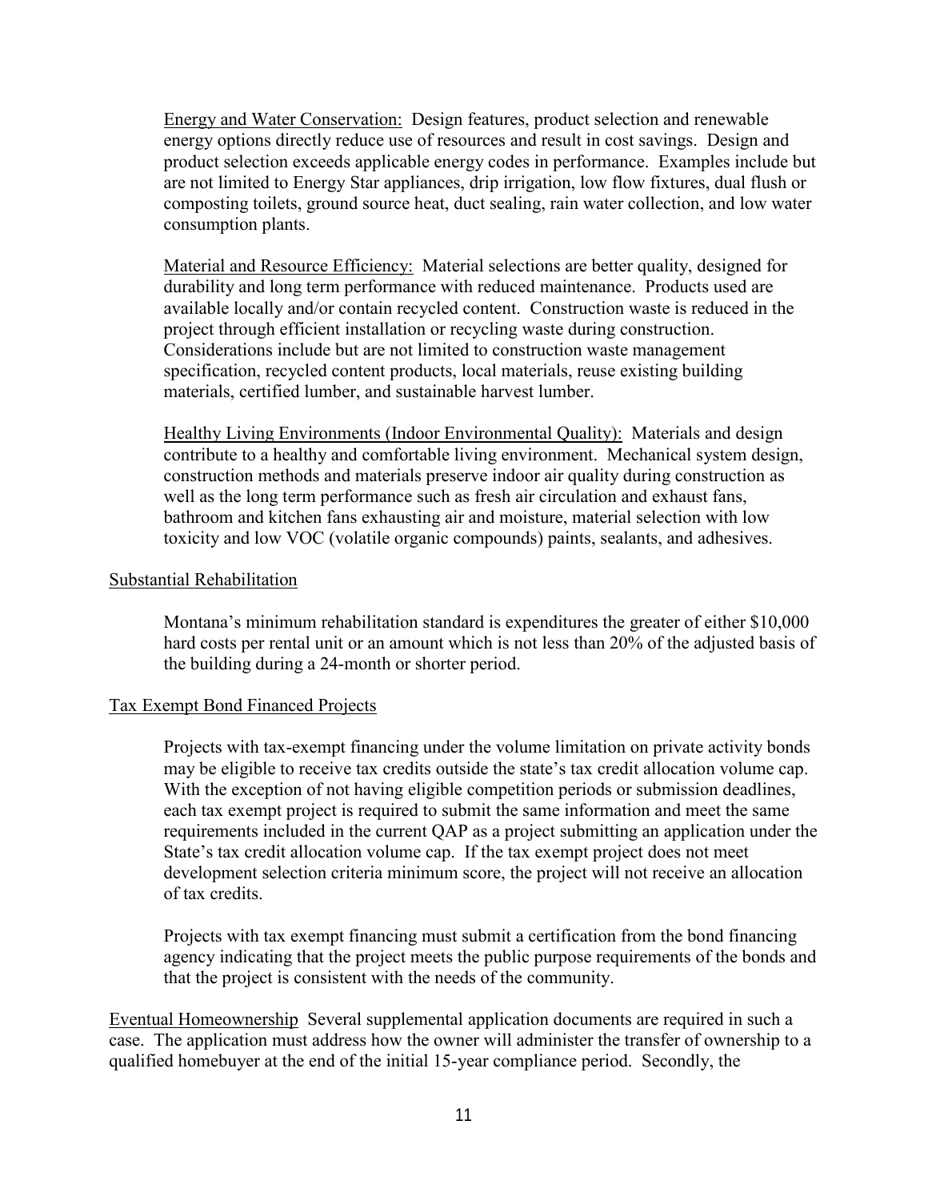Energy and Water Conservation: Design features, product selection and renewable energy options directly reduce use of resources and result in cost savings. Design and product selection exceeds applicable energy codes in performance. Examples include but are not limited to Energy Star appliances, drip irrigation, low flow fixtures, dual flush or composting toilets, ground source heat, duct sealing, rain water collection, and low water consumption plants.

Material and Resource Efficiency: Material selections are better quality, designed for durability and long term performance with reduced maintenance. Products used are available locally and/or contain recycled content. Construction waste is reduced in the project through efficient installation or recycling waste during construction. Considerations include but are not limited to construction waste management specification, recycled content products, local materials, reuse existing building materials, certified lumber, and sustainable harvest lumber.

Healthy Living Environments (Indoor Environmental Quality): Materials and design contribute to a healthy and comfortable living environment. Mechanical system design, construction methods and materials preserve indoor air quality during construction as well as the long term performance such as fresh air circulation and exhaust fans, bathroom and kitchen fans exhausting air and moisture, material selection with low toxicity and low VOC (volatile organic compounds) paints, sealants, and adhesives.

## Substantial Rehabilitation

Montana's minimum rehabilitation standard is expenditures the greater of either $10,000 hard costs per rental unit or an amount which is not less than 20% of the adjusted basis of the building during a 24-month or shorter period.

## Tax Exempt Bond Financed Projects

Projects with tax-exempt financing under the volume limitation on private activity bonds may be eligible to receive tax credits outside the state's tax credit allocation volume cap. With the exception of not having eligible competition periods or submission deadlines, each tax exempt project is required to submit the same information and meet the same requirements included in the current QAP as a project submitting an application under the State's tax credit allocation volume cap. If the tax exempt project does not meet development selection criteria minimum score, the project will not receive an allocation of tax credits.

Projects with tax exempt financing must submit a certification from the bond financing agency indicating that the project meets the public purpose requirements of the bonds and that the project is consistent with the needs of the community.

Eventual Homeownership Several supplemental application documents are required in such a case. The application must address how the owner will administer the transfer of ownership to a qualified homebuyer at the end of the initial 15-year compliance period. Secondly, the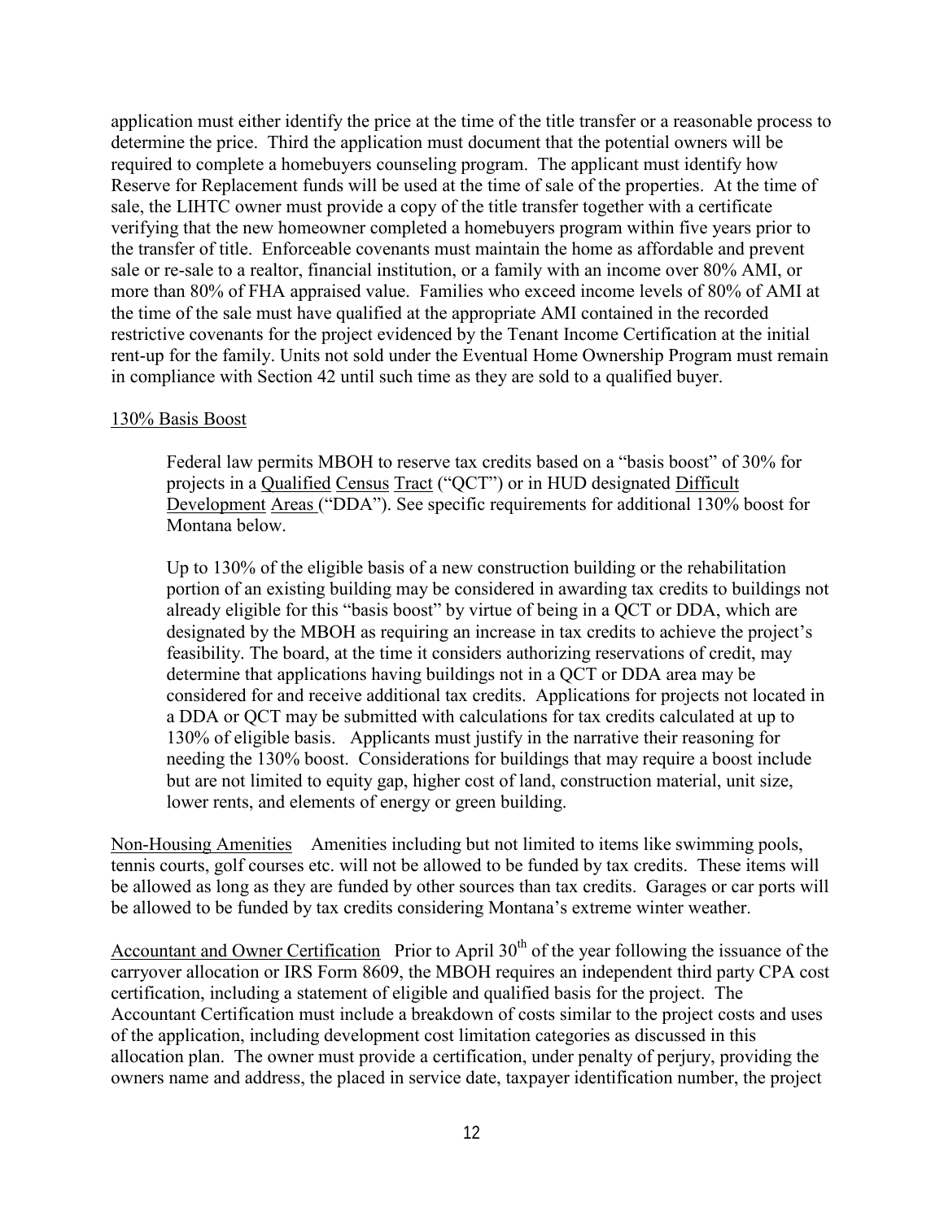application must either identify the price at the time of the title transfer or a reasonable process to determine the price. Third the application must document that the potential owners will be required to complete a homebuyers counseling program. The applicant must identify how Reserve for Replacement funds will be used at the time of sale of the properties. At the time of sale, the LIHTC owner must provide a copy of the title transfer together with a certificate verifying that the new homeowner completed a homebuyers program within five years prior to the transfer of title. Enforceable covenants must maintain the home as affordable and prevent sale or re-sale to a realtor, financial institution, or a family with an income over 80% AMI, or more than 80% of FHA appraised value. Families who exceed income levels of 80% of AMI at the time of the sale must have qualified at the appropriate AMI contained in the recorded restrictive covenants for the project evidenced by the Tenant Income Certification at the initial rent-up for the family. Units not sold under the Eventual Home Ownership Program must remain in compliance with Section 42 until such time as they are sold to a qualified buyer.

<u>130% Basis Boost</u>

> Federal law permits MBOH to reserve tax credits based on a "basis boost" of 30% for projects in a <u>Qualified Census Tract</u> ("QCT") or in HUD designated <u>Difficult Development Areas</u> ("DDA"). See specific requirements for additional 130% boost for Montana below.
>
> Up to 130% of the eligible basis of a new construction building or the rehabilitation portion of an existing building may be considered in awarding tax credits to buildings not already eligible for this "basis boost" by virtue of being in a QCT or DDA, which are designated by the MBOH as requiring an increase in tax credits to achieve the project's feasibility. The board, at the time it considers authorizing reservations of credit, may determine that applications having buildings not in a QCT or DDA area may be considered for and receive additional tax credits. Applications for projects not located in a DDA or QCT may be submitted with calculations for tax credits calculated at up to 130% of eligible basis. Applicants must justify in the narrative their reasoning for needing the 130% boost. Considerations for buildings that may require a boost include but are not limited to equity gap, higher cost of land, construction material, unit size, lower rents, and elements of energy or green building.

<u>Non-Housing Amenities</u> Amenities including but not limited to items like swimming pools, tennis courts, golf courses etc. will not be allowed to be funded by tax credits. These items will be allowed as long as they are funded by other sources than tax credits. Garages or car ports will be allowed to be funded by tax credits considering Montana's extreme winter weather.

<u>Accountant and Owner Certification</u> Prior to April 30th of the year following the issuance of the carryover allocation or IRS Form 8609, the MBOH requires an independent third party CPA cost certification, including a statement of eligible and qualified basis for the project. The Accountant Certification must include a breakdown of costs similar to the project costs and uses of the application, including development cost limitation categories as discussed in this allocation plan. The owner must provide a certification, under penalty of perjury, providing the owners name and address, the placed in service date, taxpayer identification number, the project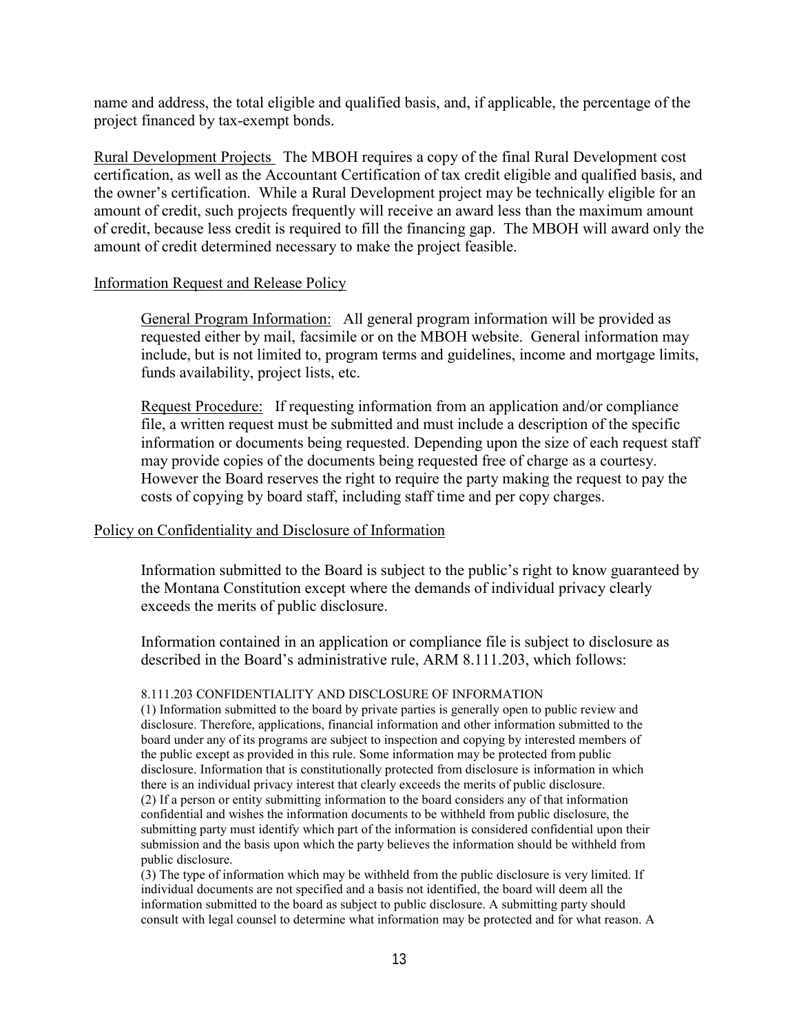name and address, the total eligible and qualified basis, and, if applicable, the percentage of the project financed by tax-exempt bonds.

Rural Development Projects The MBOH requires a copy of the final Rural Development cost certification, as well as the Accountant Certification of tax credit eligible and qualified basis, and the owner's certification. While a Rural Development project may be technically eligible for an amount of credit, such projects frequently will receive an award less than the maximum amount of credit, because less credit is required to fill the financing gap. The MBOH will award only the amount of credit determined necessary to make the project feasible.

## Information Request and Release Policy

General Program Information: All general program information will be provided as requested either by mail, facsimile or on the MBOH website. General information may include, but is not limited to, program terms and guidelines, income and mortgage limits, funds availability, project lists, etc.

Request Procedure: If requesting information from an application and/or compliance file, a written request must be submitted and must include a description of the specific information or documents being requested. Depending upon the size of each request staff may provide copies of the documents being requested free of charge as a courtesy. However the Board reserves the right to require the party making the request to pay the costs of copying by board staff, including staff time and per copy charges.

## Policy on Confidentiality and Disclosure of Information

Information submitted to the Board is subject to the public's right to know guaranteed by the Montana Constitution except where the demands of individual privacy clearly exceeds the merits of public disclosure.

Information contained in an application or compliance file is subject to disclosure as described in the Board's administrative rule, ARM 8.111.203, which follows:

8.111.203 CONFIDENTIALITY AND DISCLOSURE OF INFORMATION

(1) Information submitted to the board by private parties is generally open to public review and disclosure. Therefore, applications, financial information and other information submitted to the board under any of its programs are subject to inspection and copying by interested members of the public except as provided in this rule. Some information may be protected from public disclosure. Information that is constitutionally protected from disclosure is information in which there is an individual privacy interest that clearly exceeds the merits of public disclosure.

(2) If a person or entity submitting information to the board considers any of that information confidential and wishes the information documents to be withheld from public disclosure, the submitting party must identify which part of the information is considered confidential upon their submission and the basis upon which the party believes the information should be withheld from public disclosure.

(3) The type of information which may be withheld from the public disclosure is very limited. If individual documents are not specified and a basis not identified, the board will deem all the information submitted to the board as subject to public disclosure. A submitting party should consult with legal counsel to determine what information may be protected and for what reason. A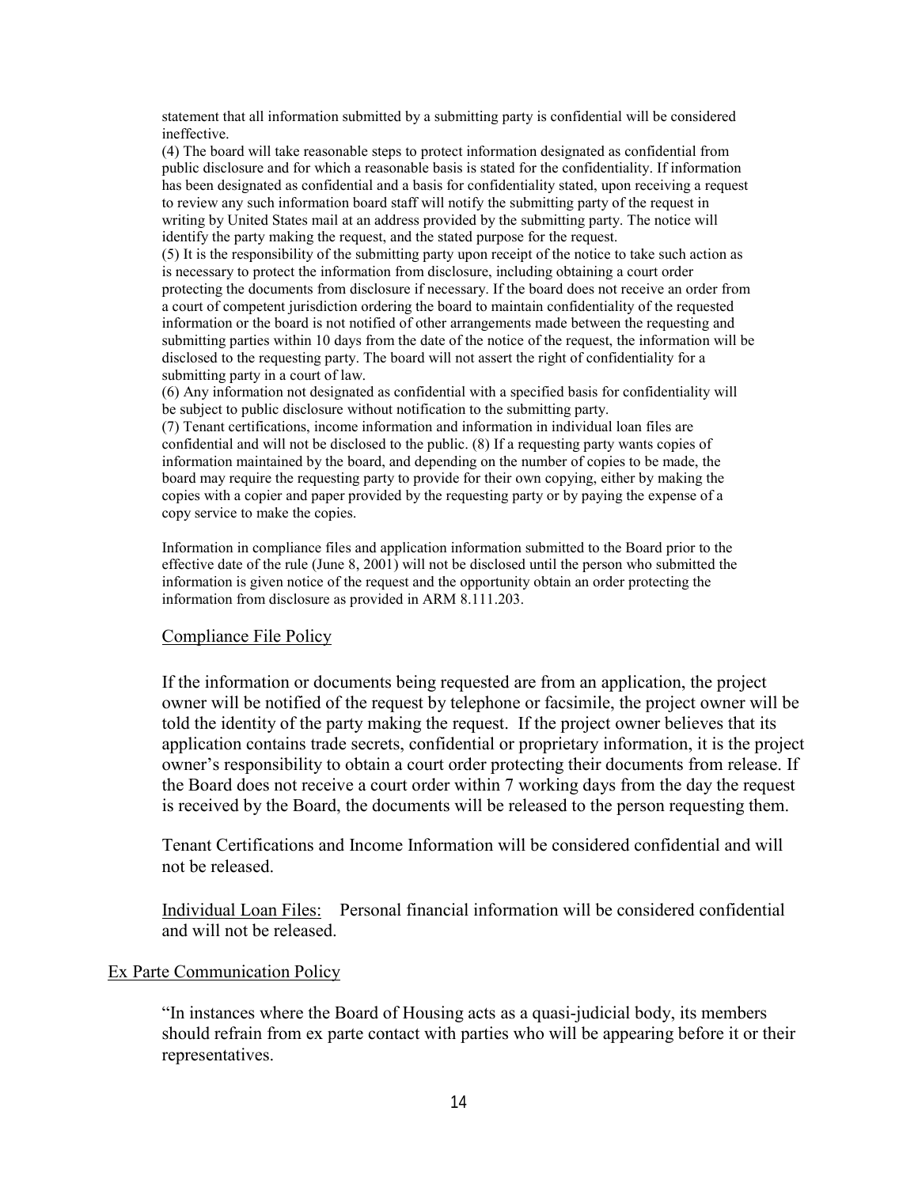statement that all information submitted by a submitting party is confidential will be considered ineffective.

(4) The board will take reasonable steps to protect information designated as confidential from public disclosure and for which a reasonable basis is stated for the confidentiality. If information has been designated as confidential and a basis for confidentiality stated, upon receiving a request to review any such information board staff will notify the submitting party of the request in writing by United States mail at an address provided by the submitting party. The notice will identify the party making the request, and the stated purpose for the request.

(5) It is the responsibility of the submitting party upon receipt of the notice to take such action as is necessary to protect the information from disclosure, including obtaining a court order protecting the documents from disclosure if necessary. If the board does not receive an order from a court of competent jurisdiction ordering the board to maintain confidentiality of the requested information or the board is not notified of other arrangements made between the requesting and submitting parties within 10 days from the date of the notice of the request, the information will be disclosed to the requesting party. The board will not assert the right of confidentiality for a submitting party in a court of law.

(6) Any information not designated as confidential with a specified basis for confidentiality will be subject to public disclosure without notification to the submitting party.

(7) Tenant certifications, income information and information in individual loan files are confidential and will not be disclosed to the public. (8) If a requesting party wants copies of information maintained by the board, and depending on the number of copies to be made, the board may require the requesting party to provide for their own copying, either by making the copies with a copier and paper provided by the requesting party or by paying the expense of a copy service to make the copies.

Information in compliance files and application information submitted to the Board prior to the effective date of the rule (June 8, 2001) will not be disclosed until the person who submitted the information is given notice of the request and the opportunity obtain an order protecting the information from disclosure as provided in ARM 8.111.203.

Compliance File Policy

If the information or documents being requested are from an application, the project owner will be notified of the request by telephone or facsimile, the project owner will be told the identity of the party making the request. If the project owner believes that its application contains trade secrets, confidential or proprietary information, it is the project owner's responsibility to obtain a court order protecting their documents from release. If the Board does not receive a court order within 7 working days from the day the request is received by the Board, the documents will be released to the person requesting them.

Tenant Certifications and Income Information will be considered confidential and will not be released.

Individual Loan Files: Personal financial information will be considered confidential and will not be released.

Ex Parte Communication Policy

"In instances where the Board of Housing acts as a quasi-judicial body, its members should refrain from ex parte contact with parties who will be appearing before it or their representatives.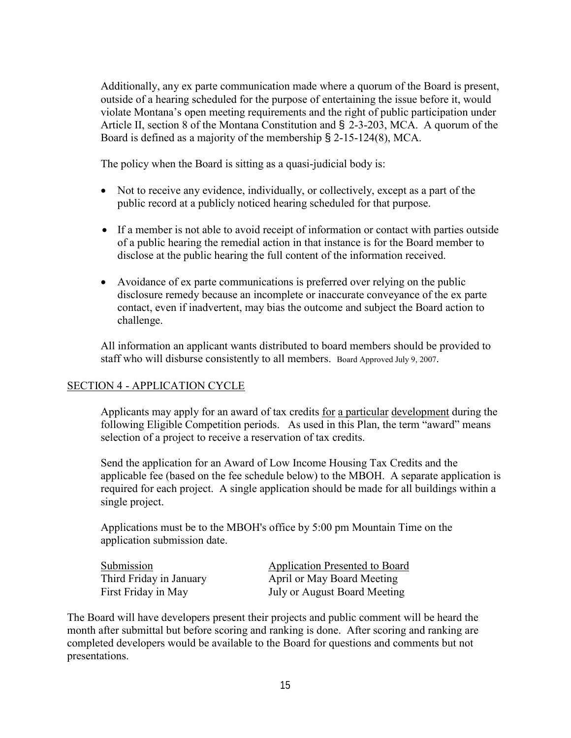Additionally, any ex parte communication made where a quorum of the Board is present, outside of a hearing scheduled for the purpose of entertaining the issue before it, would violate Montana's open meeting requirements and the right of public participation under Article II, section 8 of the Montana Constitution and § 2-3-203, MCA. A quorum of the Board is defined as a majority of the membership § 2-15-124(8), MCA.

The policy when the Board is sitting as a quasi-judicial body is:

- Not to receive any evidence, individually, or collectively, except as a part of the public record at a publicly noticed hearing scheduled for that purpose.
- If a member is not able to avoid receipt of information or contact with parties outside of a public hearing the remedial action in that instance is for the Board member to disclose at the public hearing the full content of the information received.
- Avoidance of ex parte communications is preferred over relying on the public disclosure remedy because an incomplete or inaccurate conveyance of the ex parte contact, even if inadvertent, may bias the outcome and subject the Board action to challenge.

All information an applicant wants distributed to board members should be provided to staff who will disburse consistently to all members. Board Approved July 9, 2007.

## SECTION 4 - APPLICATION CYCLE

Applicants may apply for an award of tax credits for a particular development during the following Eligible Competition periods. As used in this Plan, the term "award" means selection of a project to receive a reservation of tax credits.

Send the application for an Award of Low Income Housing Tax Credits and the applicable fee (based on the fee schedule below) to the MBOH. A separate application is required for each project. A single application should be made for all buildings within a single project.

Applications must be to the MBOH's office by 5:00 pm Mountain Time on the application submission date.

| Submission | Application Presented to Board |
|---|---|
| Third Friday in January | April or May Board Meeting |
| First Friday in May | July or August Board Meeting |

The Board will have developers present their projects and public comment will be heard the month after submittal but before scoring and ranking is done. After scoring and ranking are completed developers would be available to the Board for questions and comments but not presentations.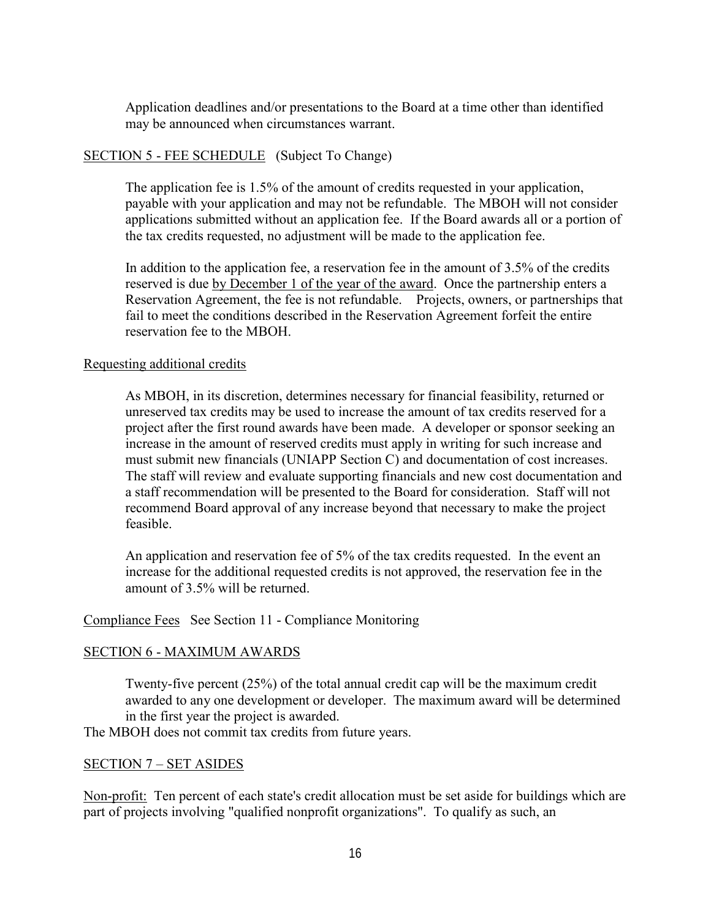Application deadlines and/or presentations to the Board at a time other than identified may be announced when circumstances warrant.

## SECTION 5 - FEE SCHEDULE (Subject To Change)

The application fee is 1.5% of the amount of credits requested in your application, payable with your application and may not be refundable. The MBOH will not consider applications submitted without an application fee. If the Board awards all or a portion of the tax credits requested, no adjustment will be made to the application fee.

In addition to the application fee, a reservation fee in the amount of 3.5% of the credits reserved is due by December 1 of the year of the award. Once the partnership enters a Reservation Agreement, the fee is not refundable. Projects, owners, or partnerships that fail to meet the conditions described in the Reservation Agreement forfeit the entire reservation fee to the MBOH.

### Requesting additional credits

As MBOH, in its discretion, determines necessary for financial feasibility, returned or unreserved tax credits may be used to increase the amount of tax credits reserved for a project after the first round awards have been made. A developer or sponsor seeking an increase in the amount of reserved credits must apply in writing for such increase and must submit new financials (UNIAPP Section C) and documentation of cost increases. The staff will review and evaluate supporting financials and new cost documentation and a staff recommendation will be presented to the Board for consideration. Staff will not recommend Board approval of any increase beyond that necessary to make the project feasible.

An application and reservation fee of 5% of the tax credits requested. In the event an increase for the additional requested credits is not approved, the reservation fee in the amount of 3.5% will be returned.

Compliance Fees See Section 11 - Compliance Monitoring

## SECTION 6 - MAXIMUM AWARDS

Twenty-five percent (25%) of the total annual credit cap will be the maximum credit awarded to any one development or developer. The maximum award will be determined in the first year the project is awarded.

The MBOH does not commit tax credits from future years.

## SECTION 7 – SET ASIDES

Non-profit: Ten percent of each state's credit allocation must be set aside for buildings which are part of projects involving "qualified nonprofit organizations". To qualify as such, an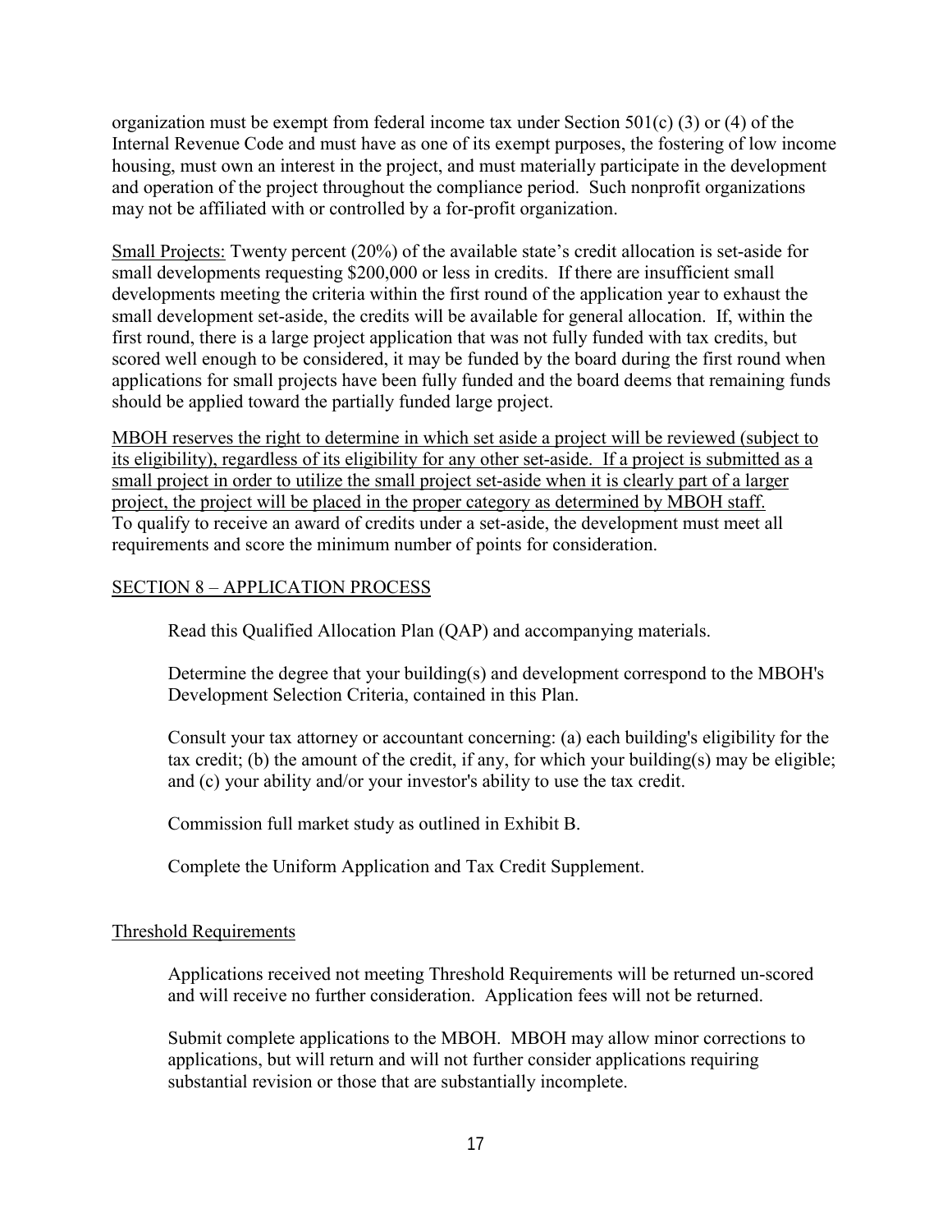organization must be exempt from federal income tax under Section 501(c) (3) or (4) of the Internal Revenue Code and must have as one of its exempt purposes, the fostering of low income housing, must own an interest in the project, and must materially participate in the development and operation of the project throughout the compliance period. Such nonprofit organizations may not be affiliated with or controlled by a for-profit organization.

<u>Small Projects:</u> Twenty percent (20%) of the available state's credit allocation is set-aside for small developments requesting $200,000 or less in credits. If there are insufficient small developments meeting the criteria within the first round of the application year to exhaust the small development set-aside, the credits will be available for general allocation. If, within the first round, there is a large project application that was not fully funded with tax credits, but scored well enough to be considered, it may be funded by the board during the first round when applications for small projects have been fully funded and the board deems that remaining funds should be applied toward the partially funded large project.

<u>MBOH reserves the right to determine in which set aside a project will be reviewed (subject to its eligibility), regardless of its eligibility for any other set-aside. If a project is submitted as a small project in order to utilize the small project set-aside when it is clearly part of a larger project, the project will be placed in the proper category as determined by MBOH staff.</u>
To qualify to receive an award of credits under a set-aside, the development must meet all requirements and score the minimum number of points for consideration.

## <u>SECTION 8 – APPLICATION PROCESS</u>

Read this Qualified Allocation Plan (QAP) and accompanying materials.

Determine the degree that your building(s) and development correspond to the MBOH's Development Selection Criteria, contained in this Plan.

Consult your tax attorney or accountant concerning: (a) each building's eligibility for the tax credit; (b) the amount of the credit, if any, for which your building(s) may be eligible; and (c) your ability and/or your investor's ability to use the tax credit.

Commission full market study as outlined in Exhibit B.

Complete the Uniform Application and Tax Credit Supplement.

### <u>Threshold Requirements</u>

Applications received not meeting Threshold Requirements will be returned un-scored and will receive no further consideration. Application fees will not be returned.

Submit complete applications to the MBOH. MBOH may allow minor corrections to applications, but will return and will not further consider applications requiring substantial revision or those that are substantially incomplete.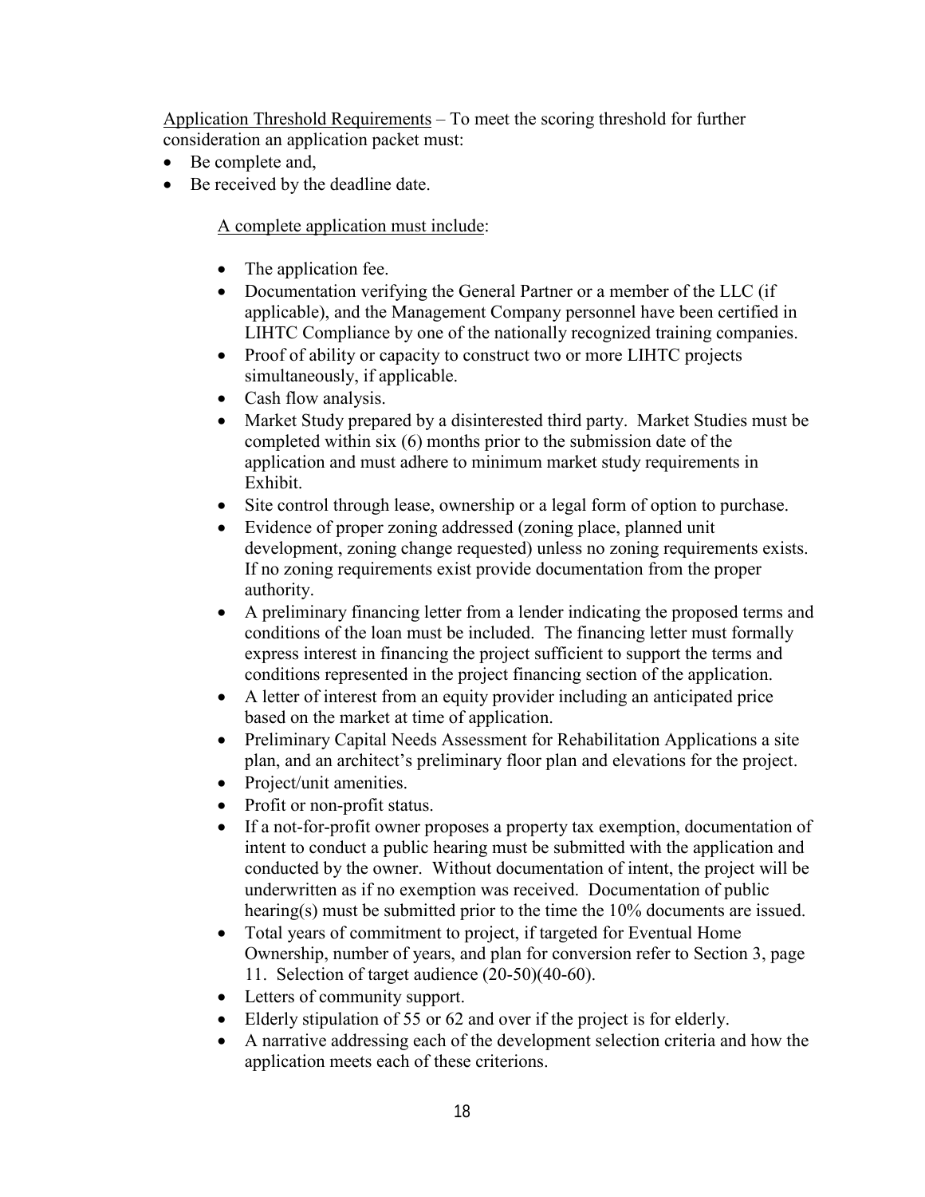Application Threshold Requirements – To meet the scoring threshold for further consideration an application packet must:

- Be complete and,
- Be received by the deadline date.

A complete application must include:

- The application fee.
- Documentation verifying the General Partner or a member of the LLC (if applicable), and the Management Company personnel have been certified in LIHTC Compliance by one of the nationally recognized training companies.
- Proof of ability or capacity to construct two or more LIHTC projects simultaneously, if applicable.
- Cash flow analysis.
- Market Study prepared by a disinterested third party. Market Studies must be completed within six (6) months prior to the submission date of the application and must adhere to minimum market study requirements in Exhibit.
- Site control through lease, ownership or a legal form of option to purchase.
- Evidence of proper zoning addressed (zoning place, planned unit development, zoning change requested) unless no zoning requirements exists. If no zoning requirements exist provide documentation from the proper authority.
- A preliminary financing letter from a lender indicating the proposed terms and conditions of the loan must be included. The financing letter must formally express interest in financing the project sufficient to support the terms and conditions represented in the project financing section of the application.
- A letter of interest from an equity provider including an anticipated price based on the market at time of application.
- Preliminary Capital Needs Assessment for Rehabilitation Applications a site plan, and an architect's preliminary floor plan and elevations for the project.
- Project/unit amenities.
- Profit or non-profit status.
- If a not-for-profit owner proposes a property tax exemption, documentation of intent to conduct a public hearing must be submitted with the application and conducted by the owner. Without documentation of intent, the project will be underwritten as if no exemption was received. Documentation of public hearing(s) must be submitted prior to the time the 10% documents are issued.
- Total years of commitment to project, if targeted for Eventual Home Ownership, number of years, and plan for conversion refer to Section 3, page 11. Selection of target audience (20-50)(40-60).
- Letters of community support.
- Elderly stipulation of 55 or 62 and over if the project is for elderly.
- A narrative addressing each of the development selection criteria and how the application meets each of these criterions.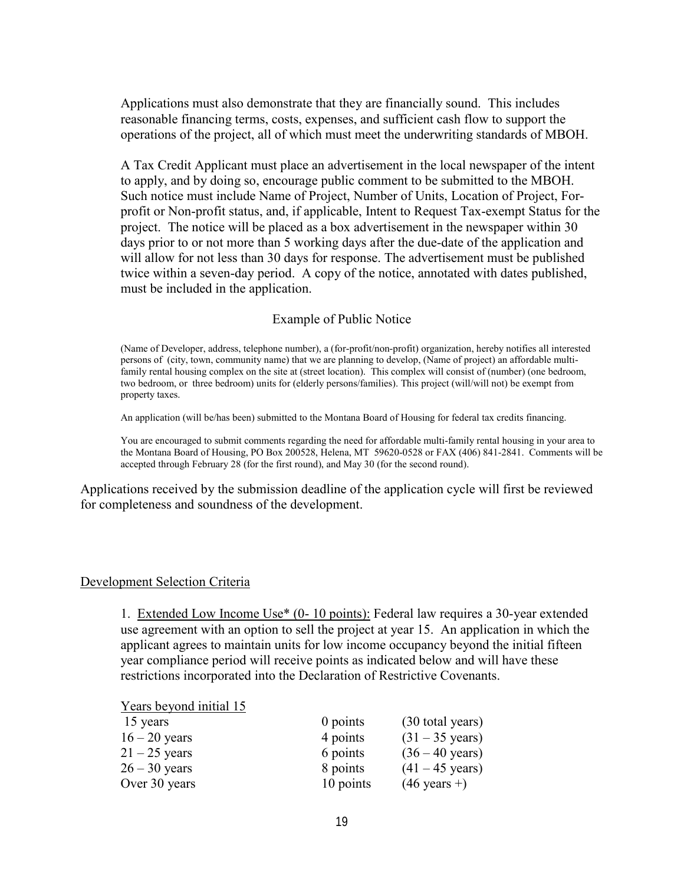Applications must also demonstrate that they are financially sound. This includes reasonable financing terms, costs, expenses, and sufficient cash flow to support the operations of the project, all of which must meet the underwriting standards of MBOH.

A Tax Credit Applicant must place an advertisement in the local newspaper of the intent to apply, and by doing so, encourage public comment to be submitted to the MBOH. Such notice must include Name of Project, Number of Units, Location of Project, For-profit or Non-profit status, and, if applicable, Intent to Request Tax-exempt Status for the project. The notice will be placed as a box advertisement in the newspaper within 30 days prior to or not more than 5 working days after the due-date of the application and will allow for not less than 30 days for response. The advertisement must be published twice within a seven-day period. A copy of the notice, annotated with dates published, must be included in the application.

Example of Public Notice

(Name of Developer, address, telephone number), a (for-profit/non-profit) organization, hereby notifies all interested persons of (city, town, community name) that we are planning to develop, (Name of project) an affordable multi-family rental housing complex on the site at (street location). This complex will consist of (number) (one bedroom, two bedroom, or three bedroom) units for (elderly persons/families). This project (will/will not) be exempt from property taxes.

An application (will be/has been) submitted to the Montana Board of Housing for federal tax credits financing.

You are encouraged to submit comments regarding the need for affordable multi-family rental housing in your area to the Montana Board of Housing, PO Box 200528, Helena, MT 59620-0528 or FAX (406) 841-2841. Comments will be accepted through February 28 (for the first round), and May 30 (for the second round).

Applications received by the submission deadline of the application cycle will first be reviewed for completeness and soundness of the development.

## Development Selection Criteria

1. Extended Low Income Use* (0- 10 points): Federal law requires a 30-year extended use agreement with an option to sell the project at year 15. An application in which the applicant agrees to maintain units for low income occupancy beyond the initial fifteen year compliance period will receive points as indicated below and will have these restrictions incorporated into the Declaration of Restrictive Covenants.

| Years beyond initial 15 | | |
|---|---|---|
| 15 years | 0 points | (30 total years) |
| 16 – 20 years | 4 points | (31 – 35 years) |
| 21 – 25 years | 6 points | (36 – 40 years) |
| 26 – 30 years | 8 points | (41 – 45 years) |
| Over 30 years | 10 points | (46 years +) |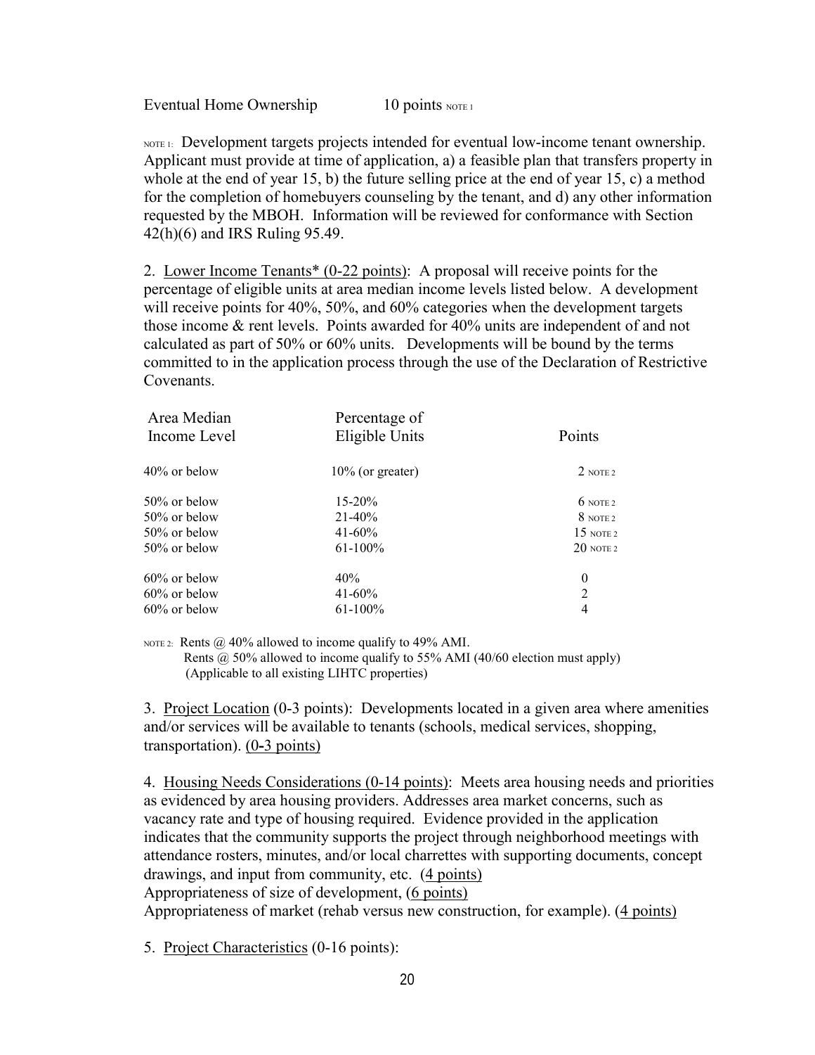Eventual Home Ownership 10 points NOTE 1

NOTE 1: Development targets projects intended for eventual low-income tenant ownership. Applicant must provide at time of application, a) a feasible plan that transfers property in whole at the end of year 15, b) the future selling price at the end of year 15, c) a method for the completion of homebuyers counseling by the tenant, and d) any other information requested by the MBOH. Information will be reviewed for conformance with Section 42(h)(6) and IRS Ruling 95.49.

2. <u>Lower Income Tenants* (0-22 points)</u>: A proposal will receive points for the percentage of eligible units at area median income levels listed below. A development will receive points for 40%, 50%, and 60% categories when the development targets those income & rent levels. Points awarded for 40% units are independent of and not calculated as part of 50% or 60% units. Developments will be bound by the terms committed to in the application process through the use of the Declaration of Restrictive Covenants.

| Area Median Income Level | Percentage of Eligible Units | Points |
|---|---|---|
| 40% or below | 10% (or greater) | 2 NOTE 2 |
| 50% or below | 15-20% | 6 NOTE 2 |
| 50% or below | 21-40% | 8 NOTE 2 |
| 50% or below | 41-60% | 15 NOTE 2 |
| 50% or below | 61-100% | 20 NOTE 2 |
| 60% or below | 40% | 0 |
| 60% or below | 41-60% | 2 |
| 60% or below | 61-100% | 4 |

NOTE 2: Rents @ 40% allowed to income qualify to 49% AMI.
Rents @ 50% allowed to income qualify to 55% AMI (40/60 election must apply)
(Applicable to all existing LIHTC properties)

3. <u>Project Location</u> (0-3 points): Developments located in a given area where amenities and/or services will be available to tenants (schools, medical services, shopping, transportation). <u>(0-3 points)</u>

4. <u>Housing Needs Considerations (0-14 points)</u>: Meets area housing needs and priorities as evidenced by area housing providers. Addresses area market concerns, such as vacancy rate and type of housing required. Evidence provided in the application indicates that the community supports the project through neighborhood meetings with attendance rosters, minutes, and/or local charrettes with supporting documents, concept drawings, and input from community, etc. <u>(4 points)</u>
Appropriateness of size of development, <u>(6 points)</u>
Appropriateness of market (rehab versus new construction, for example). <u>(4 points)</u>

5. <u>Project Characteristics</u> (0-16 points):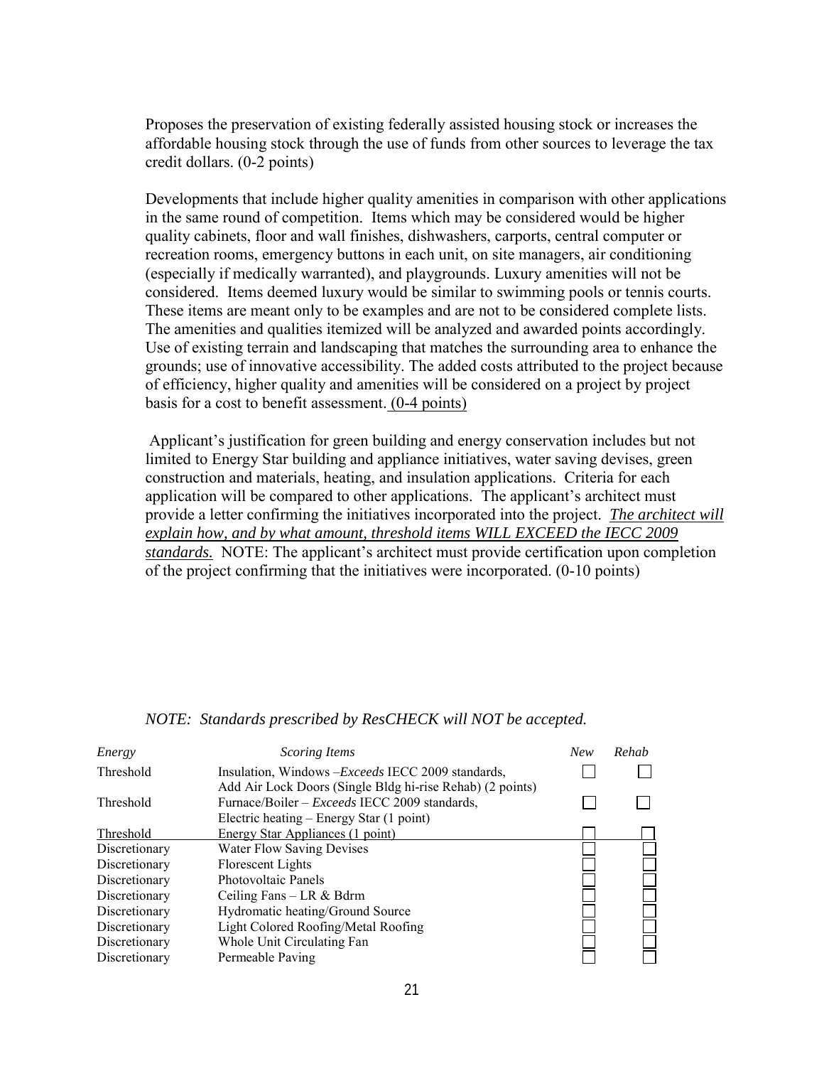Proposes the preservation of existing federally assisted housing stock or increases the affordable housing stock through the use of funds from other sources to leverage the tax credit dollars. (0-2 points)

Developments that include higher quality amenities in comparison with other applications in the same round of competition. Items which may be considered would be higher quality cabinets, floor and wall finishes, dishwashers, carports, central computer or recreation rooms, emergency buttons in each unit, on site managers, air conditioning (especially if medically warranted), and playgrounds. Luxury amenities will not be considered. Items deemed luxury would be similar to swimming pools or tennis courts. These items are meant only to be examples and are not to be considered complete lists. The amenities and qualities itemized will be analyzed and awarded points accordingly. Use of existing terrain and landscaping that matches the surrounding area to enhance the grounds; use of innovative accessibility. The added costs attributed to the project because of efficiency, higher quality and amenities will be considered on a project by project basis for a cost to benefit assessment. (0-4 points)

Applicant's justification for green building and energy conservation includes but not limited to Energy Star building and appliance initiatives, water saving devises, green construction and materials, heating, and insulation applications. Criteria for each application will be compared to other applications. The applicant's architect must provide a letter confirming the initiatives incorporated into the project. ***The architect will explain how, and by what amount, threshold items WILL EXCEED the IECC 2009 standards.*** NOTE: The applicant's architect must provide certification upon completion of the project confirming that the initiatives were incorporated. (0-10 points)

*NOTE: Standards prescribed by ResCHECK will NOT be accepted.*

| *Energy* | *Scoring Items* | *New* | *Rehab* |
|---|---|---|---|
| Threshold | Insulation, Windows –*Exceeds* IECC 2009 standards, Add Air Lock Doors (Single Bldg hi-rise Rehab) (2 points) | ☐ | ☐ |
| Threshold | Furnace/Boiler – *Exceeds* IECC 2009 standards, Electric heating – Energy Star (1 point) | ☐ | ☐ |
| Threshold | Energy Star Appliances (1 point) | ☐ | ☐ |
| Discretionary | Water Flow Saving Devises | ☐ | ☐ |
| Discretionary | Florescent Lights | ☐ | ☐ |
| Discretionary | Photovoltaic Panels | ☐ | ☐ |
| Discretionary | Ceiling Fans – LR & Bdrm | ☐ | ☐ |
| Discretionary | Hydromatic heating/Ground Source | ☐ | ☐ |
| Discretionary | Light Colored Roofing/Metal Roofing | ☐ | ☐ |
| Discretionary | Whole Unit Circulating Fan | ☐ | ☐ |
| Discretionary | Permeable Paving | ☐ | ☐ |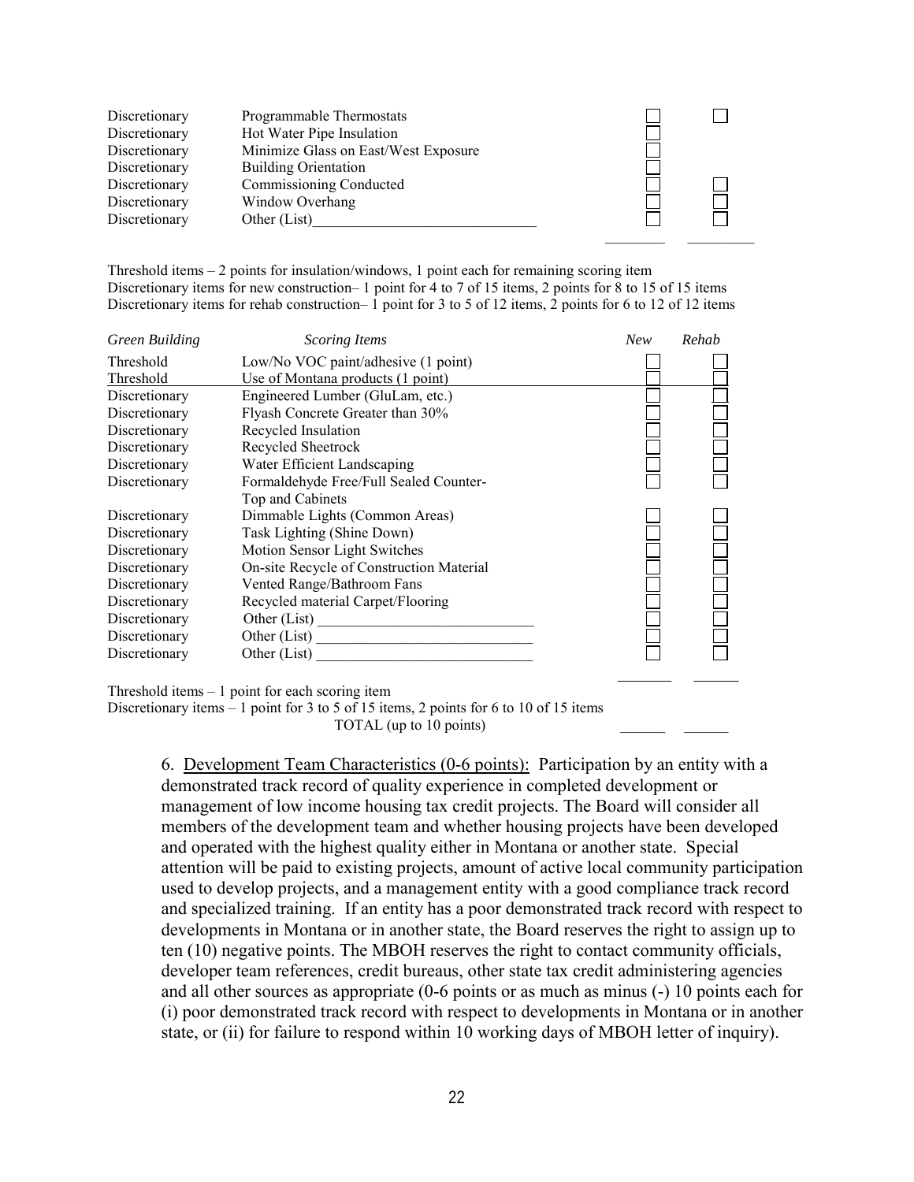| | | | |
|---|---|---|---|
| Discretionary | Programmable Thermostats | ☐ | ☐ |
| Discretionary | Hot Water Pipe Insulation | ☐ | |
| Discretionary | Minimize Glass on East/West Exposure | ☐ | |
| Discretionary | Building Orientation | ☐ | |
| Discretionary | Commissioning Conducted | ☐ | ☐ |
| Discretionary | Window Overhang | ☐ | ☐ |
| Discretionary | Other (List)______________________________ | ☐ | ☐ |
| | | ________ | ________ |

Threshold items – 2 points for insulation/windows, 1 point each for remaining scoring item
Discretionary items for new construction– 1 point for 4 to 7 of 15 items, 2 points for 8 to 15 of 15 items
Discretionary items for rehab construction– 1 point for 3 to 5 of 12 items, 2 points for 6 to 12 of 12 items

| *Green Building* | *Scoring Items* | *New* | *Rehab* |
|---|---|---|---|
| Threshold | Low/No VOC paint/adhesive (1 point) | ☐ | ☐ |
| Threshold | Use of Montana products (1 point) | ☐ | ☐ |
| Discretionary | Engineered Lumber (GluLam, etc.) | ☐ | ☐ |
| Discretionary | Flyash Concrete Greater than 30% | ☐ | ☐ |
| Discretionary | Recycled Insulation | ☐ | ☐ |
| Discretionary | Recycled Sheetrock | ☐ | ☐ |
| Discretionary | Water Efficient Landscaping | ☐ | ☐ |
| Discretionary | Formaldehyde Free/Full Sealed Counter-Top and Cabinets | ☐ | ☐ |
| Discretionary | Dimmable Lights (Common Areas) | ☐ | ☐ |
| Discretionary | Task Lighting (Shine Down) | ☐ | ☐ |
| Discretionary | Motion Sensor Light Switches | ☐ | ☐ |
| Discretionary | On-site Recycle of Construction Material | ☐ | ☐ |
| Discretionary | Vented Range/Bathroom Fans | ☐ | ☐ |
| Discretionary | Recycled material Carpet/Flooring | ☐ | ☐ |
| Discretionary | Other (List) ______________________________ | ☐ | ☐ |
| Discretionary | Other (List) ______________________________ | ☐ | ☐ |
| Discretionary | Other (List) ______________________________ | ☐ | ☐ |
| | | ________ | ________ |

Threshold items – 1 point for each scoring item
Discretionary items – 1 point for 3 to 5 of 15 items, 2 points for 6 to 10 of 15 items
TOTAL (up to 10 points) ______ ______

6. <u>Development Team Characteristics (0-6 points):</u> Participation by an entity with a demonstrated track record of quality experience in completed development or management of low income housing tax credit projects. The Board will consider all members of the development team and whether housing projects have been developed and operated with the highest quality either in Montana or another state. Special attention will be paid to existing projects, amount of active local community participation used to develop projects, and a management entity with a good compliance track record and specialized training. If an entity has a poor demonstrated track record with respect to developments in Montana or in another state, the Board reserves the right to assign up to ten (10) negative points. The MBOH reserves the right to contact community officials, developer team references, credit bureaus, other state tax credit administering agencies and all other sources as appropriate (0-6 points or as much as minus (-) 10 points each for (i) poor demonstrated track record with respect to developments in Montana or in another state, or (ii) for failure to respond within 10 working days of MBOH letter of inquiry).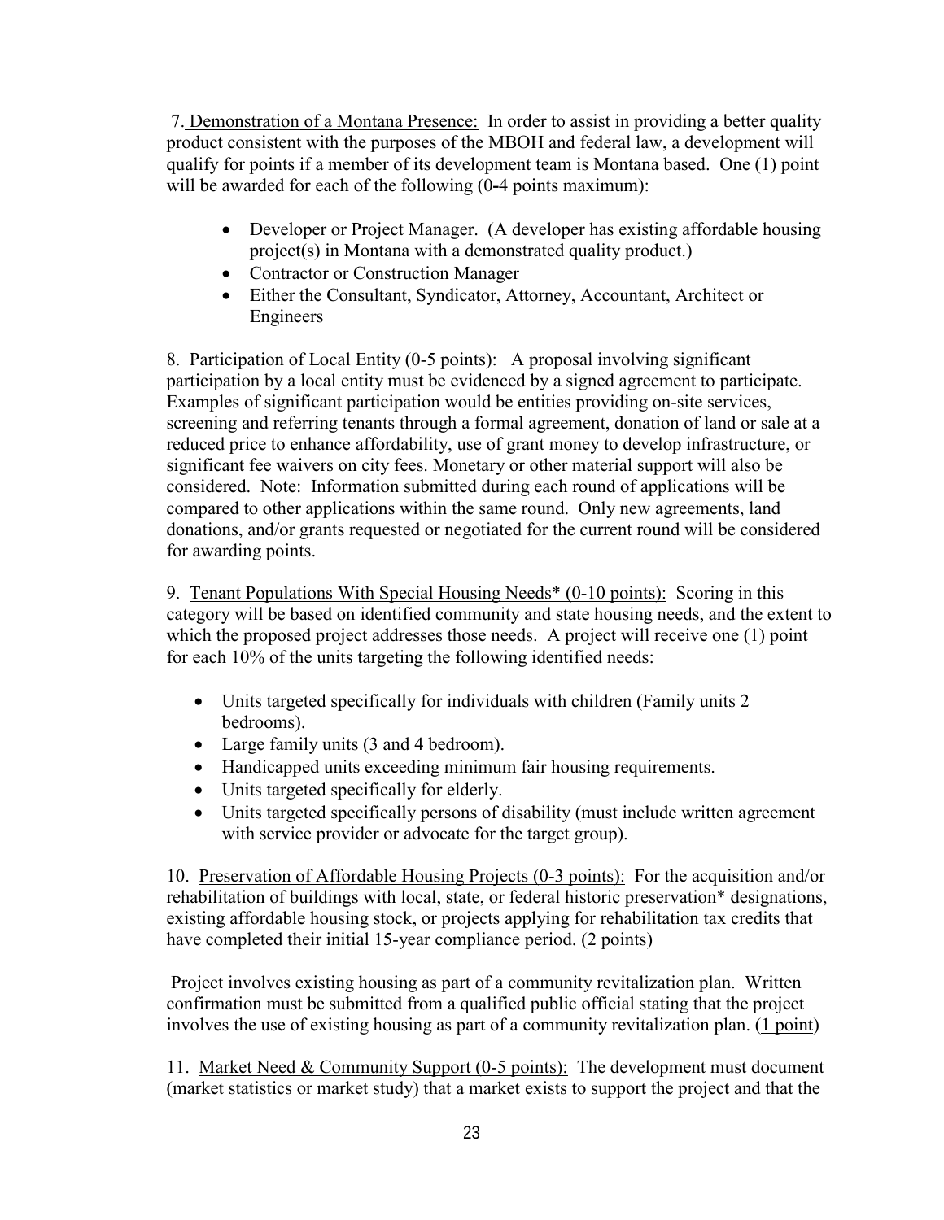7. <u>Demonstration of a Montana Presence:</u> In order to assist in providing a better quality product consistent with the purposes of the MBOH and federal law, a development will qualify for points if a member of its development team is Montana based. One (1) point will be awarded for each of the following <u>(0-4 points maximum)</u>:

- Developer or Project Manager. (A developer has existing affordable housing project(s) in Montana with a demonstrated quality product.)
- Contractor or Construction Manager
- Either the Consultant, Syndicator, Attorney, Accountant, Architect or Engineers

8. <u>Participation of Local Entity (0-5 points):</u> A proposal involving significant participation by a local entity must be evidenced by a signed agreement to participate. Examples of significant participation would be entities providing on-site services, screening and referring tenants through a formal agreement, donation of land or sale at a reduced price to enhance affordability, use of grant money to develop infrastructure, or significant fee waivers on city fees. Monetary or other material support will also be considered. Note: Information submitted during each round of applications will be compared to other applications within the same round. Only new agreements, land donations, and/or grants requested or negotiated for the current round will be considered for awarding points.

9. <u>Tenant Populations With Special Housing Needs* (0-10 points):</u> Scoring in this category will be based on identified community and state housing needs, and the extent to which the proposed project addresses those needs. A project will receive one (1) point for each 10% of the units targeting the following identified needs:

- Units targeted specifically for individuals with children (Family units 2 bedrooms).
- Large family units (3 and 4 bedroom).
- Handicapped units exceeding minimum fair housing requirements.
- Units targeted specifically for elderly.
- Units targeted specifically persons of disability (must include written agreement with service provider or advocate for the target group).

10. <u>Preservation of Affordable Housing Projects (0-3 points):</u> For the acquisition and/or rehabilitation of buildings with local, state, or federal historic preservation* designations, existing affordable housing stock, or projects applying for rehabilitation tax credits that have completed their initial 15-year compliance period. (2 points)

Project involves existing housing as part of a community revitalization plan. Written confirmation must be submitted from a qualified public official stating that the project involves the use of existing housing as part of a community revitalization plan. (<u>1 point</u>)

11. <u>Market Need & Community Support (0-5 points):</u> The development must document (market statistics or market study) that a market exists to support the project and that the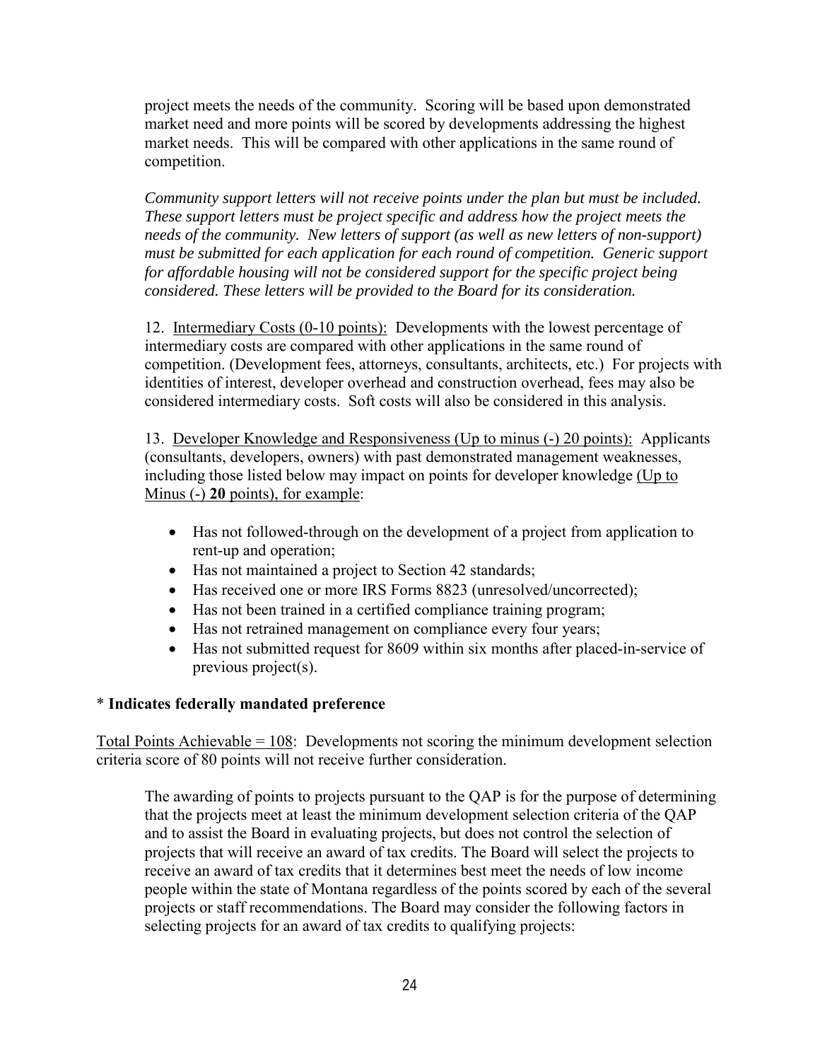project meets the needs of the community. Scoring will be based upon demonstrated market need and more points will be scored by developments addressing the highest market needs. This will be compared with other applications in the same round of competition.

*Community support letters will not receive points under the plan but must be included. These support letters must be project specific and address how the project meets the needs of the community. New letters of support (as well as new letters of non-support) must be submitted for each application for each round of competition. Generic support for affordable housing will not be considered support for the specific project being considered. These letters will be provided to the Board for its consideration.*

12. Intermediary Costs (0-10 points): Developments with the lowest percentage of intermediary costs are compared with other applications in the same round of competition. (Development fees, attorneys, consultants, architects, etc.) For projects with identities of interest, developer overhead and construction overhead, fees may also be considered intermediary costs. Soft costs will also be considered in this analysis.

13. Developer Knowledge and Responsiveness (Up to minus (-) 20 points): Applicants (consultants, developers, owners) with past demonstrated management weaknesses, including those listed below may impact on points for developer knowledge (Up to Minus (-) **20** points), for example:

- Has not followed-through on the development of a project from application to rent-up and operation;
- Has not maintained a project to Section 42 standards;
- Has received one or more IRS Forms 8823 (unresolved/uncorrected);
- Has not been trained in a certified compliance training program;
- Has not retrained management on compliance every four years;
- Has not submitted request for 8609 within six months after placed-in-service of previous project(s).

\* **Indicates federally mandated preference**

Total Points Achievable = 108: Developments not scoring the minimum development selection criteria score of 80 points will not receive further consideration.

The awarding of points to projects pursuant to the QAP is for the purpose of determining that the projects meet at least the minimum development selection criteria of the QAP and to assist the Board in evaluating projects, but does not control the selection of projects that will receive an award of tax credits. The Board will select the projects to receive an award of tax credits that it determines best meet the needs of low income people within the state of Montana regardless of the points scored by each of the several projects or staff recommendations. The Board may consider the following factors in selecting projects for an award of tax credits to qualifying projects: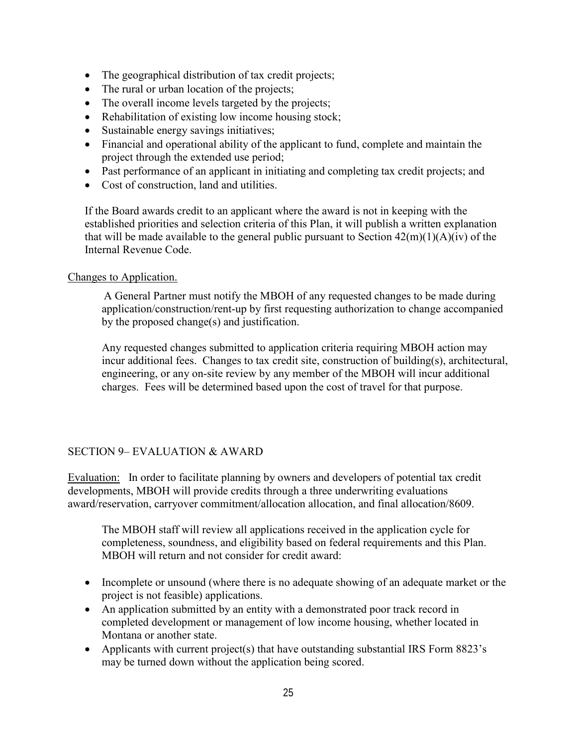- The geographical distribution of tax credit projects;
- The rural or urban location of the projects;
- The overall income levels targeted by the projects;
- Rehabilitation of existing low income housing stock;
- Sustainable energy savings initiatives;
- Financial and operational ability of the applicant to fund, complete and maintain the project through the extended use period;
- Past performance of an applicant in initiating and completing tax credit projects; and
- Cost of construction, land and utilities.

If the Board awards credit to an applicant where the award is not in keeping with the established priorities and selection criteria of this Plan, it will publish a written explanation that will be made available to the general public pursuant to Section 42(m)(1)(A)(iv) of the Internal Revenue Code.

Changes to Application.

A General Partner must notify the MBOH of any requested changes to be made during application/construction/rent-up by first requesting authorization to change accompanied by the proposed change(s) and justification.

Any requested changes submitted to application criteria requiring MBOH action may incur additional fees. Changes to tax credit site, construction of building(s), architectural, engineering, or any on-site review by any member of the MBOH will incur additional charges. Fees will be determined based upon the cost of travel for that purpose.

## SECTION 9– EVALUATION & AWARD

Evaluation: In order to facilitate planning by owners and developers of potential tax credit developments, MBOH will provide credits through a three underwriting evaluations award/reservation, carryover commitment/allocation allocation, and final allocation/8609.

The MBOH staff will review all applications received in the application cycle for completeness, soundness, and eligibility based on federal requirements and this Plan. MBOH will return and not consider for credit award:

- Incomplete or unsound (where there is no adequate showing of an adequate market or the project is not feasible) applications.
- An application submitted by an entity with a demonstrated poor track record in completed development or management of low income housing, whether located in Montana or another state.
- Applicants with current project(s) that have outstanding substantial IRS Form 8823's may be turned down without the application being scored.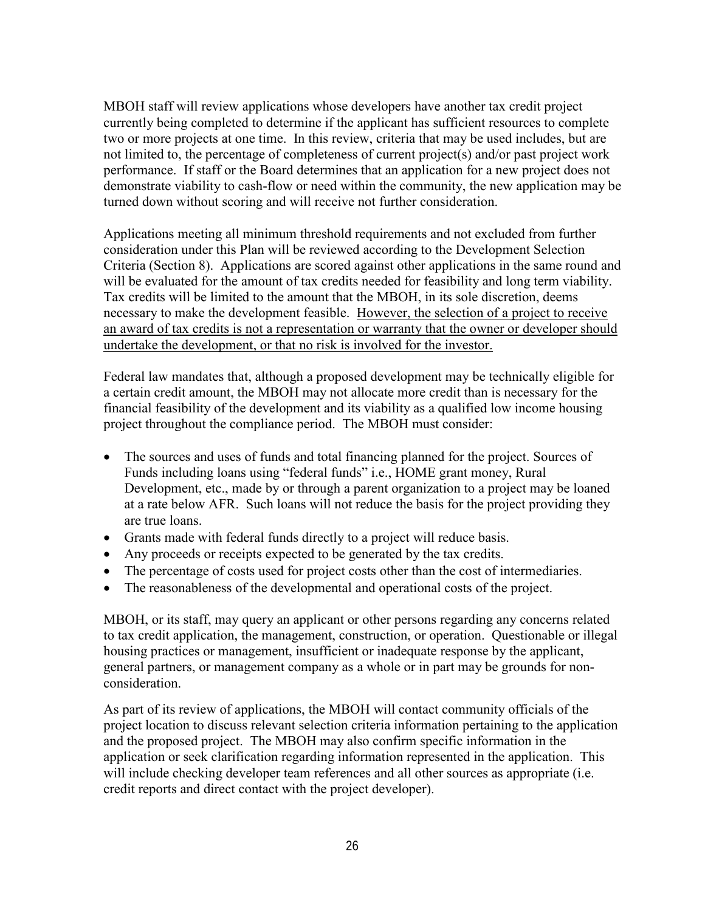MBOH staff will review applications whose developers have another tax credit project currently being completed to determine if the applicant has sufficient resources to complete two or more projects at one time. In this review, criteria that may be used includes, but are not limited to, the percentage of completeness of current project(s) and/or past project work performance. If staff or the Board determines that an application for a new project does not demonstrate viability to cash-flow or need within the community, the new application may be turned down without scoring and will receive not further consideration.

Applications meeting all minimum threshold requirements and not excluded from further consideration under this Plan will be reviewed according to the Development Selection Criteria (Section 8). Applications are scored against other applications in the same round and will be evaluated for the amount of tax credits needed for feasibility and long term viability. Tax credits will be limited to the amount that the MBOH, in its sole discretion, deems necessary to make the development feasible. <u>However, the selection of a project to receive an award of tax credits is not a representation or warranty that the owner or developer should undertake the development, or that no risk is involved for the investor.</u>

Federal law mandates that, although a proposed development may be technically eligible for a certain credit amount, the MBOH may not allocate more credit than is necessary for the financial feasibility of the development and its viability as a qualified low income housing project throughout the compliance period. The MBOH must consider:

- The sources and uses of funds and total financing planned for the project. Sources of Funds including loans using "federal funds" i.e., HOME grant money, Rural Development, etc., made by or through a parent organization to a project may be loaned at a rate below AFR. Such loans will not reduce the basis for the project providing they are true loans.
- Grants made with federal funds directly to a project will reduce basis.
- Any proceeds or receipts expected to be generated by the tax credits.
- The percentage of costs used for project costs other than the cost of intermediaries.
- The reasonableness of the developmental and operational costs of the project.

MBOH, or its staff, may query an applicant or other persons regarding any concerns related to tax credit application, the management, construction, or operation. Questionable or illegal housing practices or management, insufficient or inadequate response by the applicant, general partners, or management company as a whole or in part may be grounds for non-consideration.

As part of its review of applications, the MBOH will contact community officials of the project location to discuss relevant selection criteria information pertaining to the application and the proposed project. The MBOH may also confirm specific information in the application or seek clarification regarding information represented in the application. This will include checking developer team references and all other sources as appropriate (i.e. credit reports and direct contact with the project developer).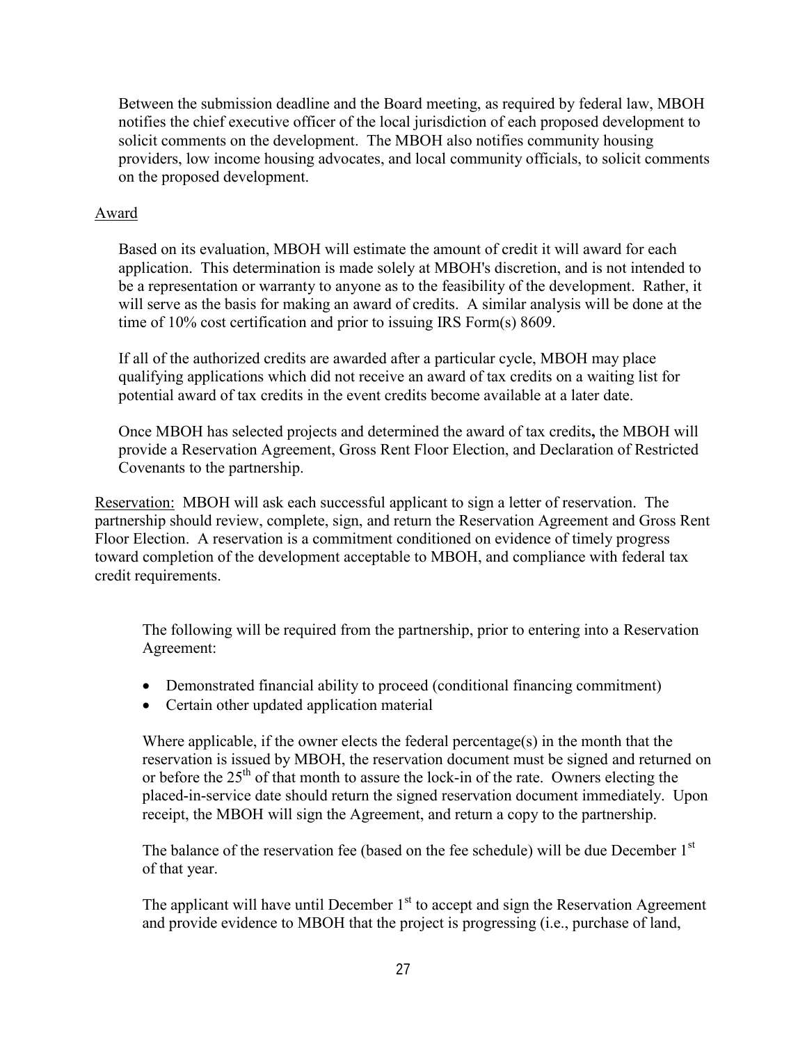Between the submission deadline and the Board meeting, as required by federal law, MBOH notifies the chief executive officer of the local jurisdiction of each proposed development to solicit comments on the development. The MBOH also notifies community housing providers, low income housing advocates, and local community officials, to solicit comments on the proposed development.

Award

Based on its evaluation, MBOH will estimate the amount of credit it will award for each application. This determination is made solely at MBOH's discretion, and is not intended to be a representation or warranty to anyone as to the feasibility of the development. Rather, it will serve as the basis for making an award of credits. A similar analysis will be done at the time of 10% cost certification and prior to issuing IRS Form(s) 8609.

If all of the authorized credits are awarded after a particular cycle, MBOH may place qualifying applications which did not receive an award of tax credits on a waiting list for potential award of tax credits in the event credits become available at a later date.

Once MBOH has selected projects and determined the award of tax credits**,** the MBOH will provide a Reservation Agreement, Gross Rent Floor Election, and Declaration of Restricted Covenants to the partnership.

Reservation: MBOH will ask each successful applicant to sign a letter of reservation. The partnership should review, complete, sign, and return the Reservation Agreement and Gross Rent Floor Election. A reservation is a commitment conditioned on evidence of timely progress toward completion of the development acceptable to MBOH, and compliance with federal tax credit requirements.

The following will be required from the partnership, prior to entering into a Reservation Agreement:

- Demonstrated financial ability to proceed (conditional financing commitment)
- Certain other updated application material

Where applicable, if the owner elects the federal percentage(s) in the month that the reservation is issued by MBOH, the reservation document must be signed and returned on or before the 25th of that month to assure the lock-in of the rate. Owners electing the placed-in-service date should return the signed reservation document immediately. Upon receipt, the MBOH will sign the Agreement, and return a copy to the partnership.

The balance of the reservation fee (based on the fee schedule) will be due December 1st of that year.

The applicant will have until December 1st to accept and sign the Reservation Agreement and provide evidence to MBOH that the project is progressing (i.e., purchase of land,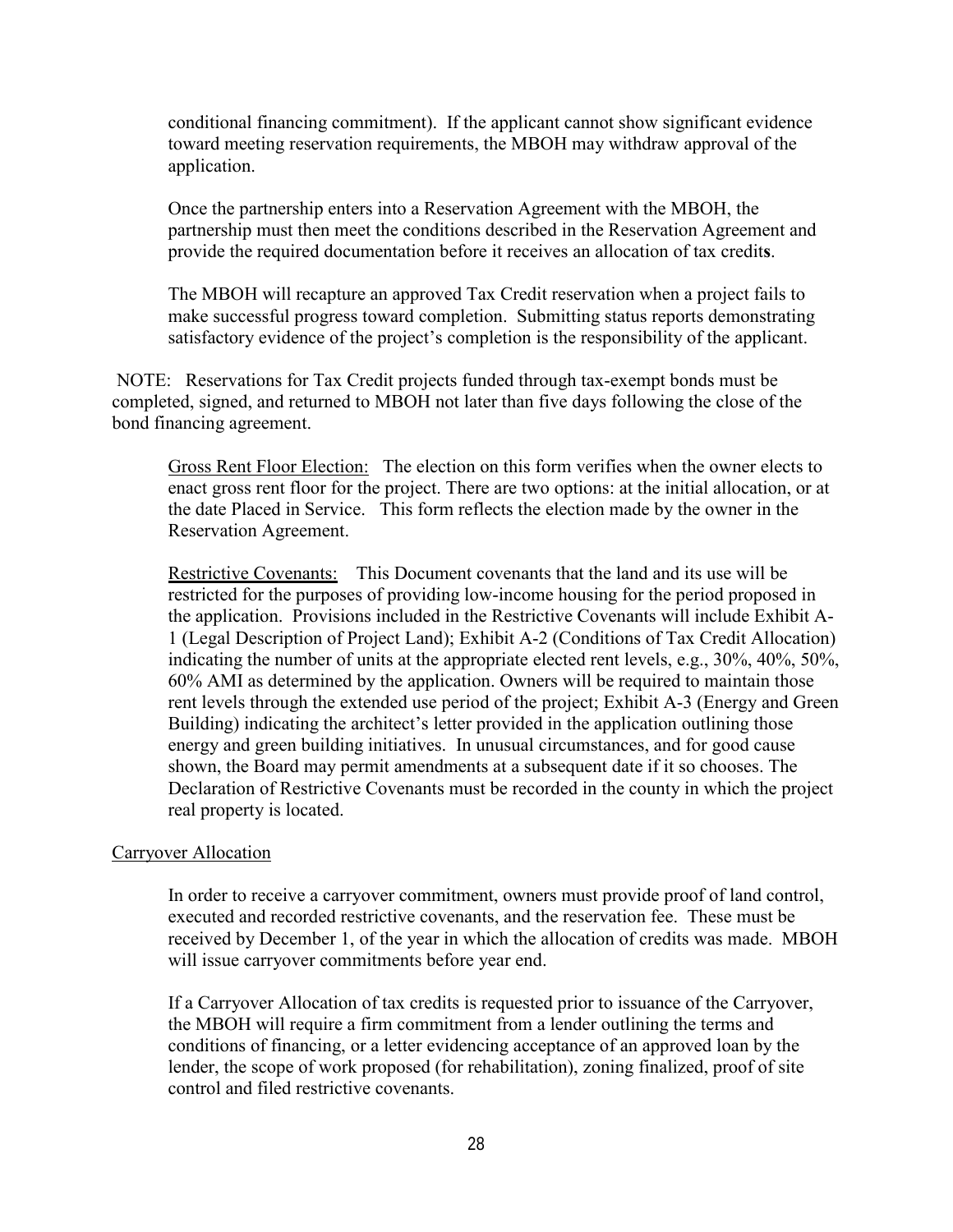conditional financing commitment). If the applicant cannot show significant evidence toward meeting reservation requirements, the MBOH may withdraw approval of the application.

Once the partnership enters into a Reservation Agreement with the MBOH, the partnership must then meet the conditions described in the Reservation Agreement and provide the required documentation before it receives an allocation of tax credit**s**.

The MBOH will recapture an approved Tax Credit reservation when a project fails to make successful progress toward completion. Submitting status reports demonstrating satisfactory evidence of the project's completion is the responsibility of the applicant.

NOTE: Reservations for Tax Credit projects funded through tax-exempt bonds must be completed, signed, and returned to MBOH not later than five days following the close of the bond financing agreement.

<u>Gross Rent Floor Election:</u> The election on this form verifies when the owner elects to enact gross rent floor for the project. There are two options: at the initial allocation, or at the date Placed in Service. This form reflects the election made by the owner in the Reservation Agreement.

<u>Restrictive Covenants:</u> This Document covenants that the land and its use will be restricted for the purposes of providing low-income housing for the period proposed in the application. Provisions included in the Restrictive Covenants will include Exhibit A-1 (Legal Description of Project Land); Exhibit A-2 (Conditions of Tax Credit Allocation) indicating the number of units at the appropriate elected rent levels, e.g., 30%, 40%, 50%, 60% AMI as determined by the application. Owners will be required to maintain those rent levels through the extended use period of the project; Exhibit A-3 (Energy and Green Building) indicating the architect's letter provided in the application outlining those energy and green building initiatives. In unusual circumstances, and for good cause shown, the Board may permit amendments at a subsequent date if it so chooses. The Declaration of Restrictive Covenants must be recorded in the county in which the project real property is located.

<u>Carryover Allocation</u>

In order to receive a carryover commitment, owners must provide proof of land control, executed and recorded restrictive covenants, and the reservation fee. These must be received by December 1, of the year in which the allocation of credits was made. MBOH will issue carryover commitments before year end.

If a Carryover Allocation of tax credits is requested prior to issuance of the Carryover, the MBOH will require a firm commitment from a lender outlining the terms and conditions of financing, or a letter evidencing acceptance of an approved loan by the lender, the scope of work proposed (for rehabilitation), zoning finalized, proof of site control and filed restrictive covenants.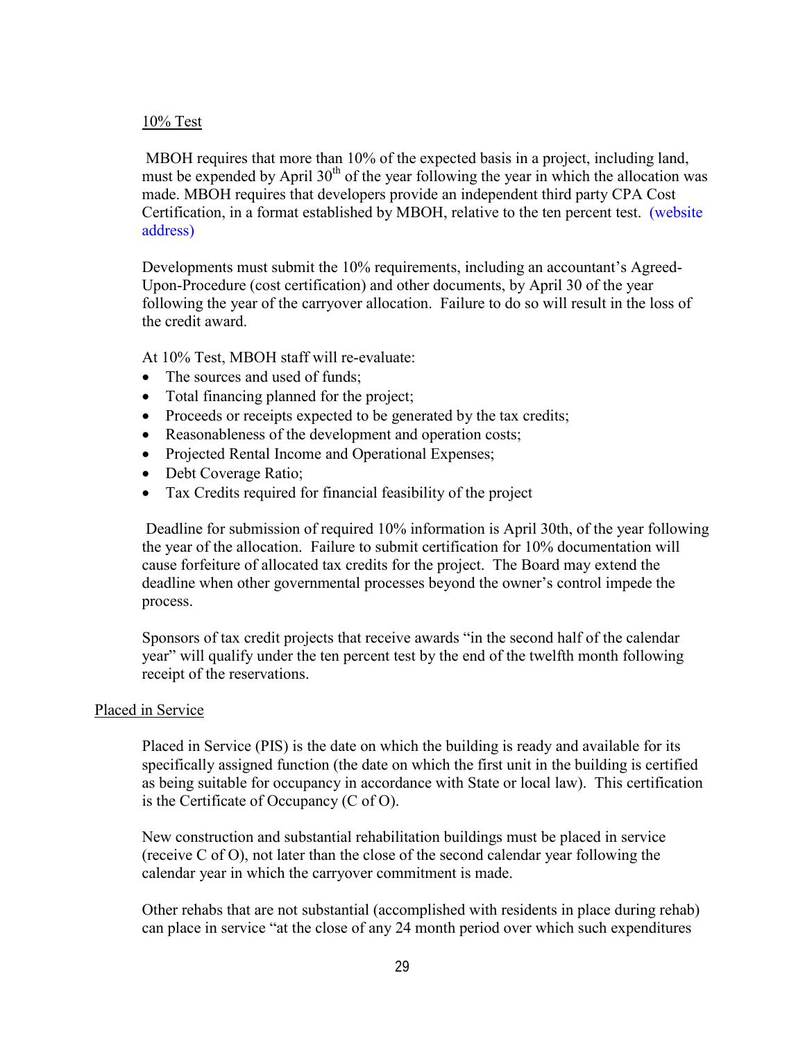10% Test

MBOH requires that more than 10% of the expected basis in a project, including land, must be expended by April 30th of the year following the year in which the allocation was made. MBOH requires that developers provide an independent third party CPA Cost Certification, in a format established by MBOH, relative to the ten percent test. (website address)

Developments must submit the 10% requirements, including an accountant's Agreed-Upon-Procedure (cost certification) and other documents, by April 30 of the year following the year of the carryover allocation. Failure to do so will result in the loss of the credit award.

At 10% Test, MBOH staff will re-evaluate:

- The sources and used of funds;
- Total financing planned for the project;
- Proceeds or receipts expected to be generated by the tax credits;
- Reasonableness of the development and operation costs;
- Projected Rental Income and Operational Expenses;
- Debt Coverage Ratio;
- Tax Credits required for financial feasibility of the project

Deadline for submission of required 10% information is April 30th, of the year following the year of the allocation. Failure to submit certification for 10% documentation will cause forfeiture of allocated tax credits for the project. The Board may extend the deadline when other governmental processes beyond the owner's control impede the process.

Sponsors of tax credit projects that receive awards "in the second half of the calendar year" will qualify under the ten percent test by the end of the twelfth month following receipt of the reservations.

Placed in Service

Placed in Service (PIS) is the date on which the building is ready and available for its specifically assigned function (the date on which the first unit in the building is certified as being suitable for occupancy in accordance with State or local law). This certification is the Certificate of Occupancy (C of O).

New construction and substantial rehabilitation buildings must be placed in service (receive C of O), not later than the close of the second calendar year following the calendar year in which the carryover commitment is made.

Other rehabs that are not substantial (accomplished with residents in place during rehab) can place in service "at the close of any 24 month period over which such expenditures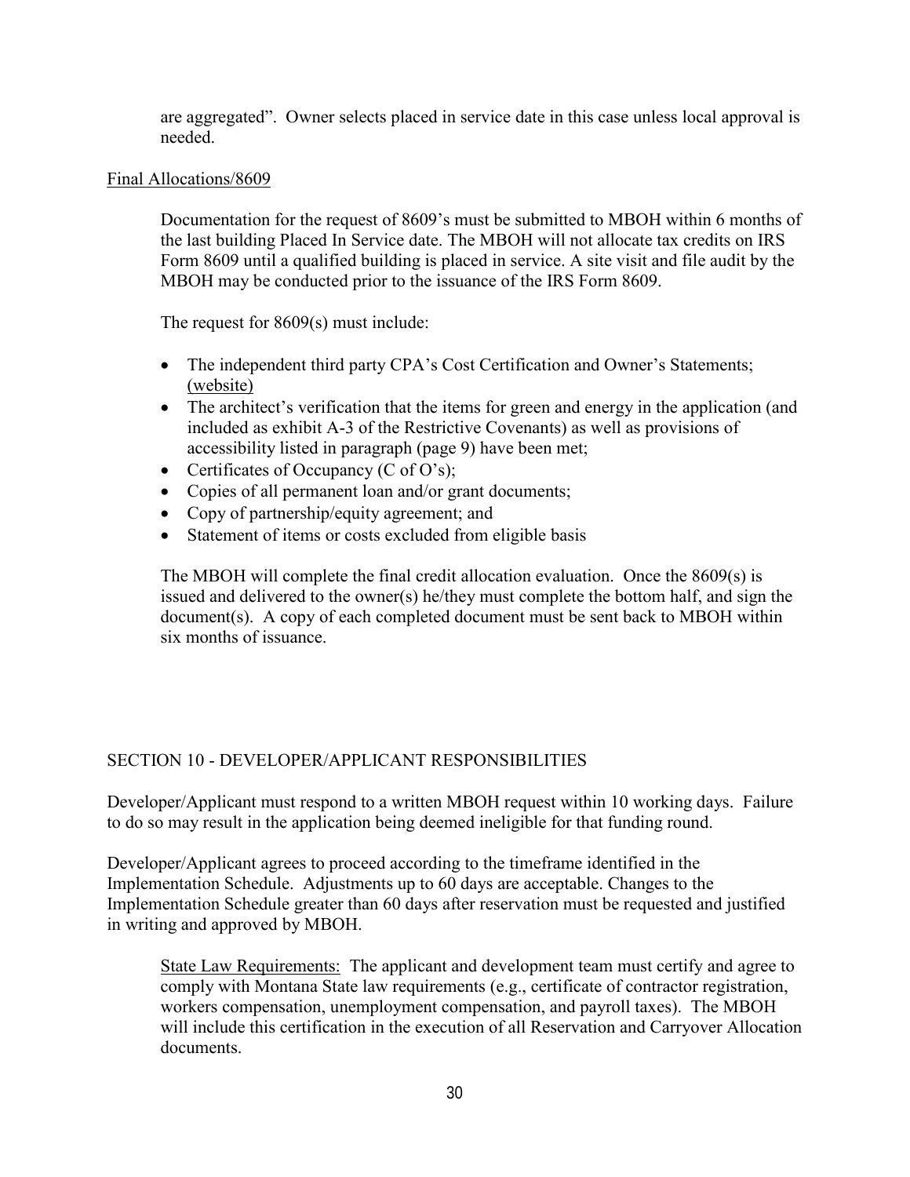are aggregated". Owner selects placed in service date in this case unless local approval is needed.

Final Allocations/8609

Documentation for the request of 8609's must be submitted to MBOH within 6 months of the last building Placed In Service date. The MBOH will not allocate tax credits on IRS Form 8609 until a qualified building is placed in service. A site visit and file audit by the MBOH may be conducted prior to the issuance of the IRS Form 8609.

The request for 8609(s) must include:

- The independent third party CPA's Cost Certification and Owner's Statements; (website)
- The architect's verification that the items for green and energy in the application (and included as exhibit A-3 of the Restrictive Covenants) as well as provisions of accessibility listed in paragraph (page 9) have been met;
- Certificates of Occupancy (C of O's);
- Copies of all permanent loan and/or grant documents;
- Copy of partnership/equity agreement; and
- Statement of items or costs excluded from eligible basis

The MBOH will complete the final credit allocation evaluation. Once the 8609(s) is issued and delivered to the owner(s) he/they must complete the bottom half, and sign the document(s). A copy of each completed document must be sent back to MBOH within six months of issuance.

## SECTION 10 - DEVELOPER/APPLICANT RESPONSIBILITIES

Developer/Applicant must respond to a written MBOH request within 10 working days. Failure to do so may result in the application being deemed ineligible for that funding round.

Developer/Applicant agrees to proceed according to the timeframe identified in the Implementation Schedule. Adjustments up to 60 days are acceptable. Changes to the Implementation Schedule greater than 60 days after reservation must be requested and justified in writing and approved by MBOH.

State Law Requirements: The applicant and development team must certify and agree to comply with Montana State law requirements (e.g., certificate of contractor registration, workers compensation, unemployment compensation, and payroll taxes). The MBOH will include this certification in the execution of all Reservation and Carryover Allocation documents.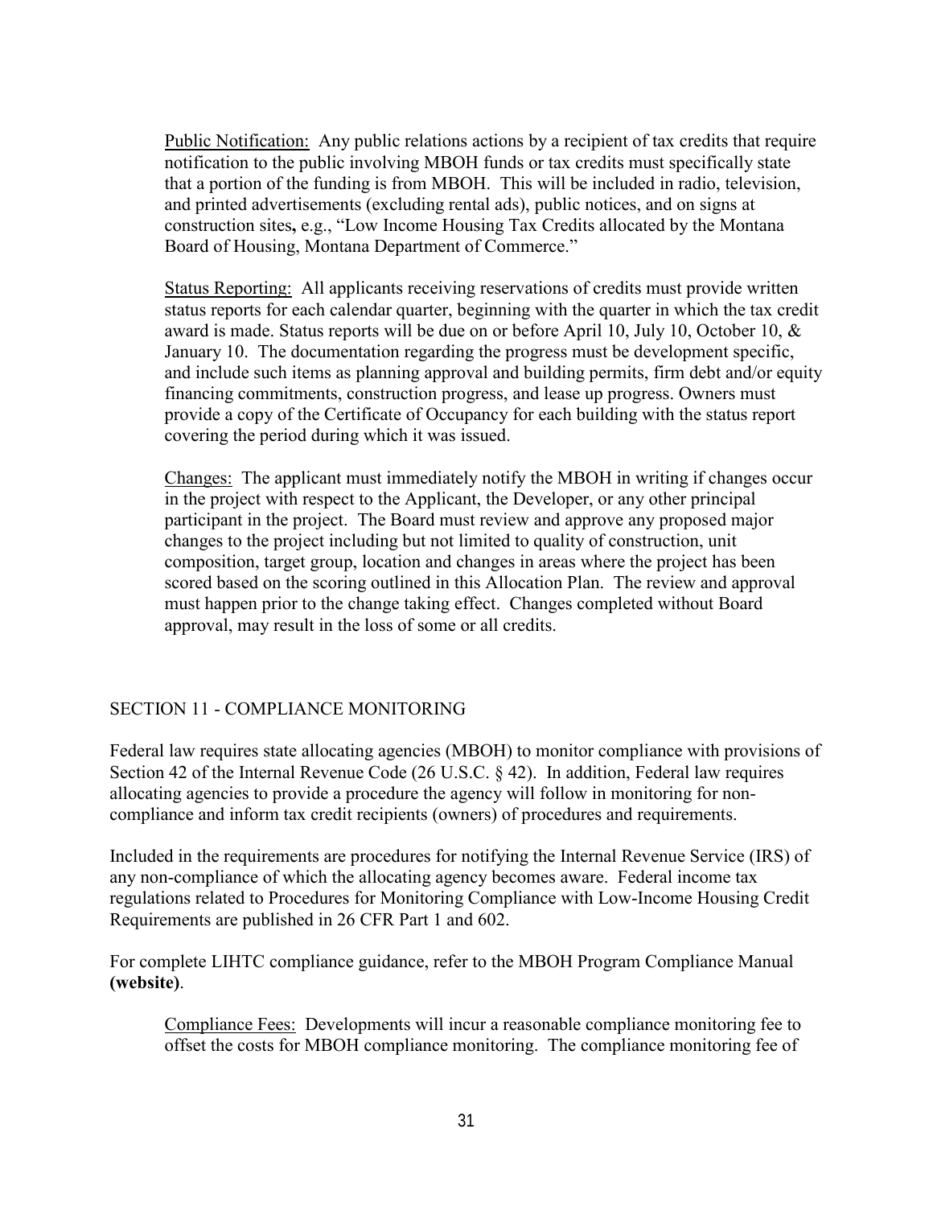Public Notification: Any public relations actions by a recipient of tax credits that require notification to the public involving MBOH funds or tax credits must specifically state that a portion of the funding is from MBOH. This will be included in radio, television, and printed advertisements (excluding rental ads), public notices, and on signs at construction sites**,** e.g., "Low Income Housing Tax Credits allocated by the Montana Board of Housing, Montana Department of Commerce."

Status Reporting: All applicants receiving reservations of credits must provide written status reports for each calendar quarter, beginning with the quarter in which the tax credit award is made. Status reports will be due on or before April 10, July 10, October 10, & January 10. The documentation regarding the progress must be development specific, and include such items as planning approval and building permits, firm debt and/or equity financing commitments, construction progress, and lease up progress. Owners must provide a copy of the Certificate of Occupancy for each building with the status report covering the period during which it was issued.

Changes: The applicant must immediately notify the MBOH in writing if changes occur in the project with respect to the Applicant, the Developer, or any other principal participant in the project. The Board must review and approve any proposed major changes to the project including but not limited to quality of construction, unit composition, target group, location and changes in areas where the project has been scored based on the scoring outlined in this Allocation Plan. The review and approval must happen prior to the change taking effect. Changes completed without Board approval, may result in the loss of some or all credits.

## SECTION 11 - COMPLIANCE MONITORING

Federal law requires state allocating agencies (MBOH) to monitor compliance with provisions of Section 42 of the Internal Revenue Code (26 U.S.C. § 42). In addition, Federal law requires allocating agencies to provide a procedure the agency will follow in monitoring for non-compliance and inform tax credit recipients (owners) of procedures and requirements.

Included in the requirements are procedures for notifying the Internal Revenue Service (IRS) of any non-compliance of which the allocating agency becomes aware. Federal income tax regulations related to Procedures for Monitoring Compliance with Low-Income Housing Credit Requirements are published in 26 CFR Part 1 and 602.

For complete LIHTC compliance guidance, refer to the MBOH Program Compliance Manual **(website)**.

Compliance Fees: Developments will incur a reasonable compliance monitoring fee to offset the costs for MBOH compliance monitoring. The compliance monitoring fee of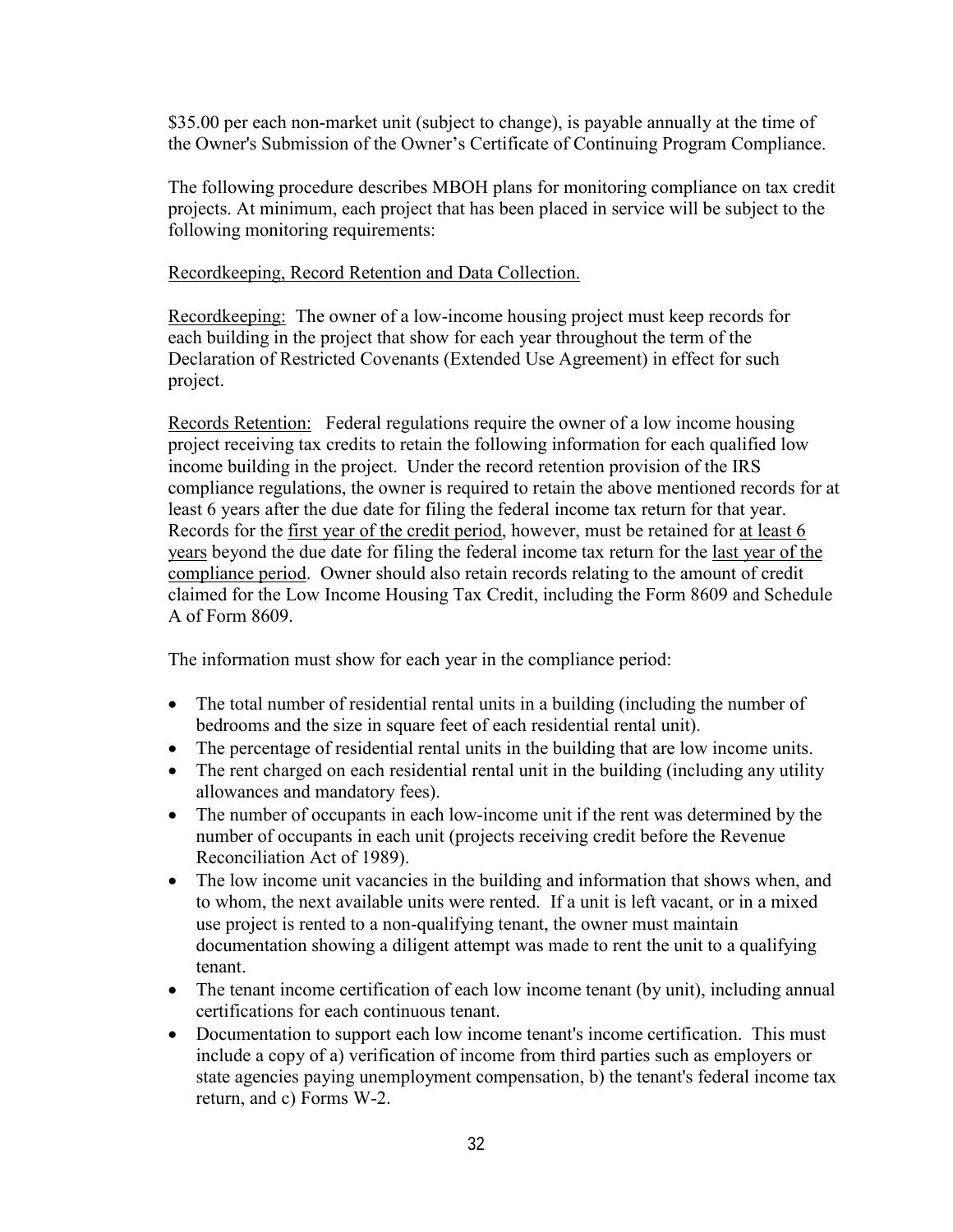$35.00 per each non-market unit (subject to change), is payable annually at the time of the Owner's Submission of the Owner's Certificate of Continuing Program Compliance.

The following procedure describes MBOH plans for monitoring compliance on tax credit projects. At minimum, each project that has been placed in service will be subject to the following monitoring requirements:

<u>Recordkeeping, Record Retention and Data Collection.</u>

<u>Recordkeeping:</u> The owner of a low-income housing project must keep records for each building in the project that show for each year throughout the term of the Declaration of Restricted Covenants (Extended Use Agreement) in effect for such project.

<u>Records Retention:</u> Federal regulations require the owner of a low income housing project receiving tax credits to retain the following information for each qualified low income building in the project. Under the record retention provision of the IRS compliance regulations, the owner is required to retain the above mentioned records for at least 6 years after the due date for filing the federal income tax return for that year. Records for the <u>first year of the credit period</u>, however, must be retained for <u>at least 6 years</u> beyond the due date for filing the federal income tax return for the <u>last year of the compliance period</u>. Owner should also retain records relating to the amount of credit claimed for the Low Income Housing Tax Credit, including the Form 8609 and Schedule A of Form 8609.

The information must show for each year in the compliance period:

- The total number of residential rental units in a building (including the number of bedrooms and the size in square feet of each residential rental unit).
- The percentage of residential rental units in the building that are low income units.
- The rent charged on each residential rental unit in the building (including any utility allowances and mandatory fees).
- The number of occupants in each low-income unit if the rent was determined by the number of occupants in each unit (projects receiving credit before the Revenue Reconciliation Act of 1989).
- The low income unit vacancies in the building and information that shows when, and to whom, the next available units were rented. If a unit is left vacant, or in a mixed use project is rented to a non-qualifying tenant, the owner must maintain documentation showing a diligent attempt was made to rent the unit to a qualifying tenant.
- The tenant income certification of each low income tenant (by unit), including annual certifications for each continuous tenant.
- Documentation to support each low income tenant's income certification. This must include a copy of a) verification of income from third parties such as employers or state agencies paying unemployment compensation, b) the tenant's federal income tax return, and c) Forms W-2.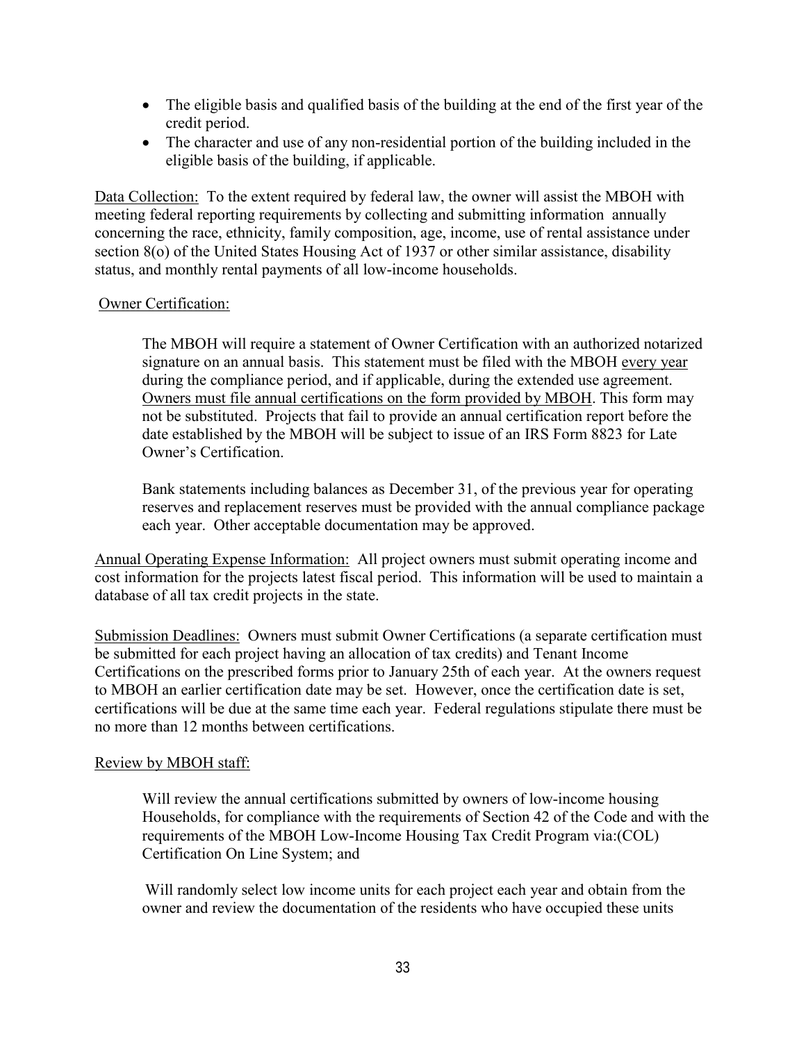- The eligible basis and qualified basis of the building at the end of the first year of the credit period.
- The character and use of any non-residential portion of the building included in the eligible basis of the building, if applicable.

Data Collection: To the extent required by federal law, the owner will assist the MBOH with meeting federal reporting requirements by collecting and submitting information annually concerning the race, ethnicity, family composition, age, income, use of rental assistance under section 8(o) of the United States Housing Act of 1937 or other similar assistance, disability status, and monthly rental payments of all low-income households.

Owner Certification:

> The MBOH will require a statement of Owner Certification with an authorized notarized signature on an annual basis. This statement must be filed with the MBOH every year during the compliance period, and if applicable, during the extended use agreement. Owners must file annual certifications on the form provided by MBOH. This form may not be substituted. Projects that fail to provide an annual certification report before the date established by the MBOH will be subject to issue of an IRS Form 8823 for Late Owner's Certification.
>
> Bank statements including balances as December 31, of the previous year for operating reserves and replacement reserves must be provided with the annual compliance package each year. Other acceptable documentation may be approved.

Annual Operating Expense Information: All project owners must submit operating income and cost information for the projects latest fiscal period. This information will be used to maintain a database of all tax credit projects in the state.

Submission Deadlines: Owners must submit Owner Certifications (a separate certification must be submitted for each project having an allocation of tax credits) and Tenant Income Certifications on the prescribed forms prior to January 25th of each year. At the owners request to MBOH an earlier certification date may be set. However, once the certification date is set, certifications will be due at the same time each year. Federal regulations stipulate there must be no more than 12 months between certifications.

Review by MBOH staff:

> Will review the annual certifications submitted by owners of low-income housing Households, for compliance with the requirements of Section 42 of the Code and with the requirements of the MBOH Low-Income Housing Tax Credit Program via:(COL) Certification On Line System; and
>
> Will randomly select low income units for each project each year and obtain from the owner and review the documentation of the residents who have occupied these units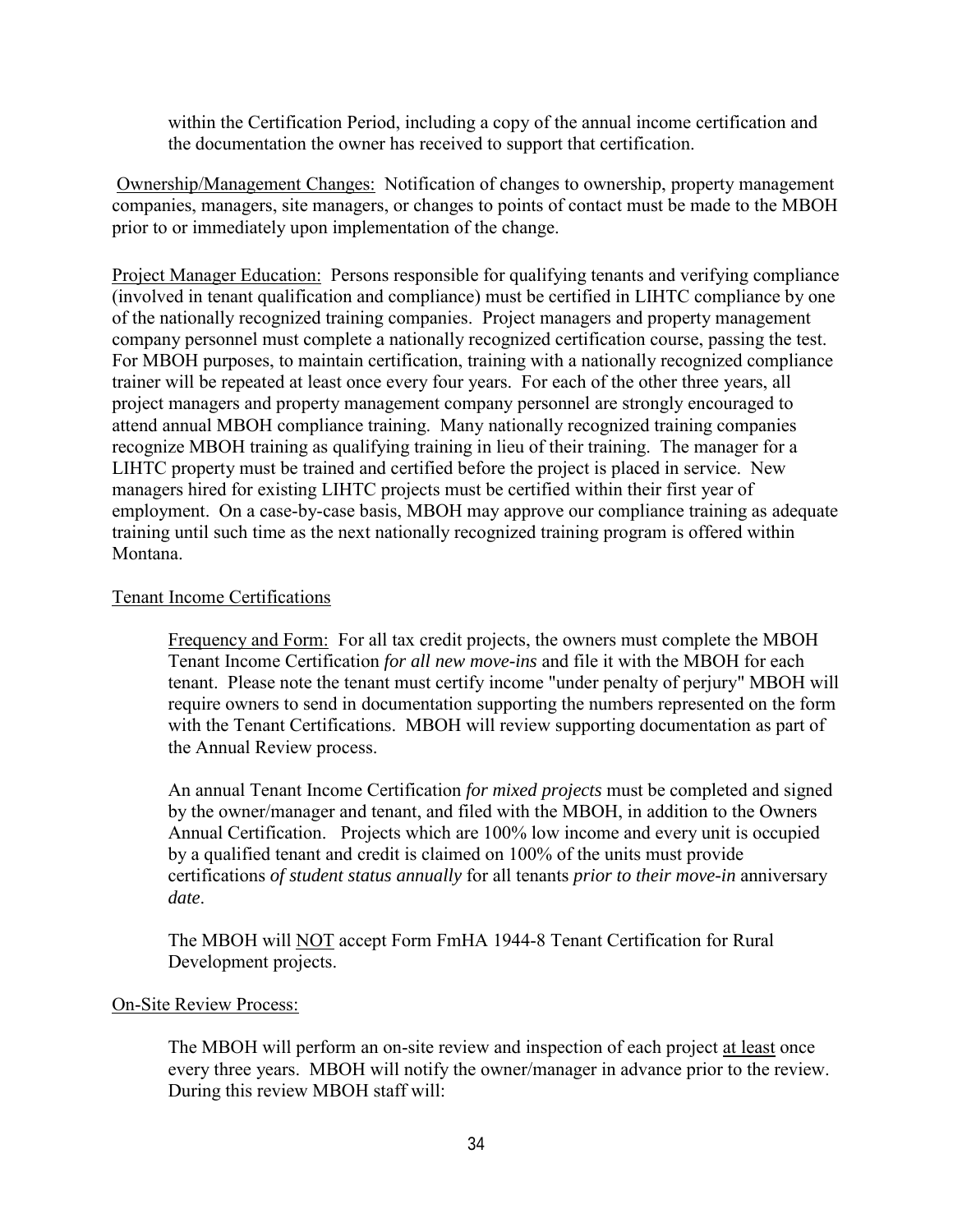within the Certification Period, including a copy of the annual income certification and the documentation the owner has received to support that certification.

Ownership/Management Changes: Notification of changes to ownership, property management companies, managers, site managers, or changes to points of contact must be made to the MBOH prior to or immediately upon implementation of the change.

Project Manager Education: Persons responsible for qualifying tenants and verifying compliance (involved in tenant qualification and compliance) must be certified in LIHTC compliance by one of the nationally recognized training companies. Project managers and property management company personnel must complete a nationally recognized certification course, passing the test. For MBOH purposes, to maintain certification, training with a nationally recognized compliance trainer will be repeated at least once every four years. For each of the other three years, all project managers and property management company personnel are strongly encouraged to attend annual MBOH compliance training. Many nationally recognized training companies recognize MBOH training as qualifying training in lieu of their training. The manager for a LIHTC property must be trained and certified before the project is placed in service. New managers hired for existing LIHTC projects must be certified within their first year of employment. On a case-by-case basis, MBOH may approve our compliance training as adequate training until such time as the next nationally recognized training program is offered within Montana.

Tenant Income Certifications

Frequency and Form: For all tax credit projects, the owners must complete the MBOH Tenant Income Certification *for all new move-ins* and file it with the MBOH for each tenant. Please note the tenant must certify income "under penalty of perjury" MBOH will require owners to send in documentation supporting the numbers represented on the form with the Tenant Certifications. MBOH will review supporting documentation as part of the Annual Review process.

An annual Tenant Income Certification *for mixed projects* must be completed and signed by the owner/manager and tenant, and filed with the MBOH, in addition to the Owners Annual Certification. Projects which are 100% low income and every unit is occupied by a qualified tenant and credit is claimed on 100% of the units must provide certifications *of student status annually* for all tenants *prior to their move-in* anniversary *date*.

The MBOH will NOT accept Form FmHA 1944-8 Tenant Certification for Rural Development projects.

On-Site Review Process:

The MBOH will perform an on-site review and inspection of each project at least once every three years. MBOH will notify the owner/manager in advance prior to the review. During this review MBOH staff will: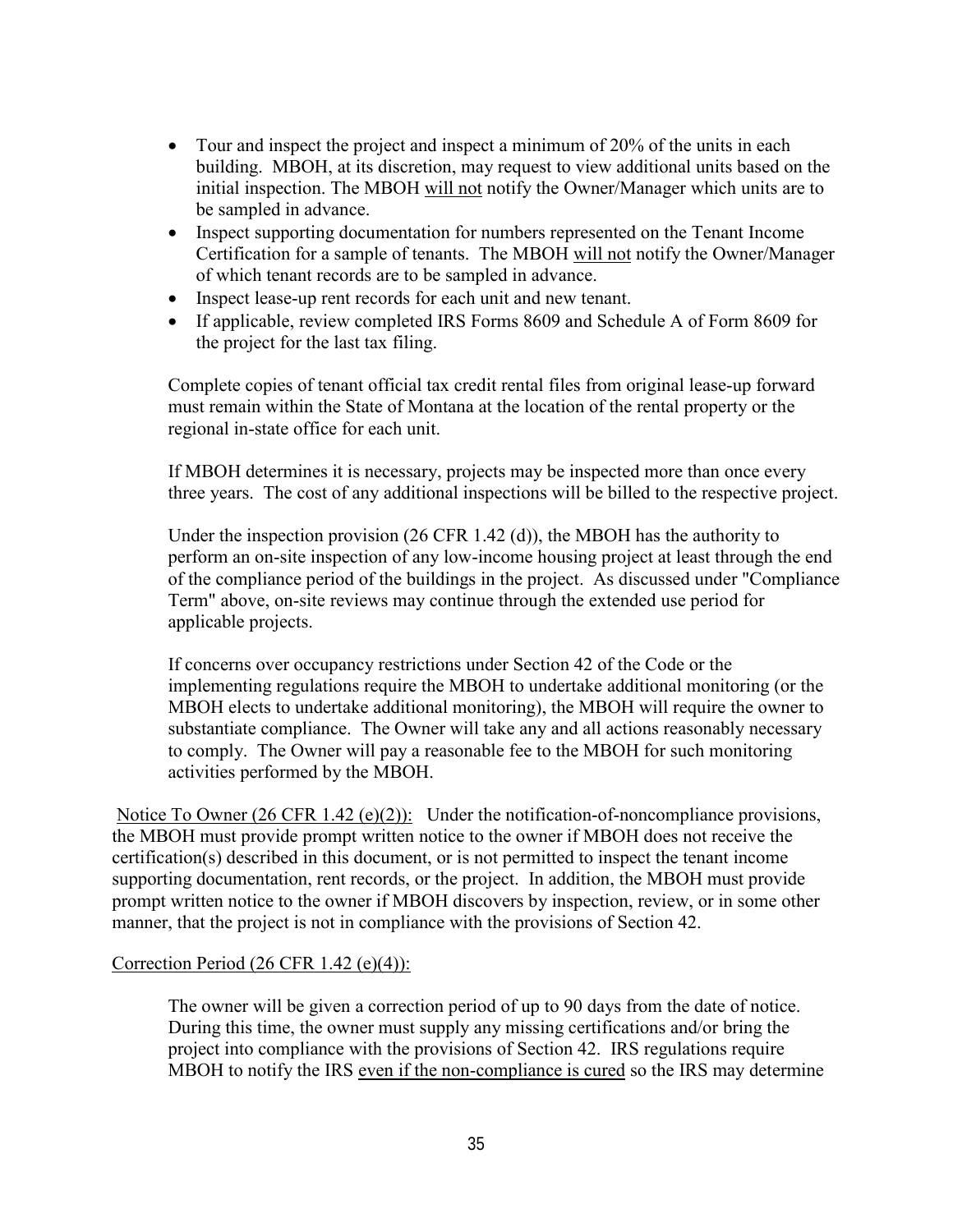- Tour and inspect the project and inspect a minimum of 20% of the units in each building. MBOH, at its discretion, may request to view additional units based on the initial inspection. The MBOH <u>will not</u> notify the Owner/Manager which units are to be sampled in advance.
- Inspect supporting documentation for numbers represented on the Tenant Income Certification for a sample of tenants. The MBOH <u>will not</u> notify the Owner/Manager of which tenant records are to be sampled in advance.
- Inspect lease-up rent records for each unit and new tenant.
- If applicable, review completed IRS Forms 8609 and Schedule A of Form 8609 for the project for the last tax filing.

Complete copies of tenant official tax credit rental files from original lease-up forward must remain within the State of Montana at the location of the rental property or the regional in-state office for each unit.

If MBOH determines it is necessary, projects may be inspected more than once every three years. The cost of any additional inspections will be billed to the respective project.

Under the inspection provision (26 CFR 1.42 (d)), the MBOH has the authority to perform an on-site inspection of any low-income housing project at least through the end of the compliance period of the buildings in the project. As discussed under "Compliance Term" above, on-site reviews may continue through the extended use period for applicable projects.

If concerns over occupancy restrictions under Section 42 of the Code or the implementing regulations require the MBOH to undertake additional monitoring (or the MBOH elects to undertake additional monitoring), the MBOH will require the owner to substantiate compliance. The Owner will take any and all actions reasonably necessary to comply. The Owner will pay a reasonable fee to the MBOH for such monitoring activities performed by the MBOH.

<u>Notice To Owner (26 CFR 1.42 (e)(2)):</u> Under the notification-of-noncompliance provisions, the MBOH must provide prompt written notice to the owner if MBOH does not receive the certification(s) described in this document, or is not permitted to inspect the tenant income supporting documentation, rent records, or the project. In addition, the MBOH must provide prompt written notice to the owner if MBOH discovers by inspection, review, or in some other manner, that the project is not in compliance with the provisions of Section 42.

<u>Correction Period (26 CFR 1.42 (e)(4)):</u>

The owner will be given a correction period of up to 90 days from the date of notice. During this time, the owner must supply any missing certifications and/or bring the project into compliance with the provisions of Section 42. IRS regulations require MBOH to notify the IRS <u>even if the non-compliance is cured</u> so the IRS may determine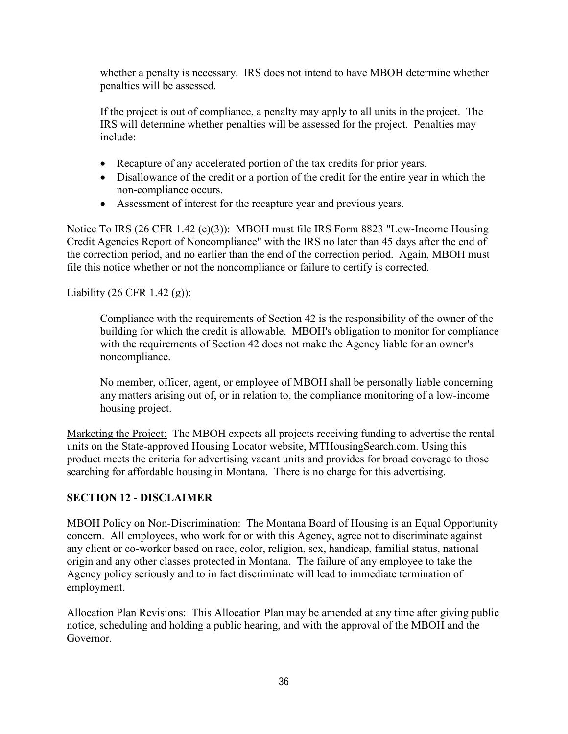whether a penalty is necessary. IRS does not intend to have MBOH determine whether penalties will be assessed.

If the project is out of compliance, a penalty may apply to all units in the project. The IRS will determine whether penalties will be assessed for the project. Penalties may include:

- Recapture of any accelerated portion of the tax credits for prior years.
- Disallowance of the credit or a portion of the credit for the entire year in which the non-compliance occurs.
- Assessment of interest for the recapture year and previous years.

Notice To IRS (26 CFR 1.42 (e)(3)): MBOH must file IRS Form 8823 "Low-Income Housing Credit Agencies Report of Noncompliance" with the IRS no later than 45 days after the end of the correction period, and no earlier than the end of the correction period. Again, MBOH must file this notice whether or not the noncompliance or failure to certify is corrected.

Liability (26 CFR 1.42 (g)):

Compliance with the requirements of Section 42 is the responsibility of the owner of the building for which the credit is allowable. MBOH's obligation to monitor for compliance with the requirements of Section 42 does not make the Agency liable for an owner's noncompliance.

No member, officer, agent, or employee of MBOH shall be personally liable concerning any matters arising out of, or in relation to, the compliance monitoring of a low-income housing project.

Marketing the Project: The MBOH expects all projects receiving funding to advertise the rental units on the State-approved Housing Locator website, MTHousingSearch.com. Using this product meets the criteria for advertising vacant units and provides for broad coverage to those searching for affordable housing in Montana. There is no charge for this advertising.

## SECTION 12 - DISCLAIMER

MBOH Policy on Non-Discrimination: The Montana Board of Housing is an Equal Opportunity concern. All employees, who work for or with this Agency, agree not to discriminate against any client or co-worker based on race, color, religion, sex, handicap, familial status, national origin and any other classes protected in Montana. The failure of any employee to take the Agency policy seriously and to in fact discriminate will lead to immediate termination of employment.

Allocation Plan Revisions: This Allocation Plan may be amended at any time after giving public notice, scheduling and holding a public hearing, and with the approval of the MBOH and the Governor.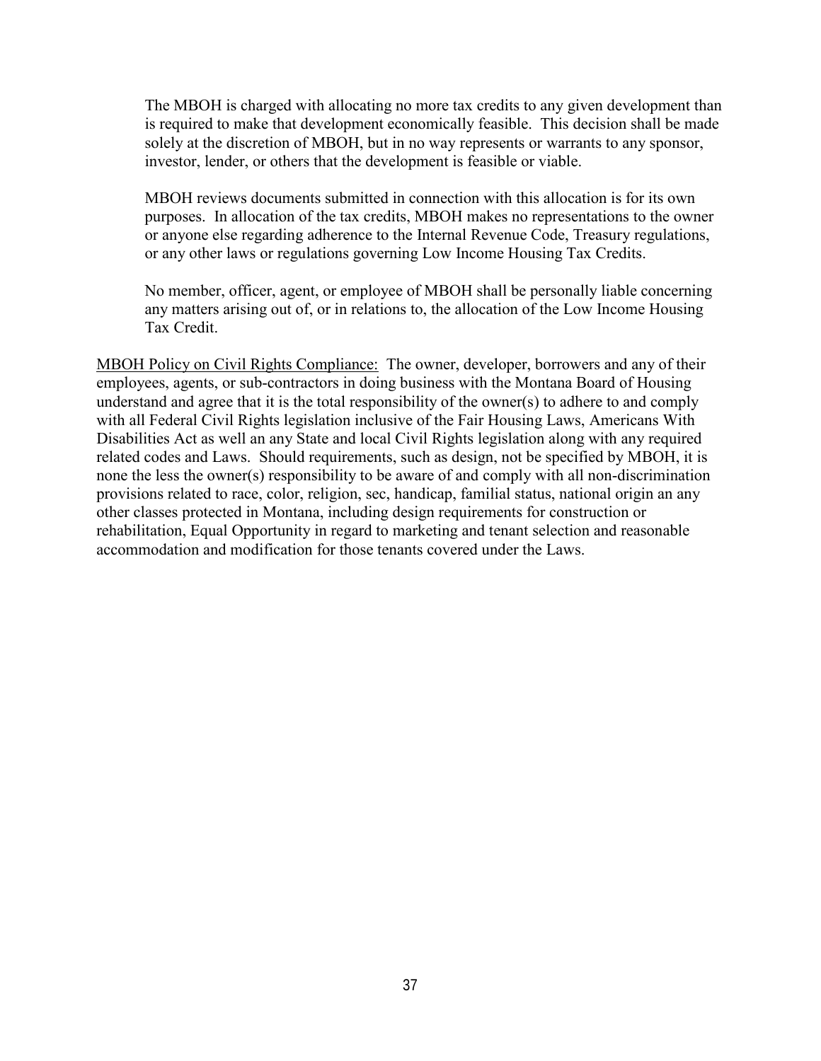The MBOH is charged with allocating no more tax credits to any given development than is required to make that development economically feasible. This decision shall be made solely at the discretion of MBOH, but in no way represents or warrants to any sponsor, investor, lender, or others that the development is feasible or viable.

MBOH reviews documents submitted in connection with this allocation is for its own purposes. In allocation of the tax credits, MBOH makes no representations to the owner or anyone else regarding adherence to the Internal Revenue Code, Treasury regulations, or any other laws or regulations governing Low Income Housing Tax Credits.

No member, officer, agent, or employee of MBOH shall be personally liable concerning any matters arising out of, or in relations to, the allocation of the Low Income Housing Tax Credit.

<u>MBOH Policy on Civil Rights Compliance:</u> The owner, developer, borrowers and any of their employees, agents, or sub-contractors in doing business with the Montana Board of Housing understand and agree that it is the total responsibility of the owner(s) to adhere to and comply with all Federal Civil Rights legislation inclusive of the Fair Housing Laws, Americans With Disabilities Act as well an any State and local Civil Rights legislation along with any required related codes and Laws. Should requirements, such as design, not be specified by MBOH, it is none the less the owner(s) responsibility to be aware of and comply with all non-discrimination provisions related to race, color, religion, sec, handicap, familial status, national origin an any other classes protected in Montana, including design requirements for construction or rehabilitation, Equal Opportunity in regard to marketing and tenant selection and reasonable accommodation and modification for those tenants covered under the Laws.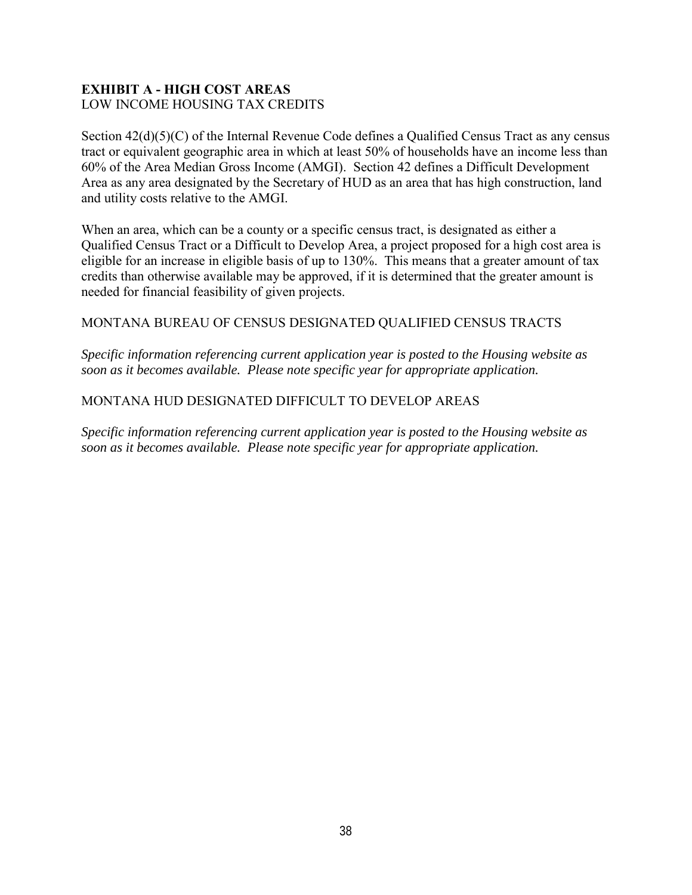**EXHIBIT A - HIGH COST AREAS**
LOW INCOME HOUSING TAX CREDITS

Section 42(d)(5)(C) of the Internal Revenue Code defines a Qualified Census Tract as any census tract or equivalent geographic area in which at least 50% of households have an income less than 60% of the Area Median Gross Income (AMGI). Section 42 defines a Difficult Development Area as any area designated by the Secretary of HUD as an area that has high construction, land and utility costs relative to the AMGI.

When an area, which can be a county or a specific census tract, is designated as either a Qualified Census Tract or a Difficult to Develop Area, a project proposed for a high cost area is eligible for an increase in eligible basis of up to 130%. This means that a greater amount of tax credits than otherwise available may be approved, if it is determined that the greater amount is needed for financial feasibility of given projects.

MONTANA BUREAU OF CENSUS DESIGNATED QUALIFIED CENSUS TRACTS

*Specific information referencing current application year is posted to the Housing website as soon as it becomes available. Please note specific year for appropriate application.*

MONTANA HUD DESIGNATED DIFFICULT TO DEVELOP AREAS

*Specific information referencing current application year is posted to the Housing website as soon as it becomes available. Please note specific year for appropriate application.*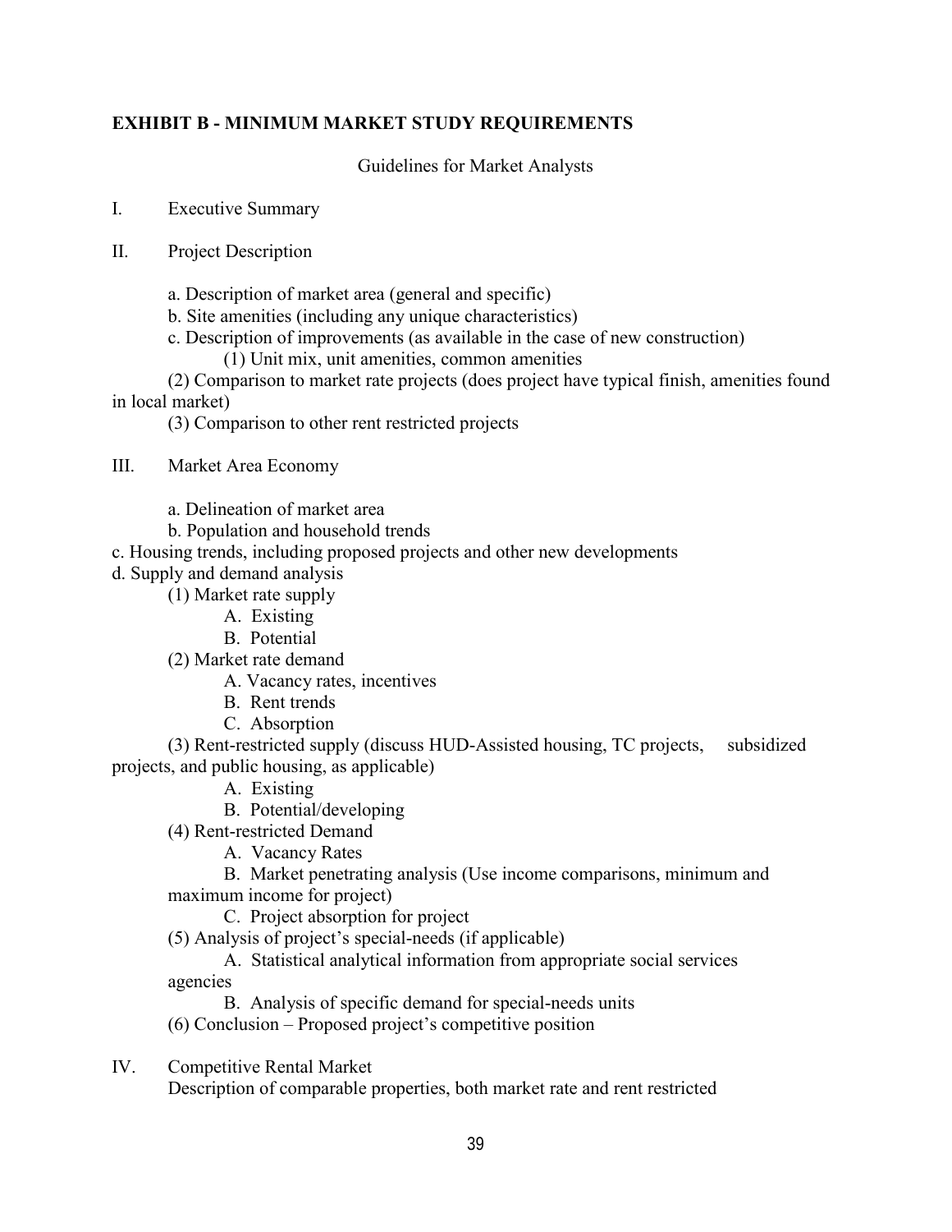## EXHIBIT B - MINIMUM MARKET STUDY REQUIREMENTS

Guidelines for Market Analysts

I. Executive Summary

II. Project Description

a. Description of market area (general and specific)

b. Site amenities (including any unique characteristics)

c. Description of improvements (as available in the case of new construction)

(1) Unit mix, unit amenities, common amenities

(2) Comparison to market rate projects (does project have typical finish, amenities found in local market)

(3) Comparison to other rent restricted projects

III. Market Area Economy

a. Delineation of market area

b. Population and household trends

c. Housing trends, including proposed projects and other new developments

d. Supply and demand analysis

(1) Market rate supply

A. Existing

B. Potential

(2) Market rate demand

A. Vacancy rates, incentives

B. Rent trends

C. Absorption

(3) Rent-restricted supply (discuss HUD-Assisted housing, TC projects, subsidized projects, and public housing, as applicable)

A. Existing

B. Potential/developing

(4) Rent-restricted Demand

A. Vacancy Rates

B. Market penetrating analysis (Use income comparisons, minimum and maximum income for project)

C. Project absorption for project

(5) Analysis of project's special-needs (if applicable)

A. Statistical analytical information from appropriate social services agencies

B. Analysis of specific demand for special-needs units

(6) Conclusion – Proposed project's competitive position

IV. Competitive Rental Market

Description of comparable properties, both market rate and rent restricted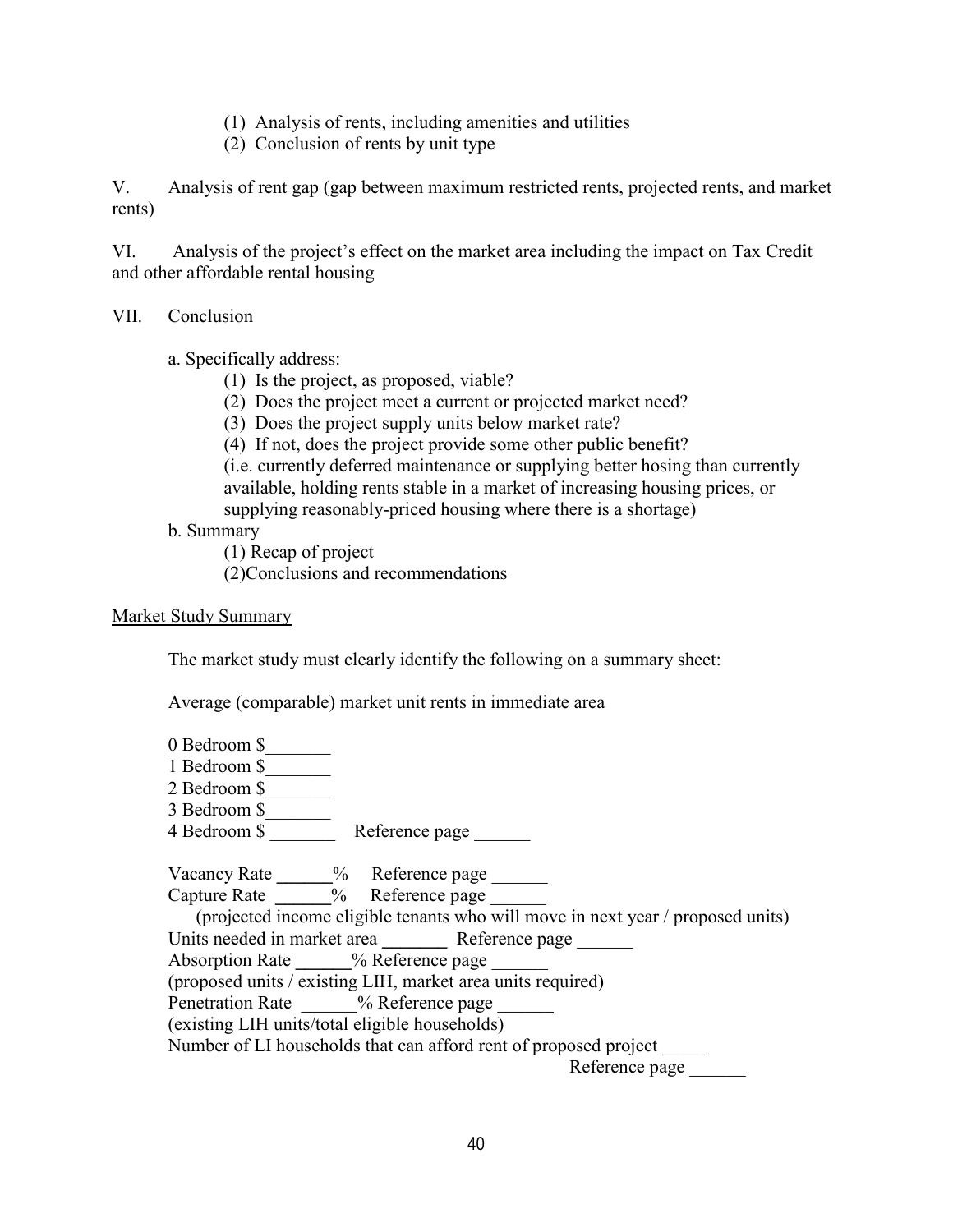(1) Analysis of rents, including amenities and utilities

(2) Conclusion of rents by unit type

V. Analysis of rent gap (gap between maximum restricted rents, projected rents, and market rents)

VI. Analysis of the project's effect on the market area including the impact on Tax Credit and other affordable rental housing

VII. Conclusion

a. Specifically address:

(1) Is the project, as proposed, viable?

(2) Does the project meet a current or projected market need?

(3) Does the project supply units below market rate?

(4) If not, does the project provide some other public benefit? (i.e. currently deferred maintenance or supplying better hosing than currently available, holding rents stable in a market of increasing housing prices, or supplying reasonably-priced housing where there is a shortage)

b. Summary

(1) Recap of project

(2)Conclusions and recommendations

<u>Market Study Summary</u>

The market study must clearly identify the following on a summary sheet:

Average (comparable) market unit rents in immediate area

0 Bedroom $_______
1 Bedroom $_______
2 Bedroom $_______
3 Bedroom $_______
4 Bedroom $ _______ Reference page ______

Vacancy Rate ______% Reference page ______
Capture Rate ______% Reference page ______
(projected income eligible tenants who will move in next year / proposed units)
Units needed in market area _______ Reference page ______
Absorption Rate ______% Reference page ______
(proposed units / existing LIH, market area units required)
Penetration Rate ______% Reference page ______
(existing LIH units/total eligible households)
Number of LI households that can afford rent of proposed project _____
Reference page ______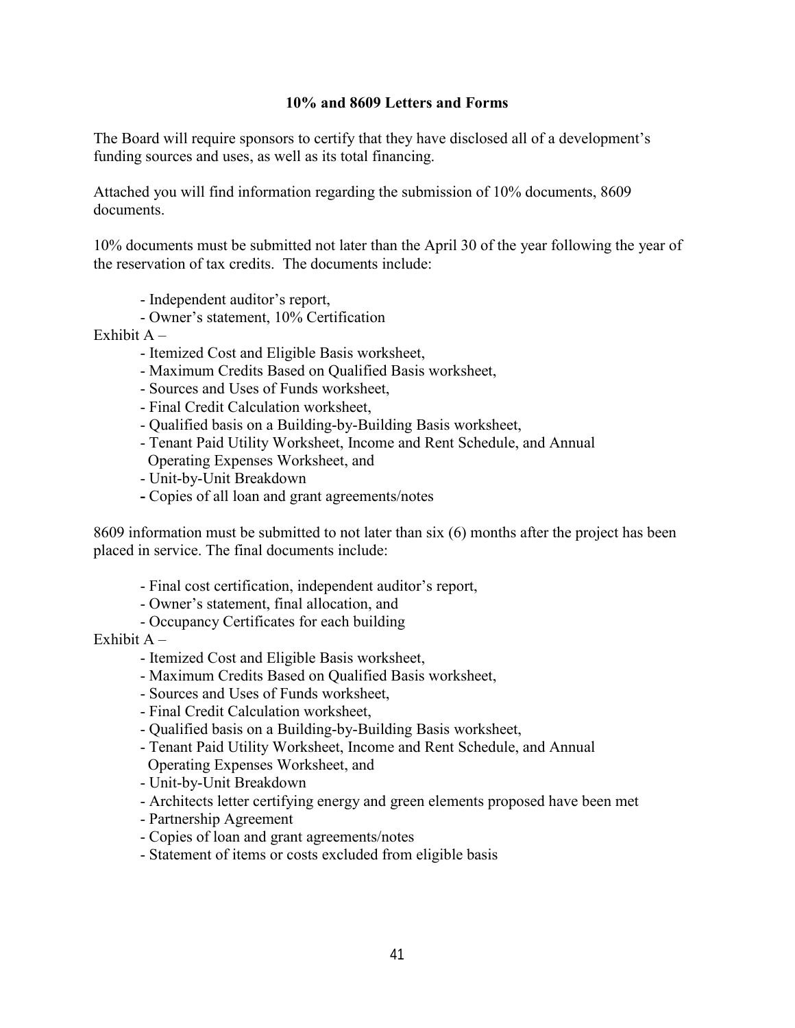## 10% and 8609 Letters and Forms

The Board will require sponsors to certify that they have disclosed all of a development's funding sources and uses, as well as its total financing.

Attached you will find information regarding the submission of 10% documents, 8609 documents.

10% documents must be submitted not later than the April 30 of the year following the year of the reservation of tax credits. The documents include:

- Independent auditor's report,
- Owner's statement, 10% Certification

Exhibit A –

- Itemized Cost and Eligible Basis worksheet,
- Maximum Credits Based on Qualified Basis worksheet,
- Sources and Uses of Funds worksheet,
- Final Credit Calculation worksheet,
- Qualified basis on a Building-by-Building Basis worksheet,
- Tenant Paid Utility Worksheet, Income and Rent Schedule, and Annual Operating Expenses Worksheet, and
- Unit-by-Unit Breakdown
- Copies of all loan and grant agreements/notes

8609 information must be submitted to not later than six (6) months after the project has been placed in service. The final documents include:

- Final cost certification, independent auditor's report,
- Owner's statement, final allocation, and
- Occupancy Certificates for each building

Exhibit A –

- Itemized Cost and Eligible Basis worksheet,
- Maximum Credits Based on Qualified Basis worksheet,
- Sources and Uses of Funds worksheet,
- Final Credit Calculation worksheet,
- Qualified basis on a Building-by-Building Basis worksheet,
- Tenant Paid Utility Worksheet, Income and Rent Schedule, and Annual Operating Expenses Worksheet, and
- Unit-by-Unit Breakdown
- Architects letter certifying energy and green elements proposed have been met
- Partnership Agreement
- Copies of loan and grant agreements/notes
- Statement of items or costs excluded from eligible basis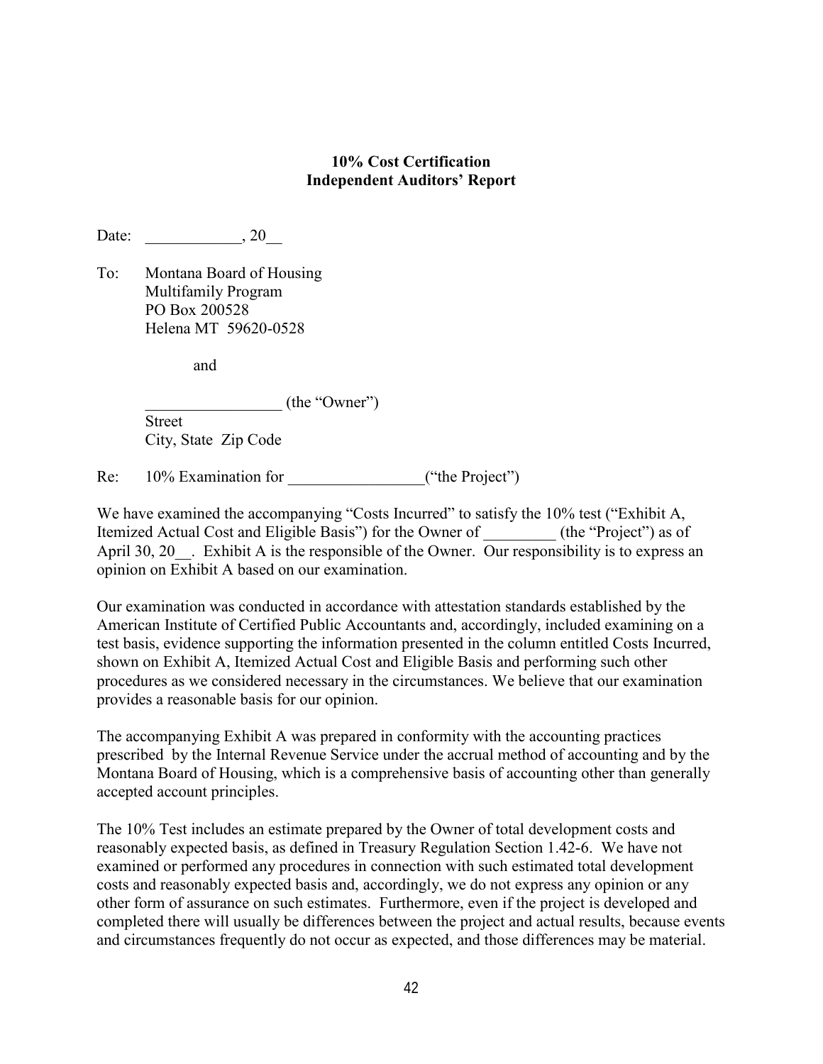**10% Cost Certification**
**Independent Auditors' Report**

Date: ____________, 20__

To: Montana Board of Housing
Multifamily Program
PO Box 200528
Helena MT 59620-0528

and

_________________ (the "Owner")
Street
City, State Zip Code

Re: 10% Examination for _________________("the Project")

We have examined the accompanying "Costs Incurred" to satisfy the 10% test ("Exhibit A, Itemized Actual Cost and Eligible Basis") for the Owner of _________ (the "Project") as of April 30, 20__. Exhibit A is the responsible of the Owner. Our responsibility is to express an opinion on Exhibit A based on our examination.

Our examination was conducted in accordance with attestation standards established by the American Institute of Certified Public Accountants and, accordingly, included examining on a test basis, evidence supporting the information presented in the column entitled Costs Incurred, shown on Exhibit A, Itemized Actual Cost and Eligible Basis and performing such other procedures as we considered necessary in the circumstances. We believe that our examination provides a reasonable basis for our opinion.

The accompanying Exhibit A was prepared in conformity with the accounting practices prescribed by the Internal Revenue Service under the accrual method of accounting and by the Montana Board of Housing, which is a comprehensive basis of accounting other than generally accepted account principles.

The 10% Test includes an estimate prepared by the Owner of total development costs and reasonably expected basis, as defined in Treasury Regulation Section 1.42-6. We have not examined or performed any procedures in connection with such estimated total development costs and reasonably expected basis and, accordingly, we do not express any opinion or any other form of assurance on such estimates. Furthermore, even if the project is developed and completed there will usually be differences between the project and actual results, because events and circumstances frequently do not occur as expected, and those differences may be material.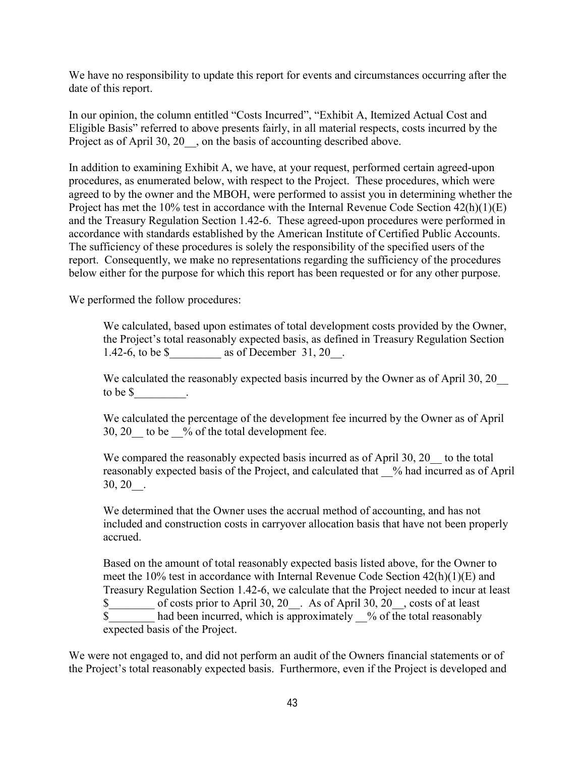We have no responsibility to update this report for events and circumstances occurring after the date of this report.

In our opinion, the column entitled "Costs Incurred", "Exhibit A, Itemized Actual Cost and Eligible Basis" referred to above presents fairly, in all material respects, costs incurred by the Project as of April 30, 20__, on the basis of accounting described above.

In addition to examining Exhibit A, we have, at your request, performed certain agreed-upon procedures, as enumerated below, with respect to the Project. These procedures, which were agreed to by the owner and the MBOH, were performed to assist you in determining whether the Project has met the 10% test in accordance with the Internal Revenue Code Section 42(h)(1)(E) and the Treasury Regulation Section 1.42-6. These agreed-upon procedures were performed in accordance with standards established by the American Institute of Certified Public Accounts. The sufficiency of these procedures is solely the responsibility of the specified users of the report. Consequently, we make no representations regarding the sufficiency of the procedures below either for the purpose for which this report has been requested or for any other purpose.

We performed the follow procedures:

> We calculated, based upon estimates of total development costs provided by the Owner, the Project's total reasonably expected basis, as defined in Treasury Regulation Section 1.42-6, to be $_________ as of December 31, 20__.
>
> We calculated the reasonably expected basis incurred by the Owner as of April 30, 20__ to be $_________.
>
> We calculated the percentage of the development fee incurred by the Owner as of April 30, 20__ to be __% of the total development fee.
>
> We compared the reasonably expected basis incurred as of April 30, 20__ to the total reasonably expected basis of the Project, and calculated that __% had incurred as of April 30, 20__.
>
> We determined that the Owner uses the accrual method of accounting, and has not included and construction costs in carryover allocation basis that have not been properly accrued.
>
> Based on the amount of total reasonably expected basis listed above, for the Owner to meet the 10% test in accordance with Internal Revenue Code Section 42(h)(1)(E) and Treasury Regulation Section 1.42-6, we calculate that the Project needed to incur at least $________ of costs prior to April 30, 20__. As of April 30, 20__, costs of at least $________ had been incurred, which is approximately __% of the total reasonably expected basis of the Project.

We were not engaged to, and did not perform an audit of the Owners financial statements or of the Project's total reasonably expected basis. Furthermore, even if the Project is developed and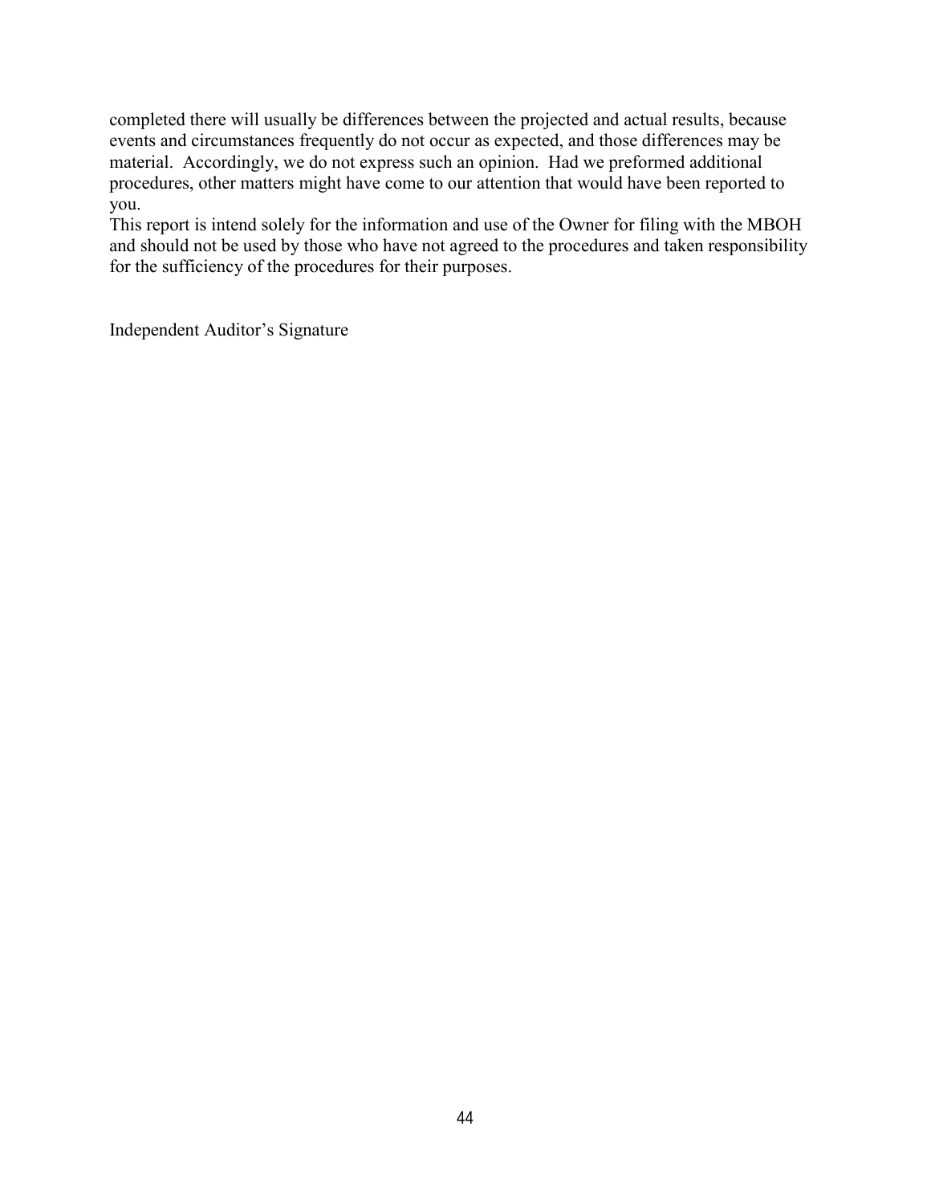completed there will usually be differences between the projected and actual results, because events and circumstances frequently do not occur as expected, and those differences may be material. Accordingly, we do not express such an opinion. Had we preformed additional procedures, other matters might have come to our attention that would have been reported to you.
This report is intend solely for the information and use of the Owner for filing with the MBOH and should not be used by those who have not agreed to the procedures and taken responsibility for the sufficiency of the procedures for their purposes.

Independent Auditor's Signature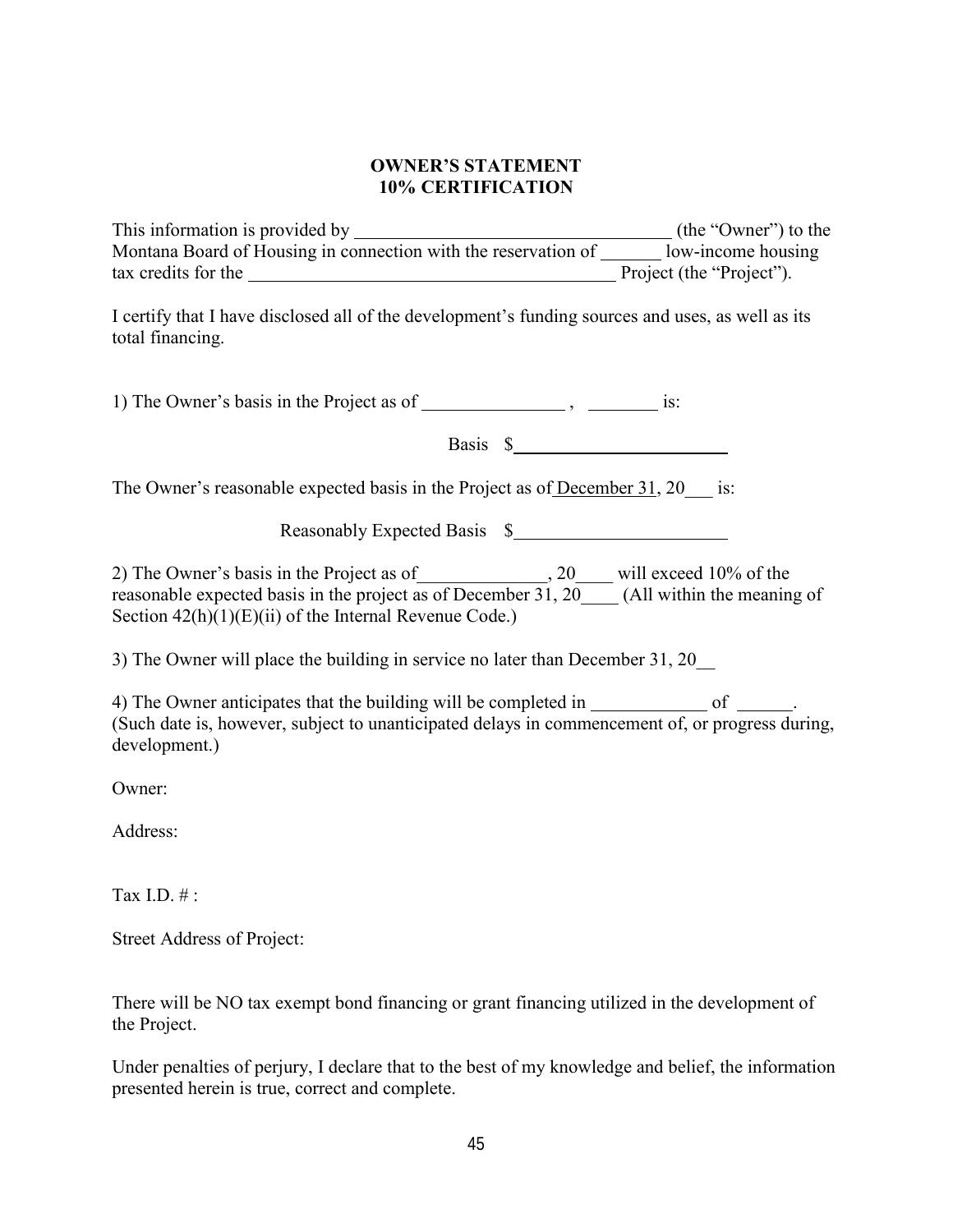**OWNER'S STATEMENT**
**10% CERTIFICATION**

This information is provided by ___________________________________ (the "Owner") to the Montana Board of Housing in connection with the reservation of _______ low-income housing tax credits for the ________________________________________ Project (the "Project").

I certify that I have disclosed all of the development's funding sources and uses, as well as its total financing.

1) The Owner's basis in the Project as of _______________ , ________ is:

Basis $________________________

The Owner's reasonable expected basis in the Project as of December 31, 20___ is:

Reasonably Expected Basis $______________________

2) The Owner's basis in the Project as of______________, 20____ will exceed 10% of the reasonable expected basis in the project as of December 31, 20____ (All within the meaning of Section 42(h)(1)(E)(ii) of the Internal Revenue Code.)

3) The Owner will place the building in service no later than December 31, 20__

4) The Owner anticipates that the building will be completed in ____________ of ______. (Such date is, however, subject to unanticipated delays in commencement of, or progress during, development.)

Owner:

Address:

Tax I.D. # :

Street Address of Project:

There will be NO tax exempt bond financing or grant financing utilized in the development of the Project.

Under penalties of perjury, I declare that to the best of my knowledge and belief, the information presented herein is true, correct and complete.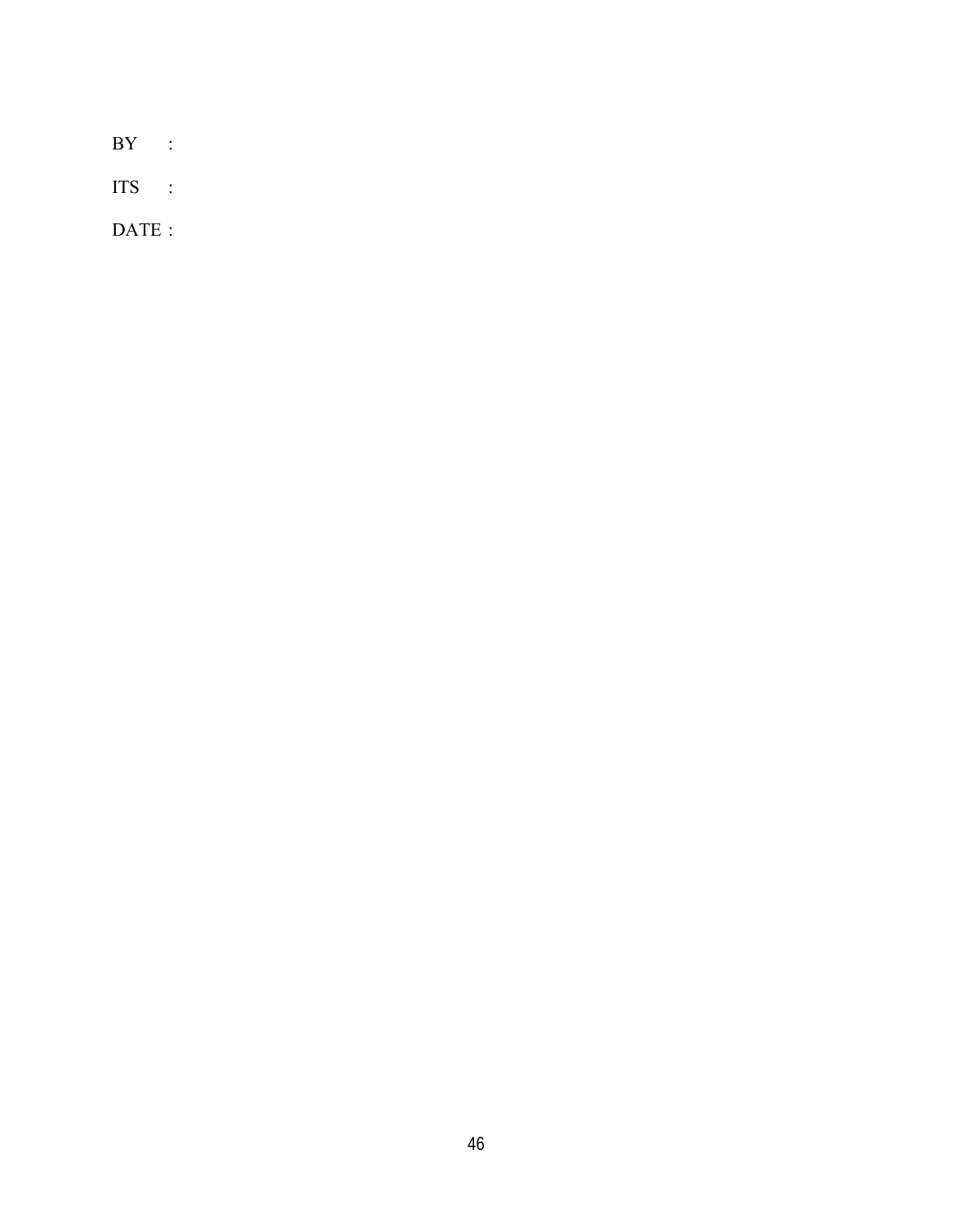BY :

ITS :

DATE :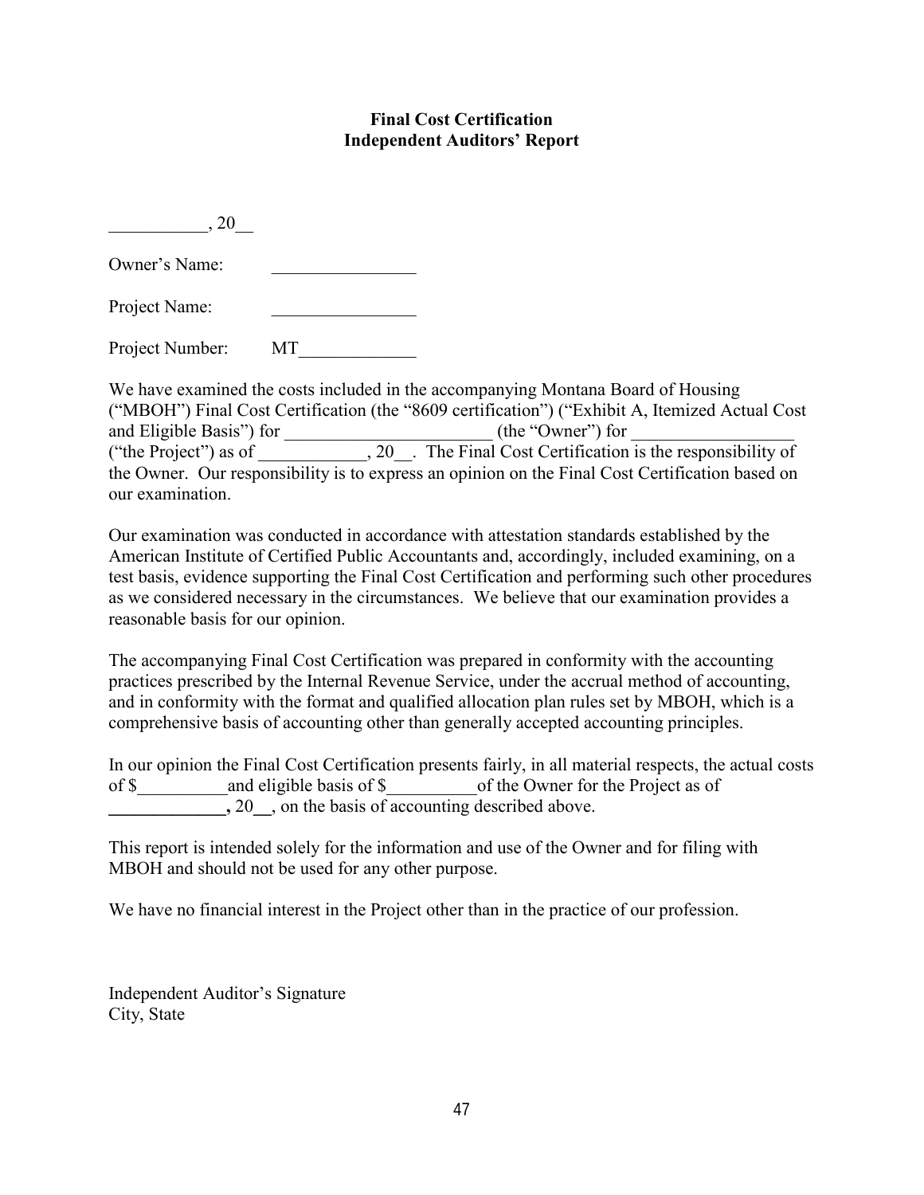**Final Cost Certification**
**Independent Auditors' Report**

___________, 20__

Owner's Name: ________________

Project Name: ________________

Project Number: MT_____________

We have examined the costs included in the accompanying Montana Board of Housing ("MBOH") Final Cost Certification (the "8609 certification") ("Exhibit A, Itemized Actual Cost and Eligible Basis") for _______________________ (the "Owner") for __________________ ("the Project") as of ____________, 20__. The Final Cost Certification is the responsibility of the Owner. Our responsibility is to express an opinion on the Final Cost Certification based on our examination.

Our examination was conducted in accordance with attestation standards established by the American Institute of Certified Public Accountants and, accordingly, included examining, on a test basis, evidence supporting the Final Cost Certification and performing such other procedures as we considered necessary in the circumstances. We believe that our examination provides a reasonable basis for our opinion.

The accompanying Final Cost Certification was prepared in conformity with the accounting practices prescribed by the Internal Revenue Service, under the accrual method of accounting, and in conformity with the format and qualified allocation plan rules set by MBOH, which is a comprehensive basis of accounting other than generally accepted accounting principles.

In our opinion the Final Cost Certification presents fairly, in all material respects, the actual costs of $__________and eligible basis of $__________of the Owner for the Project as of **_____________,** 20__, on the basis of accounting described above.

This report is intended solely for the information and use of the Owner and for filing with MBOH and should not be used for any other purpose.

We have no financial interest in the Project other than in the practice of our profession.

Independent Auditor's Signature
City, State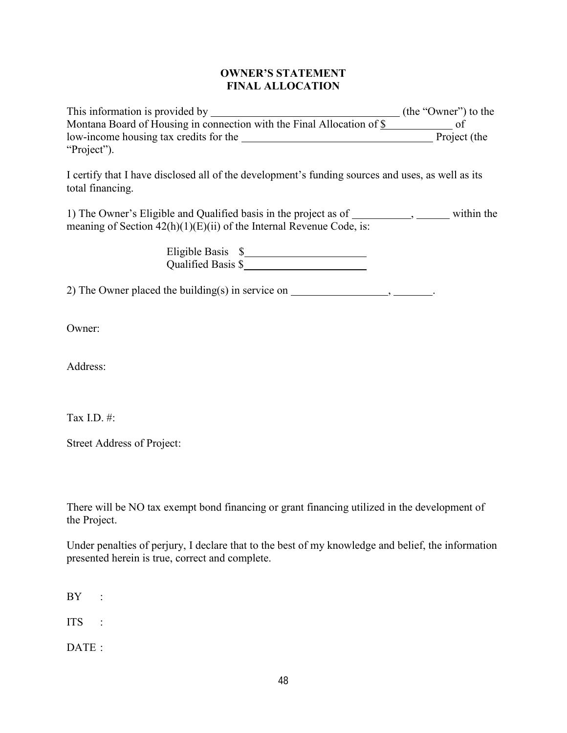**OWNER'S STATEMENT**
**FINAL ALLOCATION**

This information is provided by ______________________________ (the "Owner") to the Montana Board of Housing in connection with the Final Allocation of $__________ of low-income housing tax credits for the ______________________________ Project (the "Project").

I certify that I have disclosed all of the development's funding sources and uses, as well as its total financing.

1) The Owner's Eligible and Qualified basis in the project as of __________, ______ within the meaning of Section 42(h)(1)(E)(ii) of the Internal Revenue Code, is:

Eligible Basis $____________________
Qualified Basis $____________________

2) The Owner placed the building(s) in service on ________________, _______.

Owner:

Address:

Tax I.D. #:

Street Address of Project:

There will be NO tax exempt bond financing or grant financing utilized in the development of the Project.

Under penalties of perjury, I declare that to the best of my knowledge and belief, the information presented herein is true, correct and complete.

BY :

ITS :

DATE :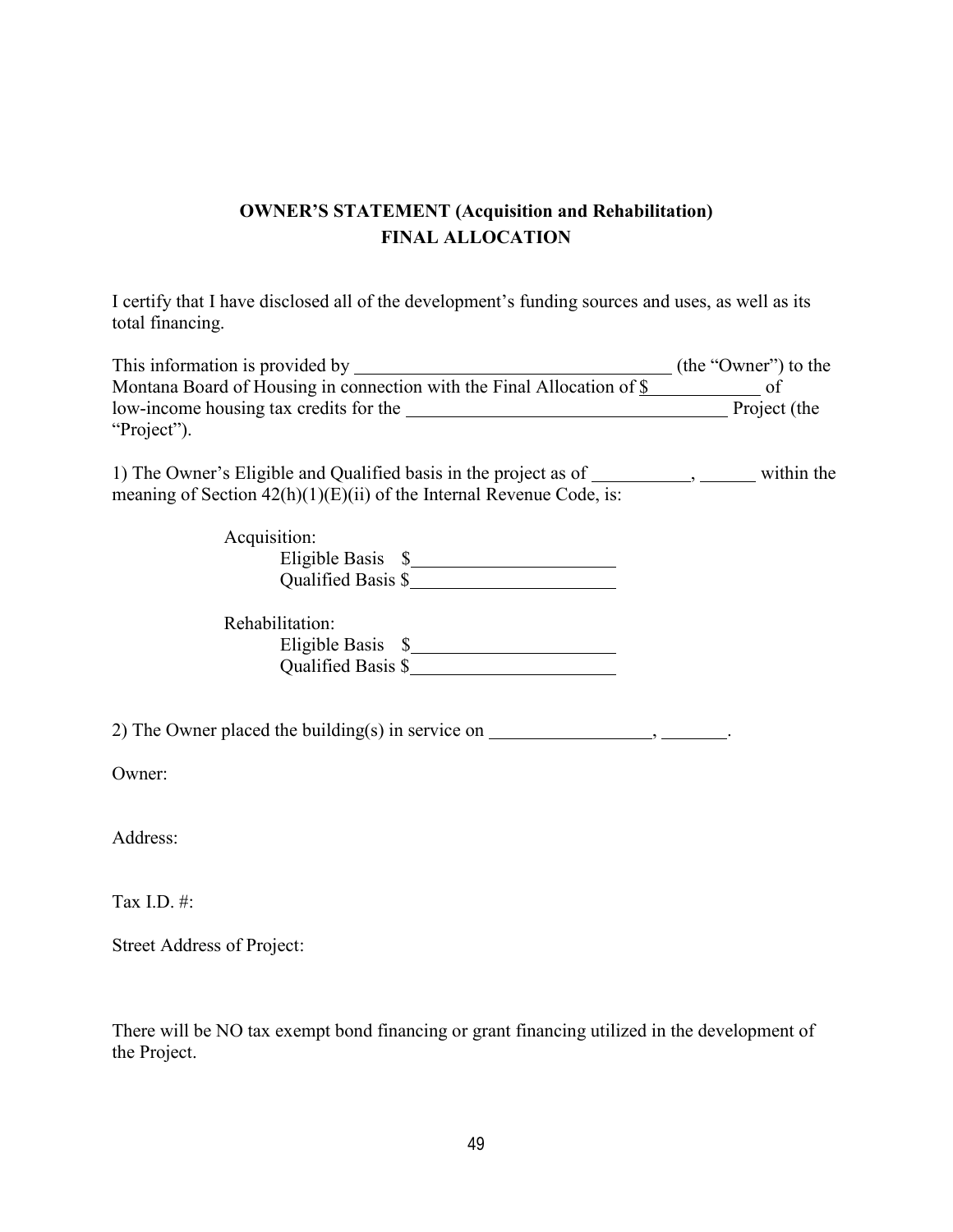## OWNER'S STATEMENT (Acquisition and Rehabilitation)
## FINAL ALLOCATION

I certify that I have disclosed all of the development's funding sources and uses, as well as its total financing.

This information is provided by ______________________________ (the "Owner") to the Montana Board of Housing in connection with the Final Allocation of $__________ of low-income housing tax credits for the ______________________________ Project (the "Project").

1) The Owner's Eligible and Qualified basis in the project as of __________, ______ within the meaning of Section 42(h)(1)(E)(ii) of the Internal Revenue Code, is:

Acquisition:
- Eligible Basis $____________________
- Qualified Basis $____________________

Rehabilitation:
- Eligible Basis $____________________
- Qualified Basis $____________________

2) The Owner placed the building(s) in service on ________________, _______.

Owner:

Address:

Tax I.D. #:

Street Address of Project:

There will be NO tax exempt bond financing or grant financing utilized in the development of the Project.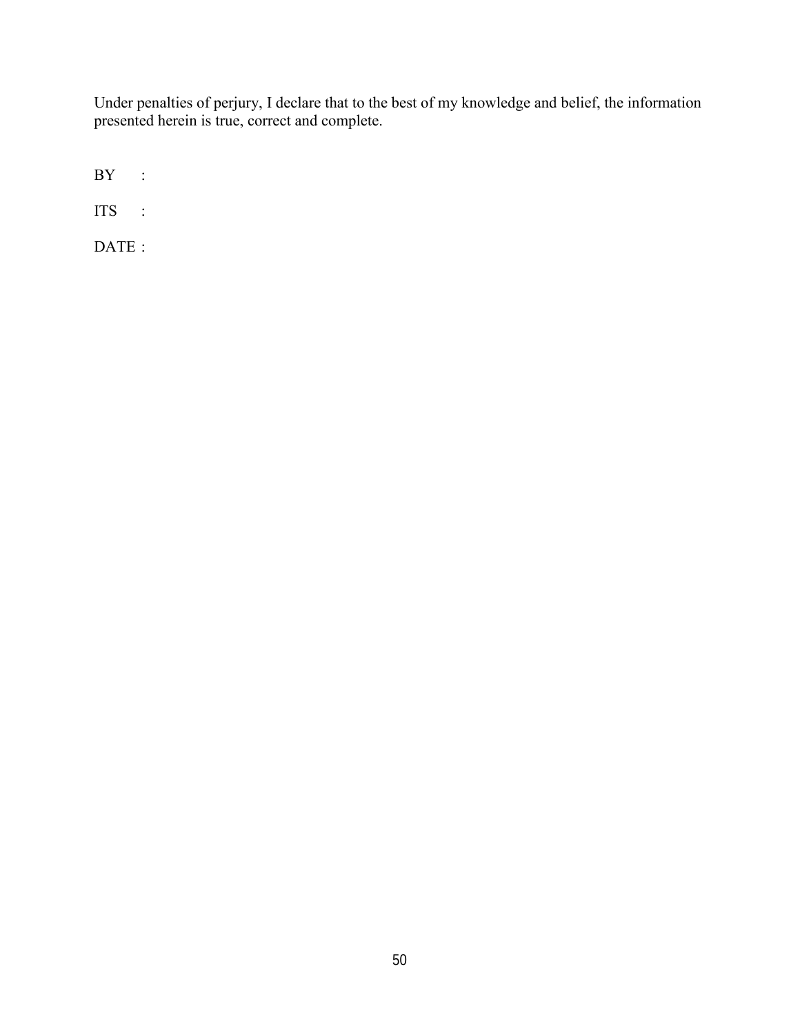Under penalties of perjury, I declare that to the best of my knowledge and belief, the information presented herein is true, correct and complete.

BY :

ITS :

DATE :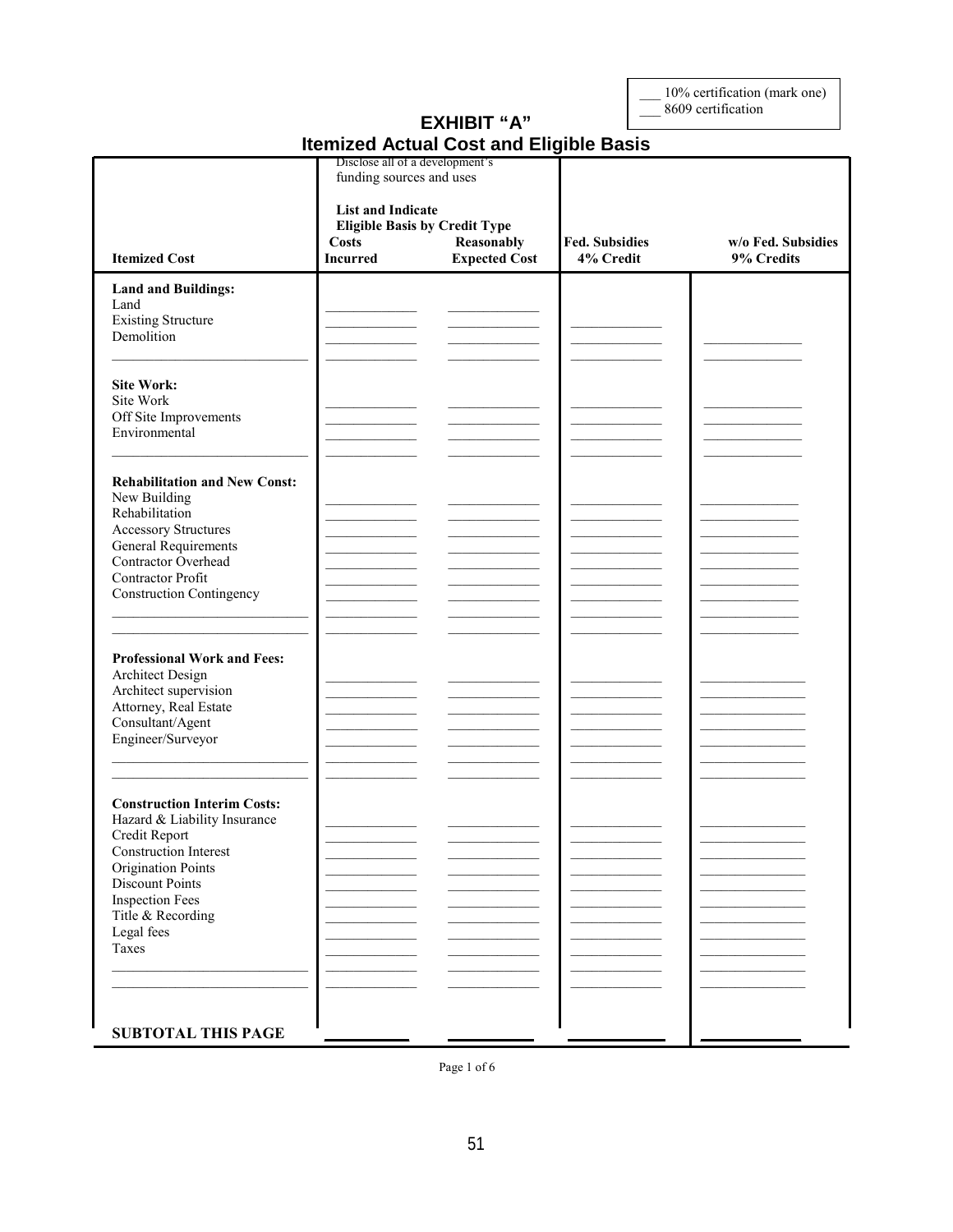___ 10% certification (mark one)
___ 8609 certification

# EXHIBIT "A"
## Itemized Actual Cost and Eligible Basis

| Itemized Cost | Disclose all of a development's funding sources and uses<br><br>**List and Indicate Eligible Basis by Credit Type**<br>**Costs Incurred** | **Reasonably Expected Cost** | **Fed. Subsidies 4% Credit** | **w/o Fed. Subsidies 9% Credits** |
|---|---|---|---|---|
| **Land and Buildings:** | | | | |
| Land | ___________ | ___________ | | |
| Existing Structure | ___________ | ___________ | ___________ | |
| Demolition | ___________ | ___________ | ___________ | ___________ |
| ___________________________ | ___________ | ___________ | ___________ | ___________ |
| **Site Work:** | | | | |
| Site Work | ___________ | ___________ | ___________ | ___________ |
| Off Site Improvements | ___________ | ___________ | ___________ | ___________ |
| Environmental | ___________ | ___________ | ___________ | ___________ |
| ___________________________ | ___________ | ___________ | ___________ | ___________ |
| **Rehabilitation and New Const:** | | | | |
| New Building | ___________ | ___________ | ___________ | ___________ |
| Rehabilitation | ___________ | ___________ | ___________ | ___________ |
| Accessory Structures | ___________ | ___________ | ___________ | ___________ |
| General Requirements | ___________ | ___________ | ___________ | ___________ |
| Contractor Overhead | ___________ | ___________ | ___________ | ___________ |
| Contractor Profit | ___________ | ___________ | ___________ | ___________ |
| Construction Contingency | ___________ | ___________ | ___________ | ___________ |
| ___________________________ | ___________ | ___________ | ___________ | ___________ |
| ___________________________ | ___________ | ___________ | ___________ | ___________ |
| **Professional Work and Fees:** | | | | |
| Architect Design | ___________ | ___________ | ___________ | ___________ |
| Architect supervision | ___________ | ___________ | ___________ | ___________ |
| Attorney, Real Estate | ___________ | ___________ | ___________ | ___________ |
| Consultant/Agent | ___________ | ___________ | ___________ | ___________ |
| Engineer/Surveyor | ___________ | ___________ | ___________ | ___________ |
| ___________________________ | ___________ | ___________ | ___________ | ___________ |
| ___________________________ | ___________ | ___________ | ___________ | ___________ |
| **Construction Interim Costs:** | | | | |
| Hazard & Liability Insurance | ___________ | ___________ | ___________ | ___________ |
| Credit Report | ___________ | ___________ | ___________ | ___________ |
| Construction Interest | ___________ | ___________ | ___________ | ___________ |
| Origination Points | ___________ | ___________ | ___________ | ___________ |
| Discount Points | ___________ | ___________ | ___________ | ___________ |
| Inspection Fees | ___________ | ___________ | ___________ | ___________ |
| Title & Recording | ___________ | ___________ | ___________ | ___________ |
| Legal fees | ___________ | ___________ | ___________ | ___________ |
| Taxes | ___________ | ___________ | ___________ | ___________ |
| ___________________________ | ___________ | ___________ | ___________ | ___________ |
| ___________________________ | ___________ | ___________ | ___________ | ___________ |
| **SUBTOTAL THIS PAGE** | ___________ | ___________ | ___________ | ___________ |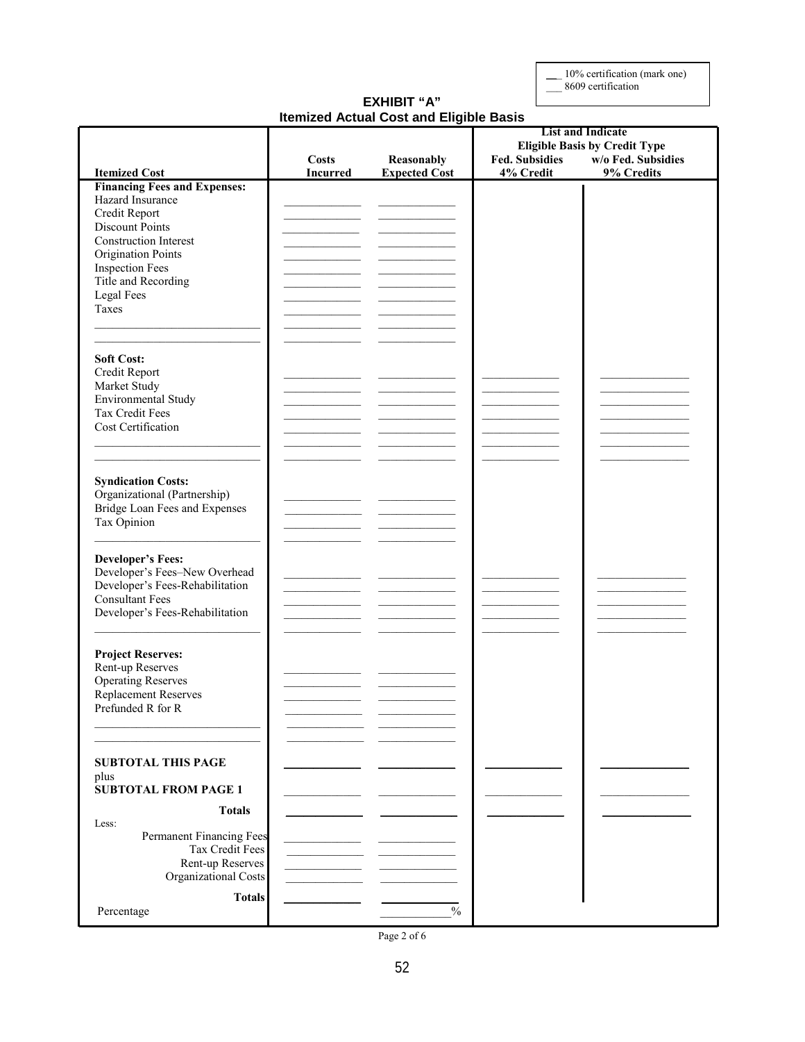__ 10% certification (mark one)
__ 8609 certification

# EXHIBIT "A"
## Itemized Actual Cost and Eligible Basis

| Itemized Cost | Costs Incurred | Reasonably Expected Cost | List and Indicate Eligible Basis by Credit Type — Fed. Subsidies 4% Credit | w/o Fed. Subsidies 9% Credits |
|---|---|---|---|---|
| **Financing Fees and Expenses:** | | | | |
| Hazard Insurance | ______ | ______ | | |
| Credit Report | ______ | ______ | | |
| Discount Points | ______ | ______ | | |
| Construction Interest | ______ | ______ | | |
| Origination Points | ______ | ______ | | |
| Inspection Fees | ______ | ______ | | |
| Title and Recording | ______ | ______ | | |
| Legal Fees | ______ | ______ | | |
| Taxes | ______ | ______ | | |
| ______ | ______ | ______ | | |
| ______ | ______ | ______ | | |
| **Soft Cost:** | | | | |
| Credit Report | ______ | ______ | ______ | ______ |
| Market Study | ______ | ______ | ______ | ______ |
| Environmental Study | ______ | ______ | ______ | ______ |
| Tax Credit Fees | ______ | ______ | ______ | ______ |
| Cost Certification | ______ | ______ | ______ | ______ |
| ______ | ______ | ______ | ______ | ______ |
| ______ | ______ | ______ | ______ | ______ |
| **Syndication Costs:** | | | | |
| Organizational (Partnership) | ______ | ______ | | |
| Bridge Loan Fees and Expenses | ______ | ______ | | |
| Tax Opinion | ______ | ______ | | |
| ______ | ______ | ______ | | |
| **Developer's Fees:** | | | | |
| Developer's Fees–New Overhead | ______ | ______ | ______ | ______ |
| Developer's Fees-Rehabilitation | ______ | ______ | ______ | ______ |
| Consultant Fees | ______ | ______ | ______ | ______ |
| Developer's Fees-Rehabilitation | ______ | ______ | ______ | ______ |
| ______ | ______ | ______ | ______ | ______ |
| **Project Reserves:** | | | | |
| Rent-up Reserves | ______ | ______ | | |
| Operating Reserves | ______ | ______ | | |
| Replacement Reserves | ______ | ______ | | |
| Prefunded R for R | ______ | ______ | | |
| ______ | ______ | ______ | | |
| ______ | ______ | ______ | | |
| **SUBTOTAL THIS PAGE** | ______ | ______ | ______ | ______ |
| plus **SUBTOTAL FROM PAGE 1** | ______ | ______ | ______ | ______ |
| **Totals** | ______ | ______ | ______ | ______ |
| Less: | | | | |
| Permanent Financing Fees | ______ | ______ | | |
| Tax Credit Fees | ______ | ______ | | |
| Rent-up Reserves | ______ | ______ | | |
| Organizational Costs | ______ | ______ | | |
| **Totals** | ______ | ______ | | |
| Percentage | | ______% | | |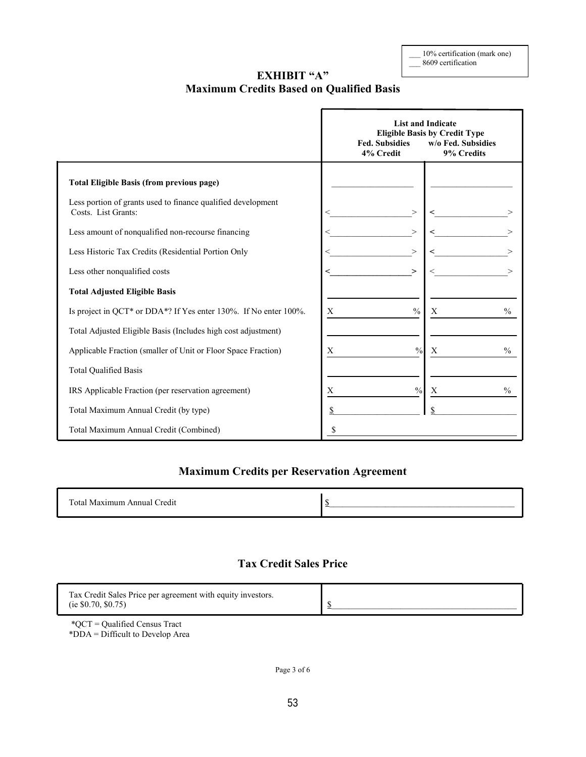___ 10% certification (mark one)
___ 8609 certification

# EXHIBIT "A"
## Maximum Credits Based on Qualified Basis

| | List and Indicate Eligible Basis by Credit Type | |
|---|---|---|
| | Fed. Subsidies 4% Credit | w/o Fed. Subsidies 9% Credits |
| **Total Eligible Basis (from previous page)** | ________ | ________ |
| Less portion of grants used to finance qualified development Costs. List Grants: | <________> | <________> |
| Less amount of nonqualified non-recourse financing | <________> | <________> |
| Less Historic Tax Credits (Residential Portion Only | <________> | <________> |
| Less other nonqualified costs | <________> | <________> |
| **Total Adjusted Eligible Basis** | ________ | ________ |
| Is project in QCT* or DDA*? If Yes enter 130%. If No enter 100%. | X ________ % | X ________ % |
| Total Adjusted Eligible Basis (Includes high cost adjustment) | ________ | ________ |
| Applicable Fraction (smaller of Unit or Floor Space Fraction) | X ________ % | X ________ % |
| Total Qualified Basis | ________ | ________ |
| IRS Applicable Fraction (per reservation agreement) | X ________ % | X ________ % |
| Total Maximum Annual Credit (by type) | $________ | $________ |
| Total Maximum Annual Credit (Combined) | $________ | |

## Maximum Credits per Reservation Agreement

| | |
|---|---|
| Total Maximum Annual Credit | $________ |

## Tax Credit Sales Price

| | |
|---|---|
| Tax Credit Sales Price per agreement with equity investors. (ie $0.70, $0.75) | $________ |

*QCT = Qualified Census Tract
*DDA = Difficult to Develop Area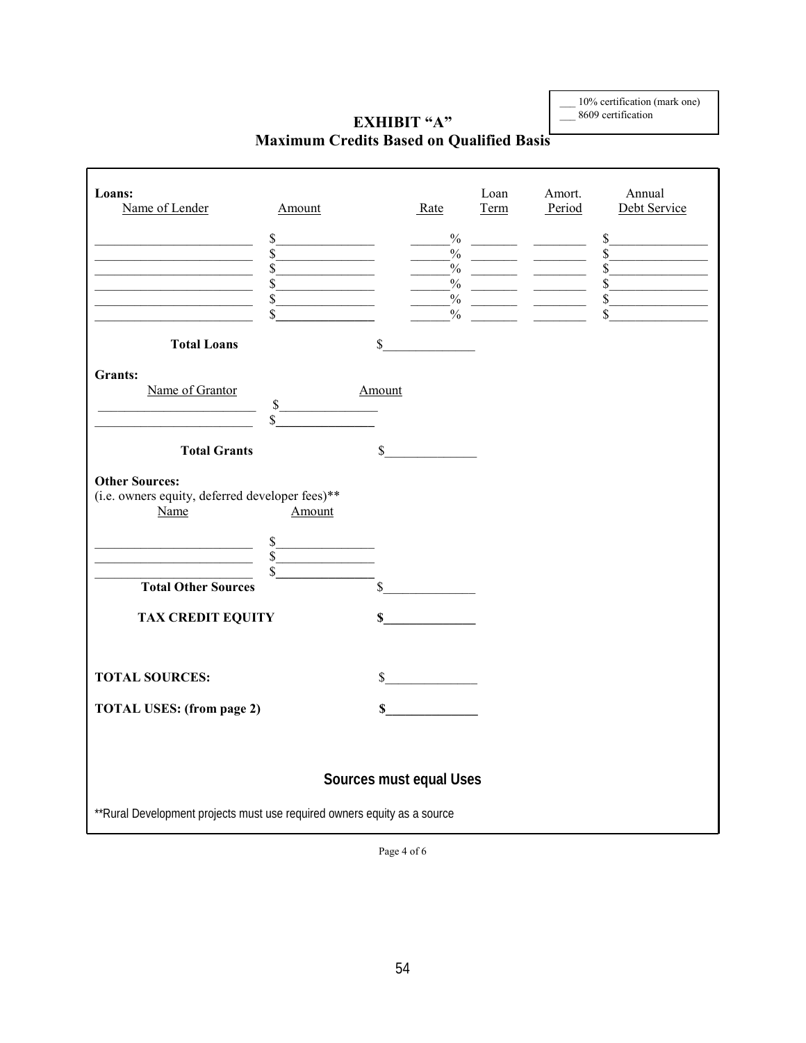___ 10% certification (mark one)
___ 8609 certification

# EXHIBIT "A"
## Maximum Credits Based on Qualified Basis

**Loans:**

| Name of Lender | Amount | Rate | Loan Term | Amort. Period | Annual Debt Service |
|---|---|---|---|---|---|
| ________________ | $____________ | _____% | ______ | ______ | $____________ |
| ________________ | $____________ | _____% | ______ | ______ | $____________ |
| ________________ | $____________ | _____% | ______ | ______ | $____________ |
| ________________ | $____________ | _____% | ______ | ______ | $____________ |
| ________________ | $____________ | _____% | ______ | ______ | $____________ |
| ________________ | $____________ | _____% | ______ | ______ | $____________ |

**Total Loans** $____________

**Grants:**

| Name of Grantor | Amount |
|---|---|
| ________________ | $____________ |
| ________________ | $____________ |

**Total Grants** $____________

**Other Sources:**
(i.e. owners equity, deferred developer fees)**

| Name | Amount |
|---|---|
| ________________ | $____________ |
| ________________ | $____________ |
| ________________ | $____________ |

**Total Other Sources** $____________

**TAX CREDIT EQUITY** **$____________**

**TOTAL SOURCES:** $____________

**TOTAL USES: (from page 2)** **$____________**

**Sources must equal Uses**

**Rural Development projects must use required owners equity as a source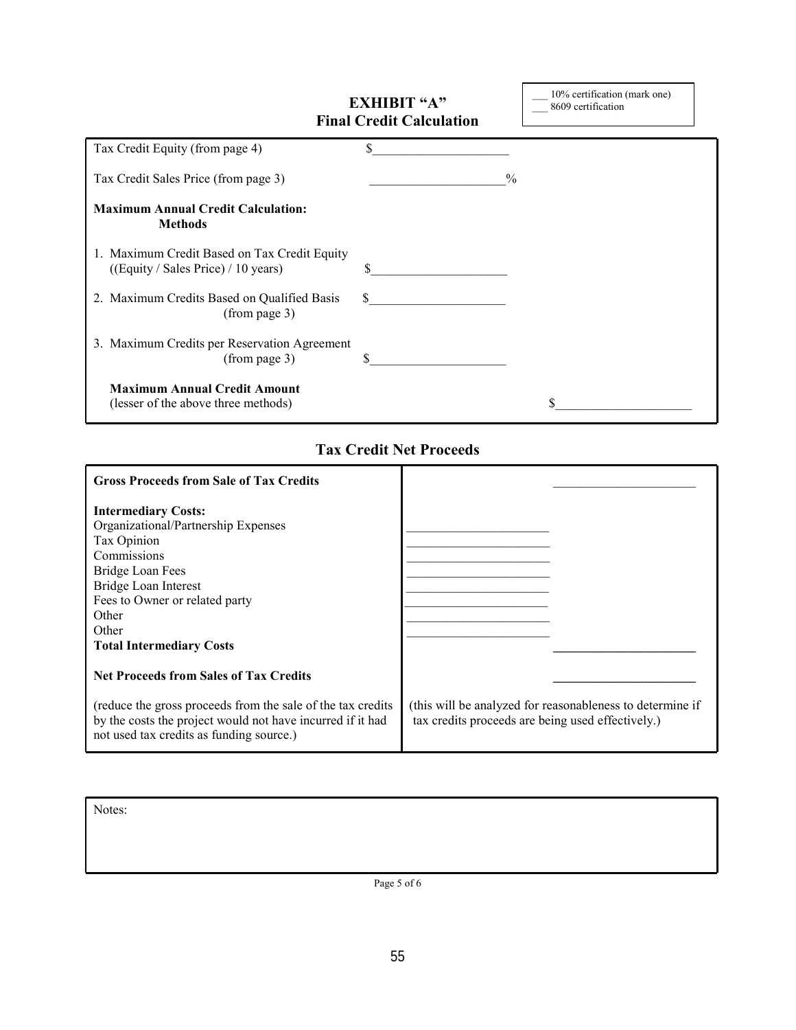# EXHIBIT "A"
## Final Credit Calculation

___ 10% certification (mark one)
___ 8609 certification

| | | |
|---|---|---|
| Tax Credit Equity (from page 4) | $____________________ | |
| Tax Credit Sales Price (from page 3) | ____________________% | |
| **Maximum Annual Credit Calculation: Methods** | | |
| 1. Maximum Credit Based on Tax Credit Equity ((Equity / Sales Price) / 10 years) | $____________________ | |
| 2. Maximum Credits Based on Qualified Basis (from page 3) | $____________________ | |
| 3. Maximum Credits per Reservation Agreement (from page 3) | $____________________ | |
| **Maximum Annual Credit Amount** (lesser of the above three methods) | | $____________________ |

## Tax Credit Net Proceeds

| | | |
|---|---|---|
| **Gross Proceeds from Sale of Tax Credits** | | ____________________ |
| **Intermediary Costs:** | | |
| Organizational/Partnership Expenses | ____________________ | |
| Tax Opinion | ____________________ | |
| Commissions | ____________________ | |
| Bridge Loan Fees | ____________________ | |
| Bridge Loan Interest | ____________________ | |
| Fees to Owner or related party | ____________________ | |
| Other | ____________________ | |
| Other | ____________________ | |
| **Total Intermediary Costs** | | ____________________ |
| **Net Proceeds from Sales of Tax Credits** | | ____________________ |
| (reduce the gross proceeds from the sale of the tax credits by the costs the project would not have incurred if it had not used tax credits as funding source.) | (this will be analyzed for reasonableness to determine if tax credits proceeds are being used effectively.) | |

Notes: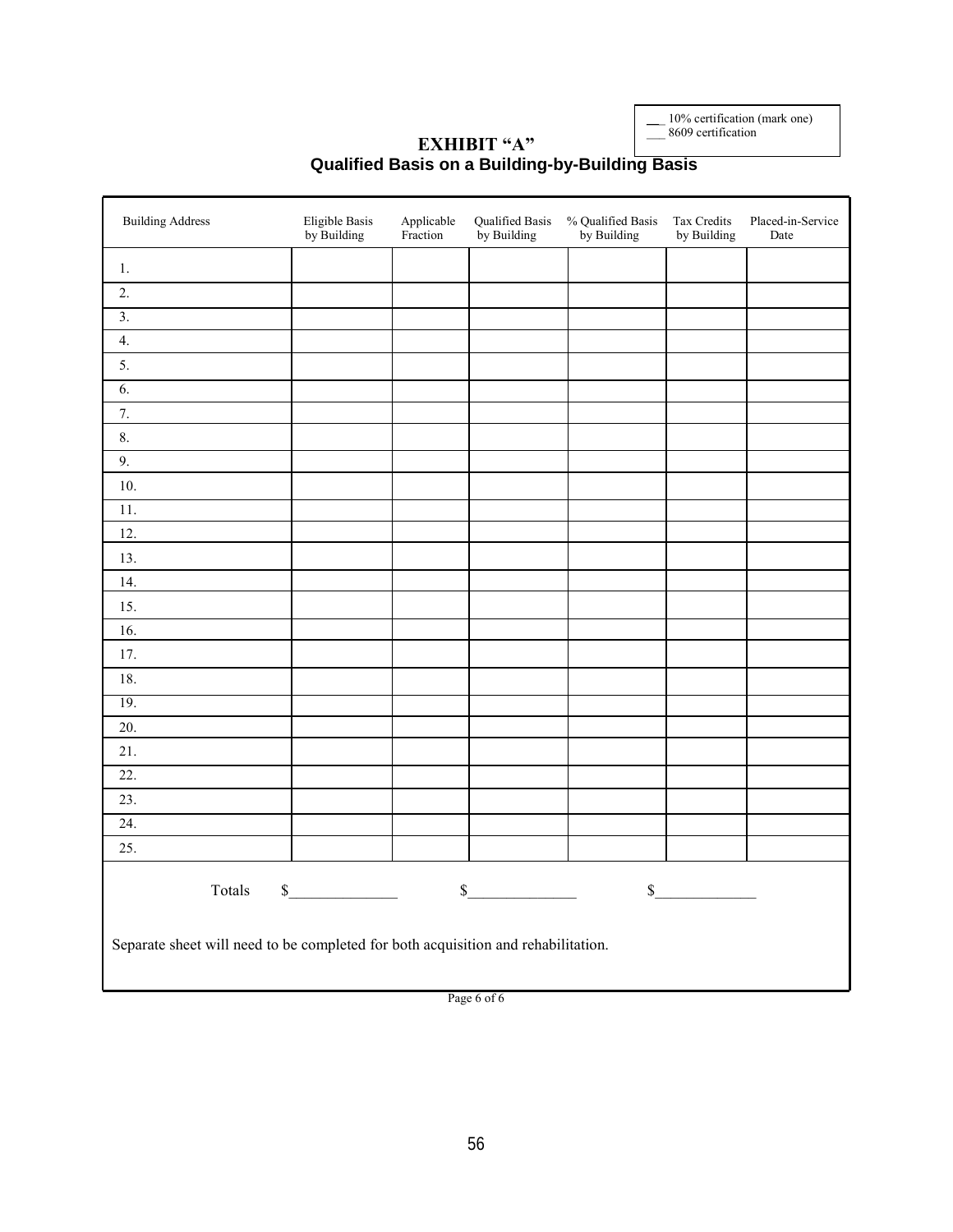__ 10% certification (mark one)
___ 8609 certification

# EXHIBIT "A"

## Qualified Basis on a Building-by-Building Basis

| Building Address | Eligible Basis by Building | Applicable Fraction | Qualified Basis by Building | % Qualified Basis by Building | Tax Credits by Building | Placed-in-Service Date |
|---|---|---|---|---|---|---|
| 1. | | | | | | |
| 2. | | | | | | |
| 3. | | | | | | |
| 4. | | | | | | |
| 5. | | | | | | |
| 6. | | | | | | |
| 7. | | | | | | |
| 8. | | | | | | |
| 9. | | | | | | |
| 10. | | | | | | |
| 11. | | | | | | |
| 12. | | | | | | |
| 13. | | | | | | |
| 14. | | | | | | |
| 15. | | | | | | |
| 16. | | | | | | |
| 17. | | | | | | |
| 18. | | | | | | |
| 19. | | | | | | |
| 20. | | | | | | |
| 21. | | | | | | |
| 22. | | | | | | |
| 23. | | | | | | |
| 24. | | | | | | |
| 25. | | | | | | |

Totals $______________ $______________ $_____________

Separate sheet will need to be completed for both acquisition and rehabilitation.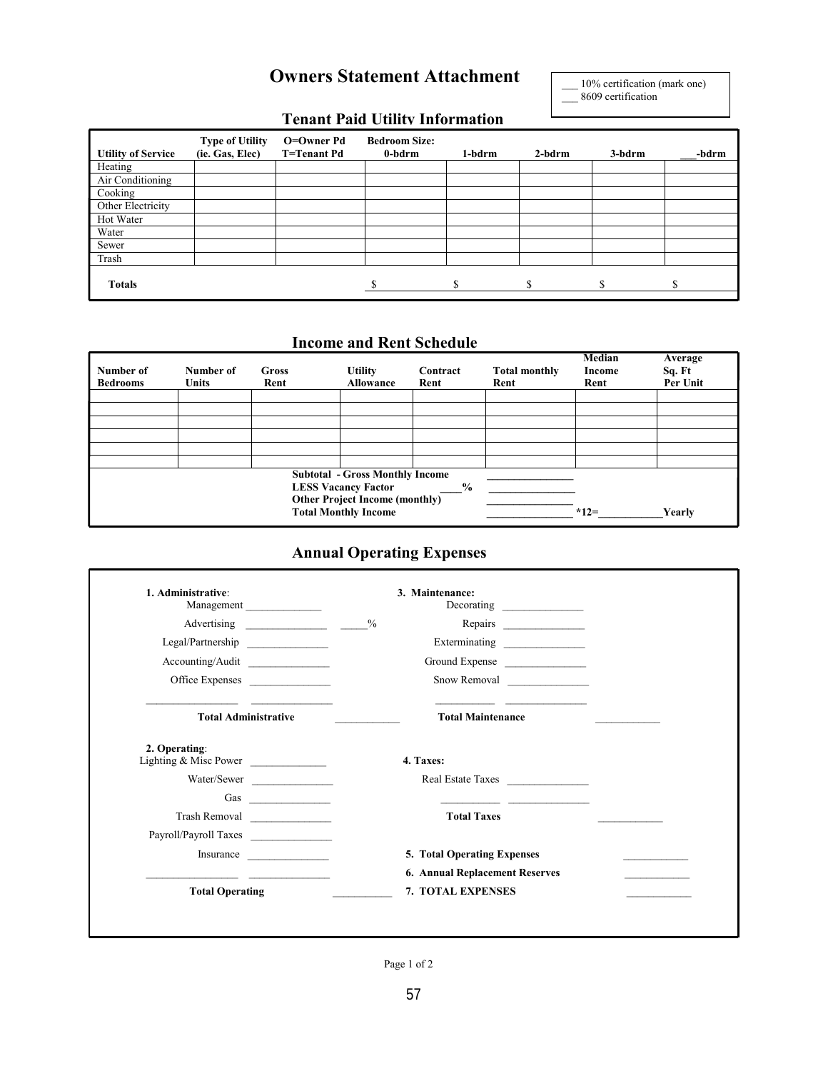# Owners Statement Attachment

___ 10% certification (mark one)
___ 8609 certification

## Tenant Paid Utility Information

| Utility of Service | Type of Utility (ie. Gas, Elec) | O=Owner Pd T=Tenant Pd | Bedroom Size: 0-bdrm | 1-bdrm | 2-bdrm | 3-bdrm | ___-bdrm |
|---|---|---|---|---|---|---|---|
| Heating | | | | | | | |
| Air Conditioning | | | | | | | |
| Cooking | | | | | | | |
| Other Electricity | | | | | | | |
| Hot Water | | | | | | | |
| Water | | | | | | | |
| Sewer | | | | | | | |
| Trash | | | | | | | |
| **Totals** | | | $ | $ | $ | $ | $ |

## Income and Rent Schedule

| Number of Bedrooms | Number of Units | Gross Rent | Utility Allowance | Contract Rent | Total monthly Rent | Median Income Rent | Average Sq. Ft Per Unit |
|---|---|---|---|---|---|---|---|
| | | | | | | | |
| | | | | | | | |
| | | | | | | | |
| | | | | | | | |
| | | | | | | | |
| | | | | | | | |

**Subtotal - Gross Monthly Income** _______________
**LESS Vacancy Factor** ____% _______________
**Other Project Income (monthly)** _______________
**Total Monthly Income** _______________ *12=___________Yearly

## Annual Operating Expenses

**1. Administrative**:
Management ______________
Advertising _______________ _____%
Legal/Partnership _______________
Accounting/Audit _______________
Office Expenses _______________
_________________ _______________
**Total Administrative** ___________

**2. Operating**:
Lighting & Misc Power ______________
Water/Sewer _______________
Gas _______________
Trash Removal _______________
Payroll/Payroll Taxes _______________
Insurance _______________
_________________ _______________
**Total Operating** ___________

**3. Maintenance:**
Decorating _______________
Repairs _______________
Exterminating _______________
Ground Expense _______________
Snow Removal _______________
___________ _______________
**Total Maintenance** ___________

**4. Taxes:**
Real Estate Taxes _______________
___________ _______________
**Total Taxes** ___________

**5. Total Operating Expenses** ___________
**6. Annual Replacement Reserves** ___________
**7. TOTAL EXPENSES** ___________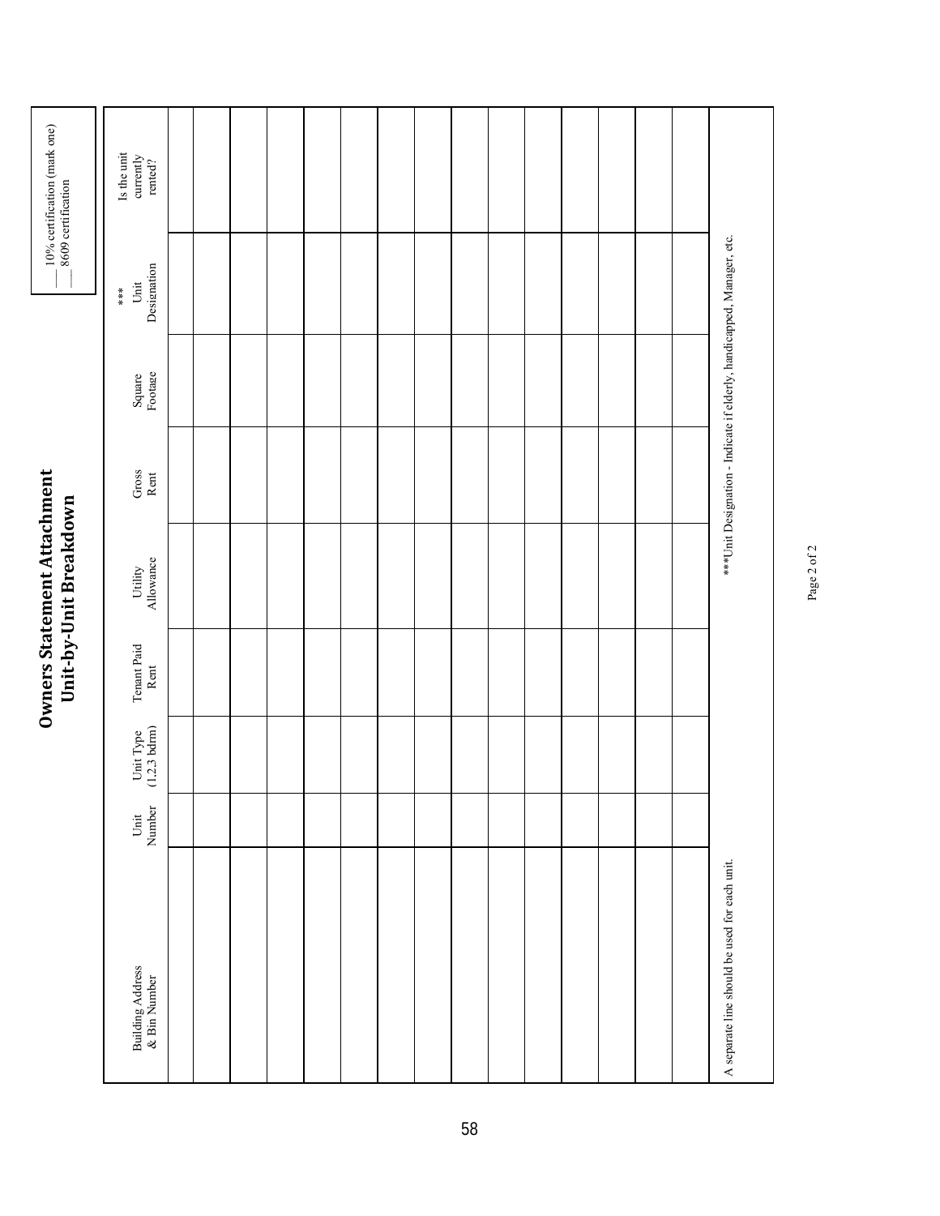# Owners Statement Attachment
## Unit-by-Unit Breakdown

___ 10% certification (mark one)
___ 8609 certification

| Building Address & Bin Number | Unit Number | Unit Type (1,2,3 bdrm) | Tenant Paid Rent | Utility Allowance | Gross Rent | Square Footage | *** Unit Designation | Is the unit currently rented? |
|---|---|---|---|---|---|---|---|---|
| | | | | | | | | |
| | | | | | | | | |
| | | | | | | | | |
| | | | | | | | | |
| | | | | | | | | |
| | | | | | | | | |
| | | | | | | | | |
| | | | | | | | | |
| | | | | | | | | |
| | | | | | | | | |
| | | | | | | | | |
| | | | | | | | | |
| | | | | | | | | |
| | | | | | | | | |
| | | | | | | | | |

A separate line should be used for each unit.

***Unit Designation - Indicate if elderly, handicapped, Manager, etc.